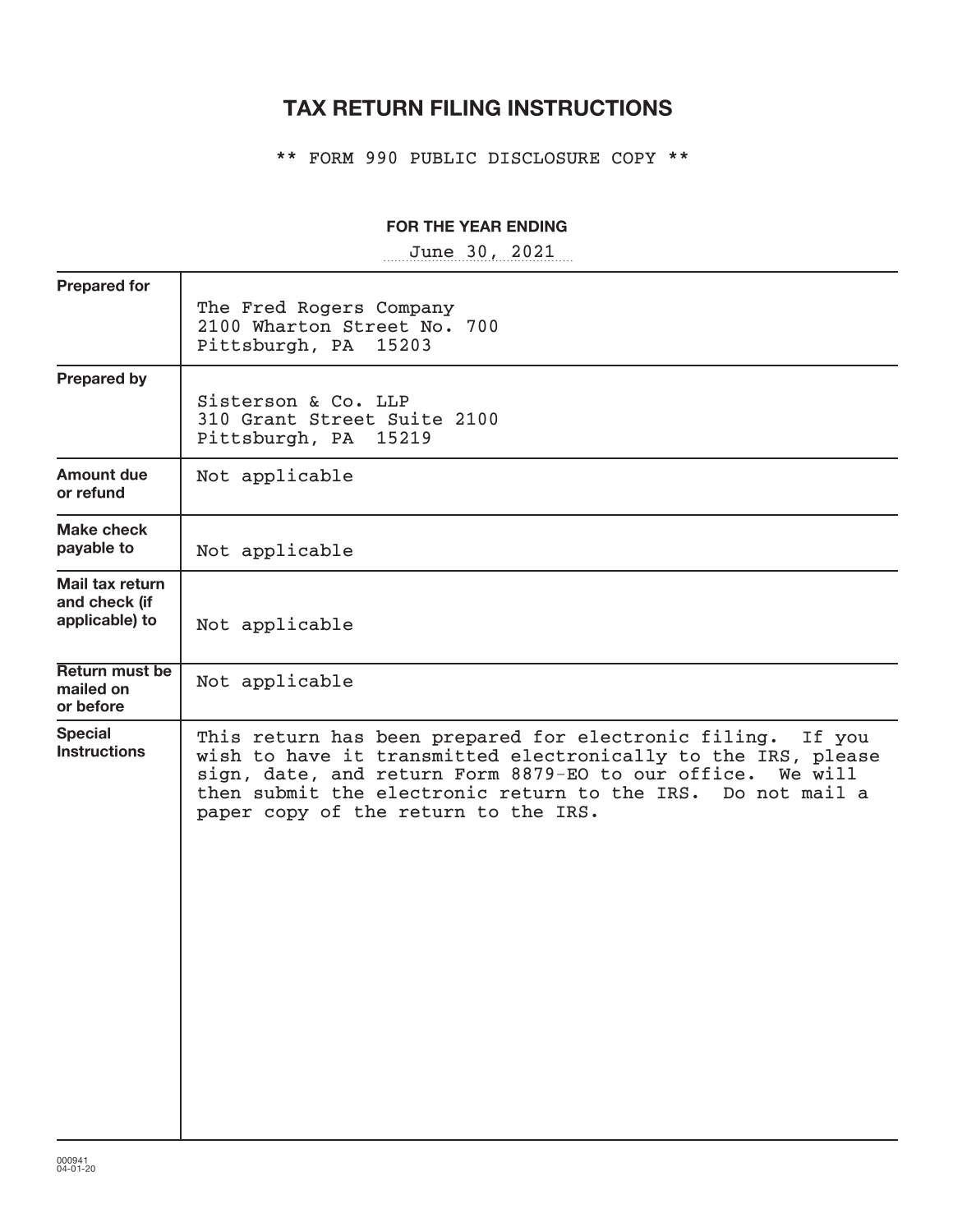# TAX RETURN FILING INSTRUCTIONS

** FORM 990 PUBLIC DISCLOSURE COPY **

**FOR THE YEAR ENDING**

June 30, 2021

| | |
|---|---|
| **Prepared for** | The Fred Rogers Company<br>2100 Wharton Street No. 700<br>Pittsburgh, PA 15203 |
| **Prepared by** | Sisterson & Co. LLP<br>310 Grant Street Suite 2100<br>Pittsburgh, PA 15219 |
| **Amount due or refund** | Not applicable |
| **Make check payable to** | Not applicable |
| **Mail tax return and check (if applicable) to** | Not applicable |
| **Return must be mailed on or before** | Not applicable |
| **Special Instructions** | This return has been prepared for electronic filing. If you wish to have it transmitted electronically to the IRS, please sign, date, and return Form 8879-EO to our office. We will then submit the electronic return to the IRS. Do not mail a paper copy of the return to the IRS. |

000941
04-01-20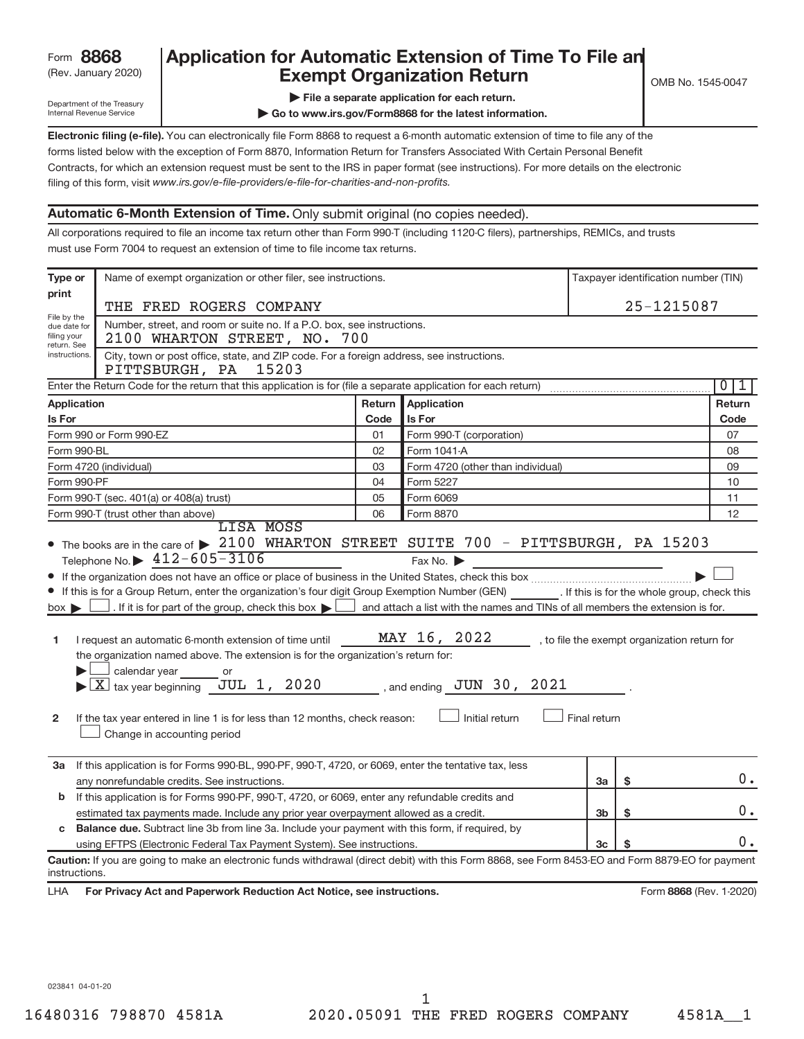Form **8868**
(Rev. January 2020)

Department of the Treasury
Internal Revenue Service

# Application for Automatic Extension of Time To File an Exempt Organization Return

OMB No. 1545-0047

▶ **File a separate application for each return.**

▶ **Go to www.irs.gov/Form8868 for the latest information.**

**Electronic filing (e-file).** You can electronically file Form 8868 to request a 6-month automatic extension of time to file any of the forms listed below with the exception of Form 8870, Information Return for Transfers Associated With Certain Personal Benefit Contracts, for which an extension request must be sent to the IRS in paper format (see instructions). For more details on the electronic filing of this form, visit *www.irs.gov/e-file-providers/e-file-for-charities-and-non-profits.*

## Automatic 6-Month Extension of Time. Only submit original (no copies needed).

All corporations required to file an income tax return other than Form 990-T (including 1120-C filers), partnerships, REMICs, and trusts must use Form 7004 to request an extension of time to file income tax returns.

**Type or print**

File by the due date for filing your return. See instructions.

Name of exempt organization or other filer, see instructions.
THE FRED ROGERS COMPANY

Taxpayer identification number (TIN)
25-1215087

Number, street, and room or suite no. If a P.O. box, see instructions.
2100 WHARTON STREET, NO. 700

City, town or post office, state, and ZIP code. For a foreign address, see instructions.
PITTSBURGH, PA 15203

Enter the Return Code for the return that this application is for (file a separate application for each return) ........ 0 1

| Application Is For | Return Code | Application Is For | Return Code |
|---|---|---|---|
| Form 990 or Form 990-EZ | 01 | Form 990-T (corporation) | 07 |
| Form 990-BL | 02 | Form 1041-A | 08 |
| Form 4720 (individual) | 03 | Form 4720 (other than individual) | 09 |
| Form 990-PF | 04 | Form 5227 | 10 |
| Form 990-T (sec. 401(a) or 408(a) trust) | 05 | Form 6069 | 11 |
| Form 990-T (trust other than above) | 06 | Form 8870 | 12 |

- The books are in the care of ▶ LISA MOSS
  2100 WHARTON STREET SUITE 700 - PITTSBURGH, PA 15203
  Telephone No. ▶ 412-605-3106 Fax No. ▶
- If the organization does not have an office or place of business in the United States, check this box ........ ▶ ☐
- If this is for a Group Return, enter the organization's four digit Group Exemption Number (GEN) ______. If this is for the whole group, check this box ▶ ☐. If it is for part of the group, check this box ▶ ☐ and attach a list with the names and TINs of all members the extension is for.

**1** I request an automatic 6-month extension of time until MAY 16, 2022, to file the exempt organization return for the organization named above. The extension is for the organization's return for:
▶ ☐ calendar year ______ or
▶ ☒ tax year beginning JUL 1, 2020, and ending JUN 30, 2021.

**2** If the tax year entered in line 1 is for less than 12 months, check reason: ☐ Initial return ☐ Final return
☐ Change in accounting period

| | | | |
|---|---|---|---|
| **3a** | If this application is for Forms 990-BL, 990-PF, 990-T, 4720, or 6069, enter the tentative tax, less any nonrefundable credits. See instructions. | 3a | $ 0. |
| **b** | If this application is for Forms 990-PF, 990-T, 4720, or 6069, enter any refundable credits and estimated tax payments made. Include any prior year overpayment allowed as a credit. | 3b | $ 0. |
| **c** | **Balance due.** Subtract line 3b from line 3a. Include your payment with this form, if required, by using EFTPS (Electronic Federal Tax Payment System). See instructions. | 3c | $ 0. |

**Caution:** If you are going to make an electronic funds withdrawal (direct debit) with this Form 8868, see Form 8453-EO and Form 8879-EO for payment instructions.

LHA **For Privacy Act and Paperwork Reduction Act Notice, see instructions.** Form **8868** (Rev. 1-2020)

023841 04-01-20

16480316 798870 4581A 2020.05091 THE FRED ROGERS COMPANY 4581A__1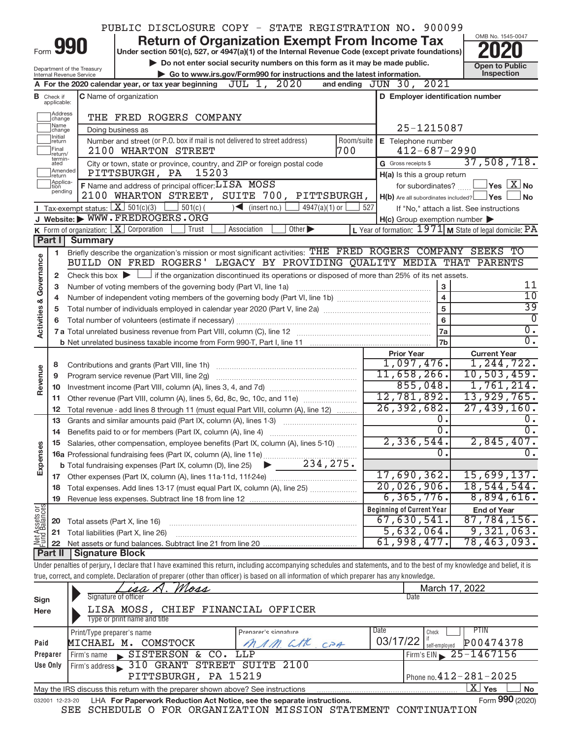PUBLIC DISCLOSURE COPY - STATE REGISTRATION NO. 900099

# Form 990 — Return of Organization Exempt From Income Tax (2020)

Under section 501(c), 527, or 4947(a)(1) of the Internal Revenue Code (except private foundations)

▶ Do not enter social security numbers on this form as it may be made public.

▶ Go to www.irs.gov/Form990 for instructions and the latest information.

Department of the Treasury, Internal Revenue Service — OMB No. 1545-0047 — Open to Public Inspection

**A** For the 2020 calendar year, or tax year beginning JUL 1, 2020 and ending JUN 30, 2021

**B** Check if applicable: Address change, Name change, Initial return, Final return/terminated, Amended return, Application pending

**C** Name of organization: THE FRED ROGERS COMPANY

Doing business as

Number and street (or P.O. box if mail is not delivered to street address): 2100 WHARTON STREET — Room/suite: 700

City or town, state or province, country, and ZIP or foreign postal code: PITTSBURGH, PA 15203

**D** Employer identification number: 25-1215087

**E** Telephone number: 412-687-2990

**G** Gross receipts $ 37,508,718.

**F** Name and address of principal officer: LISA MOSS, 2100 WHARTON STREET, SUITE 700, PITTSBURGH,

**H(a)** Is this a group return for subordinates? ☐ Yes ☒ No

**H(b)** Are all subordinates included? ☐ Yes ☐ No — If "No," attach a list. See instructions

**H(c)** Group exemption number ▶

**I** Tax-exempt status: ☒ 501(c)(3) ☐ 501(c)( ) ◀ (insert no.) ☐ 4947(a)(1) or ☐ 527

**J** Website: ▶ WWW.FREDROGERS.ORG

**K** Form of organization: ☒ Corporation ☐ Trust ☐ Association ☐ Other ▶

**L** Year of formation: 1971 **M** State of legal domicile: PA

## Part I Summary

**Activities & Governance**

1 Briefly describe the organization's mission or most significant activities: THE FRED ROGERS COMPANY SEEKS TO BUILD ON FRED ROGERS' LEGACY BY PROVIDING QUALITY MEDIA THAT PARENTS

2 Check this box ▶ ☐ if the organization discontinued its operations or disposed of more than 25% of its net assets.

| Line | Description | | Value |
|---|---|---|---|
| 3 | Number of voting members of the governing body (Part VI, line 1a) | 3 | 11 |
| 4 | Number of independent voting members of the governing body (Part VI, line 1b) | 4 | 10 |
| 5 | Total number of individuals employed in calendar year 2020 (Part V, line 2a) | 5 | 39 |
| 6 | Total number of volunteers (estimate if necessary) | 6 | 0 |
| 7a | Total unrelated business revenue from Part VIII, column (C), line 12 | 7a | 0. |
| b | Net unrelated business taxable income from Form 990-T, Part I, line 11 | 7b | 0. |

| Line | Description | Prior Year | Current Year |
|---|---|---|---|
| **Revenue** | | | |
| 8 | Contributions and grants (Part VIII, line 1h) | 1,097,476. | 1,244,722. |
| 9 | Program service revenue (Part VIII, line 2g) | 11,658,266. | 10,503,459. |
| 10 | Investment income (Part VIII, column (A), lines 3, 4, and 7d) | 855,048. | 1,761,214. |
| 11 | Other revenue (Part VIII, column (A), lines 5, 6d, 8c, 9c, 10c, and 11e) | 12,781,892. | 13,929,765. |
| 12 | Total revenue - add lines 8 through 11 (must equal Part VIII, column (A), line 12) | 26,392,682. | 27,439,160. |
| **Expenses** | | | |
| 13 | Grants and similar amounts paid (Part IX, column (A), lines 1-3) | 0. | 0. |
| 14 | Benefits paid to or for members (Part IX, column (A), line 4) | 0. | 0. |
| 15 | Salaries, other compensation, employee benefits (Part IX, column (A), lines 5-10) | 2,336,544. | 2,845,407. |
| 16a | Professional fundraising fees (Part IX, column (A), line 11e) | 0. | 0. |
| b | Total fundraising expenses (Part IX, column (D), line 25) ▶ 234,275. | | |
| 17 | Other expenses (Part IX, column (A), lines 11a-11d, 11f-24e) | 17,690,362. | 15,699,137. |
| 18 | Total expenses. Add lines 13-17 (must equal Part IX, column (A), line 25) | 20,026,906. | 18,544,544. |
| 19 | Revenue less expenses. Subtract line 18 from line 12 | 6,365,776. | 8,894,616. |

| Line | Net Assets or Fund Balances | Beginning of Current Year | End of Year |
|---|---|---|---|
| 20 | Total assets (Part X, line 16) | 67,630,541. | 87,784,156. |
| 21 | Total liabilities (Part X, line 26) | 5,632,064. | 9,321,063. |
| 22 | Net assets or fund balances. Subtract line 21 from line 20 | 61,998,477. | 78,463,093. |

## Part II Signature Block

Under penalties of perjury, I declare that I have examined this return, including accompanying schedules and statements, and to the best of my knowledge and belief, it is true, correct, and complete. Declaration of preparer (other than officer) is based on all information of which preparer has any knowledge.

**Sign Here**

Signature of officer: Lisa A. Moss — Date: March 17, 2022

Type or print name and title: LISA MOSS, CHIEF FINANCIAL OFFICER

**Paid Preparer Use Only**

| Print/Type preparer's name | Preparer's signature | Date | Check ☐ if self-employed | PTIN |
|---|---|---|---|---|
| MICHAEL M. COMSTOCK | M.M. Cstk CPA | 03/17/22 | | P00474378 |

Firm's name ▶ SISTERSON & CO. LLP — Firm's EIN ▶ 25-1467156

Firm's address ▶ 310 GRANT STREET SUITE 2100, PITTSBURGH, PA 15219 — Phone no. 412-281-2025

May the IRS discuss this return with the preparer shown above? See instructions ☒ Yes ☐ No

032001 12-23-20 LHA For Paperwork Reduction Act Notice, see the separate instructions. Form 990 (2020)

SEE SCHEDULE O FOR ORGANIZATION MISSION STATEMENT CONTINUATION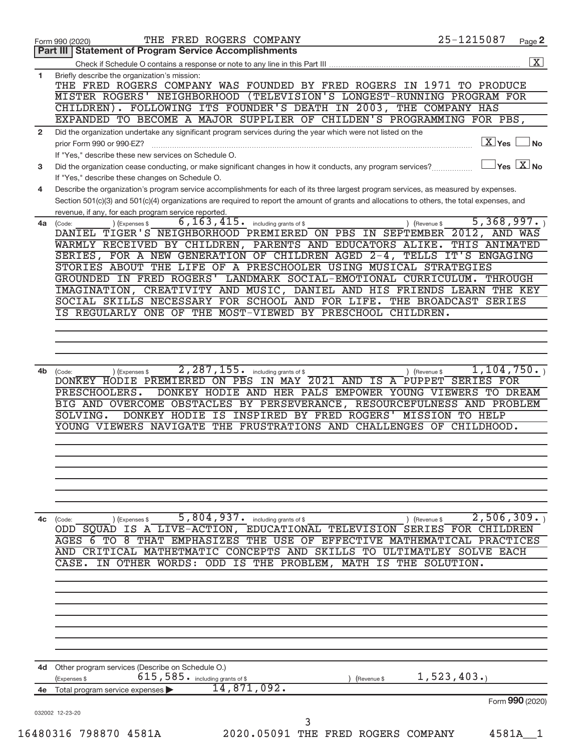Form 990 (2020) THE FRED ROGERS COMPANY 25-1215087 Page **2**

## Part III | Statement of Program Service Accomplishments

Check if Schedule O contains a response or note to any line in this Part III .......... [X]

**1** Briefly describe the organization's mission:

THE FRED ROGERS COMPANY WAS FOUNDED BY FRED ROGERS IN 1971 TO PRODUCE MISTER ROGERS' NEIGHBORHOOD (TELEVISION'S LONGEST-RUNNING PROGRAM FOR CHILDREN). FOLLOWING ITS FOUNDER'S DEATH IN 2003, THE COMPANY HAS EXPANDED TO BECOME A MAJOR SUPPLIER OF CHILDEN'S PROGRAMMING FOR PBS,

**2** Did the organization undertake any significant program services during the year which were not listed on the prior Form 990 or 990-EZ? .......... [X] Yes [ ] No

If "Yes," describe these new services on Schedule O.

**3** Did the organization cease conducting, or make significant changes in how it conducts, any program services? .......... [ ] Yes [X] No

If "Yes," describe these changes on Schedule O.

**4** Describe the organization's program service accomplishments for each of its three largest program services, as measured by expenses. Section 501(c)(3) and 501(c)(4) organizations are required to report the amount of grants and allocations to others, the total expenses, and revenue, if any, for each program service reported.

**4a** (Code: ) (Expenses $ 6,163,415. including grants of $ ) (Revenue $ 5,368,997.)

DANIEL TIGER'S NEIGHBORHOOD PREMIERED ON PBS IN SEPTEMBER 2012, AND WAS WARMLY RECEIVED BY CHILDREN, PARENTS AND EDUCATORS ALIKE. THIS ANIMATED SERIES, FOR A NEW GENERATION OF CHILDREN AGED 2-4, TELLS IT'S ENGAGING STORIES ABOUT THE LIFE OF A PRESCHOOLER USING MUSICAL STRATEGIES GROUNDED IN FRED ROGERS' LANDMARK SOCIAL-EMOTIONAL CURRICULUM. THROUGH IMAGINATION, CREATIVITY AND MUSIC, DANIEL AND HIS FRIENDS LEARN THE KEY SOCIAL SKILLS NECESSARY FOR SCHOOL AND FOR LIFE. THE BROADCAST SERIES IS REGULARLY ONE OF THE MOST-VIEWED BY PRESCHOOL CHILDREN.

**4b** (Code: ) (Expenses $ 2,287,155. including grants of $ ) (Revenue $ 1,104,750.)

DONKEY HODIE PREMIERED ON PBS IN MAY 2021 AND IS A PUPPET SERIES FOR PRESCHOOLERS. DONKEY HODIE AND HER PALS EMPOWER YOUNG VIEWERS TO DREAM BIG AND OVERCOME OBSTACLES BY PERSEVERANCE, RESOURCEFULNESS AND PROBLEM SOLVING. DONKEY HODIE IS INSPIRED BY FRED ROGERS' MISSION TO HELP YOUNG VIEWERS NAVIGATE THE FRUSTRATIONS AND CHALLENGES OF CHILDHOOD.

**4c** (Code: ) (Expenses $ 5,804,937. including grants of $ ) (Revenue $ 2,506,309.)

ODD SQUAD IS A LIVE-ACTION, EDUCATIONAL TELEVISION SERIES FOR CHILDREN AGES 6 TO 8 THAT EMPHASIZES THE USE OF EFFECTIVE MATHEMATICAL PRACTICES AND CRITICAL MATHETMATIC CONCEPTS AND SKILLS TO ULTIMATLEY SOLVE EACH CASE. IN OTHER WORDS: ODD IS THE PROBLEM, MATH IS THE SOLUTION.

**4d** Other program services (Describe on Schedule O.)

(Expenses $ 615,585. including grants of $ ) (Revenue $ 1,523,403.)

**4e** Total program service expenses ▶ 14,871,092.

Form **990** (2020)

032002 12-23-20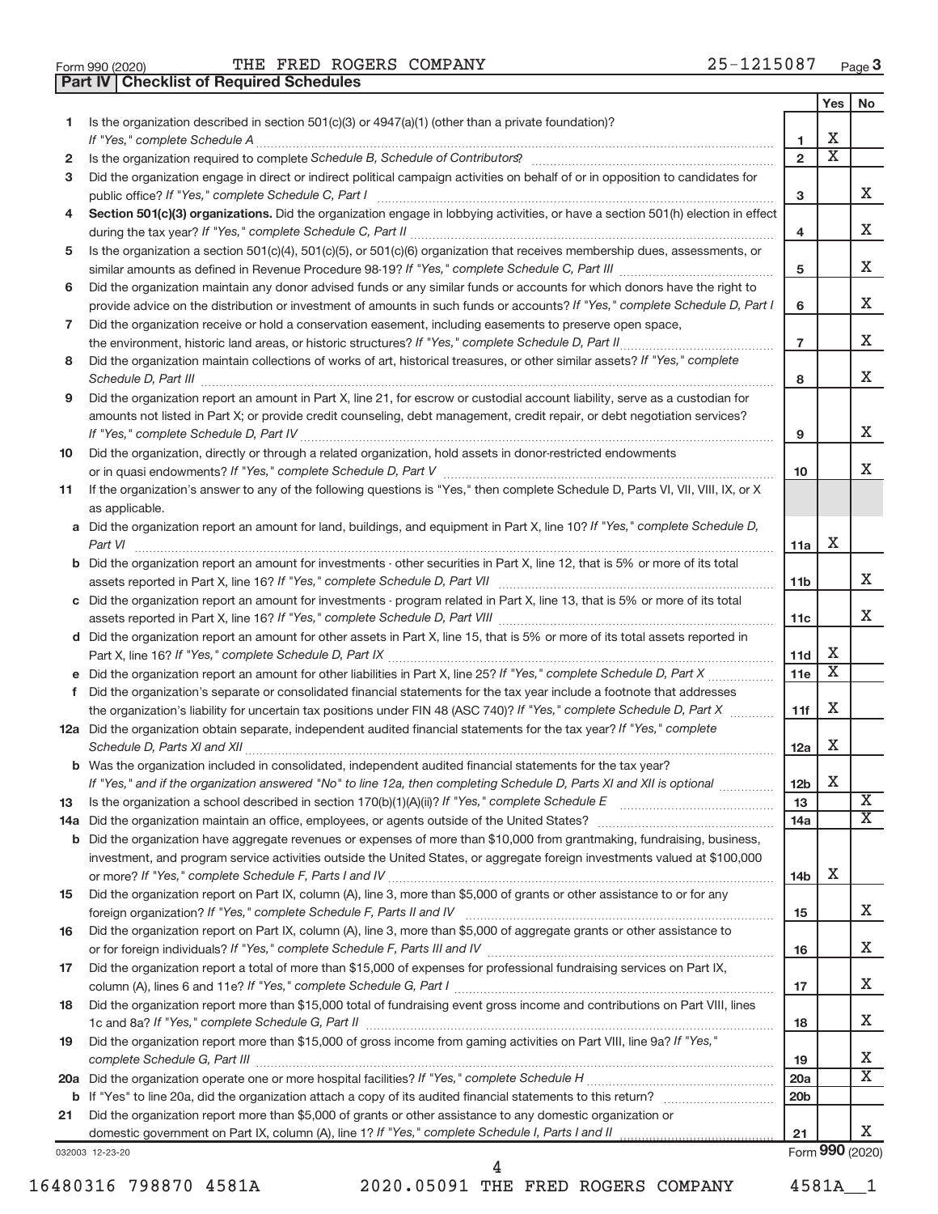Form 990 (2020) THE FRED ROGERS COMPANY 25-1215087 Page 3

## Part IV Checklist of Required Schedules

| | | | Yes | No |
|---|---|---|---|---|
| 1 | Is the organization described in section 501(c)(3) or 4947(a)(1) (other than a private foundation)? *If "Yes," complete Schedule A* | 1 | X | |
| 2 | Is the organization required to complete *Schedule B, Schedule of Contributors*? | 2 | X | |
| 3 | Did the organization engage in direct or indirect political campaign activities on behalf of or in opposition to candidates for public office? *If "Yes," complete Schedule C, Part I* | 3 | | X |
| 4 | **Section 501(c)(3) organizations.** Did the organization engage in lobbying activities, or have a section 501(h) election in effect during the tax year? *If "Yes," complete Schedule C, Part II* | 4 | | X |
| 5 | Is the organization a section 501(c)(4), 501(c)(5), or 501(c)(6) organization that receives membership dues, assessments, or similar amounts as defined in Revenue Procedure 98-19? *If "Yes," complete Schedule C, Part III* | 5 | | X |
| 6 | Did the organization maintain any donor advised funds or any similar funds or accounts for which donors have the right to provide advice on the distribution or investment of amounts in such funds or accounts? *If "Yes," complete Schedule D, Part I* | 6 | | X |
| 7 | Did the organization receive or hold a conservation easement, including easements to preserve open space, the environment, historic land areas, or historic structures? *If "Yes," complete Schedule D, Part II* | 7 | | X |
| 8 | Did the organization maintain collections of works of art, historical treasures, or other similar assets? *If "Yes," complete Schedule D, Part III* | 8 | | X |
| 9 | Did the organization report an amount in Part X, line 21, for escrow or custodial account liability, serve as a custodian for amounts not listed in Part X; or provide credit counseling, debt management, credit repair, or debt negotiation services? *If "Yes," complete Schedule D, Part IV* | 9 | | X |
| 10 | Did the organization, directly or through a related organization, hold assets in donor-restricted endowments or in quasi endowments? *If "Yes," complete Schedule D, Part V* | 10 | | X |
| 11 | If the organization's answer to any of the following questions is "Yes," then complete Schedule D, Parts VI, VII, VIII, IX, or X as applicable. | | | |
| a | Did the organization report an amount for land, buildings, and equipment in Part X, line 10? *If "Yes," complete Schedule D, Part VI* | 11a | X | |
| b | Did the organization report an amount for investments - other securities in Part X, line 12, that is 5% or more of its total assets reported in Part X, line 16? *If "Yes," complete Schedule D, Part VII* | 11b | | X |
| c | Did the organization report an amount for investments - program related in Part X, line 13, that is 5% or more of its total assets reported in Part X, line 16? *If "Yes," complete Schedule D, Part VIII* | 11c | | X |
| d | Did the organization report an amount for other assets in Part X, line 15, that is 5% or more of its total assets reported in Part X, line 16? *If "Yes," complete Schedule D, Part IX* | 11d | X | |
| e | Did the organization report an amount for other liabilities in Part X, line 25? *If "Yes," complete Schedule D, Part X* | 11e | X | |
| f | Did the organization's separate or consolidated financial statements for the tax year include a footnote that addresses the organization's liability for uncertain tax positions under FIN 48 (ASC 740)? *If "Yes," complete Schedule D, Part X* | 11f | X | |
| 12a | Did the organization obtain separate, independent audited financial statements for the tax year? *If "Yes," complete Schedule D, Parts XI and XII* | 12a | X | |
| b | Was the organization included in consolidated, independent audited financial statements for the tax year? *If "Yes," and if the organization answered "No" to line 12a, then completing Schedule D, Parts XI and XII is optional* | 12b | X | |
| 13 | Is the organization a school described in section 170(b)(1)(A)(ii)? *If "Yes," complete Schedule E* | 13 | | X |
| 14a | Did the organization maintain an office, employees, or agents outside of the United States? | 14a | | X |
| b | Did the organization have aggregate revenues or expenses of more than $10,000 from grantmaking, fundraising, business, investment, and program service activities outside the United States, or aggregate foreign investments valued at $100,000 or more? *If "Yes," complete Schedule F, Parts I and IV* | 14b | X | |
| 15 | Did the organization report on Part IX, column (A), line 3, more than $5,000 of grants or other assistance to or for any foreign organization? *If "Yes," complete Schedule F, Parts II and IV* | 15 | | X |
| 16 | Did the organization report on Part IX, column (A), line 3, more than $5,000 of aggregate grants or other assistance to or for foreign individuals? *If "Yes," complete Schedule F, Parts III and IV* | 16 | | X |
| 17 | Did the organization report a total of more than $15,000 of expenses for professional fundraising services on Part IX, column (A), lines 6 and 11e? *If "Yes," complete Schedule G, Part I* | 17 | | X |
| 18 | Did the organization report more than $15,000 total of fundraising event gross income and contributions on Part VIII, lines 1c and 8a? *If "Yes," complete Schedule G, Part II* | 18 | | X |
| 19 | Did the organization report more than $15,000 of gross income from gaming activities on Part VIII, line 9a? *If "Yes," complete Schedule G, Part III* | 19 | | X |
| 20a | Did the organization operate one or more hospital facilities? *If "Yes," complete Schedule H* | 20a | | X |
| b | If "Yes" to line 20a, did the organization attach a copy of its audited financial statements to this return? | 20b | | |
| 21 | Did the organization report more than $5,000 of grants or other assistance to any domestic organization or domestic government on Part IX, column (A), line 1? *If "Yes," complete Schedule I, Parts I and II* | 21 | | X |

032003 12-23-20 Form 990 (2020)

16480316 798870 4581A 2020.05091 THE FRED ROGERS COMPANY 4581A__1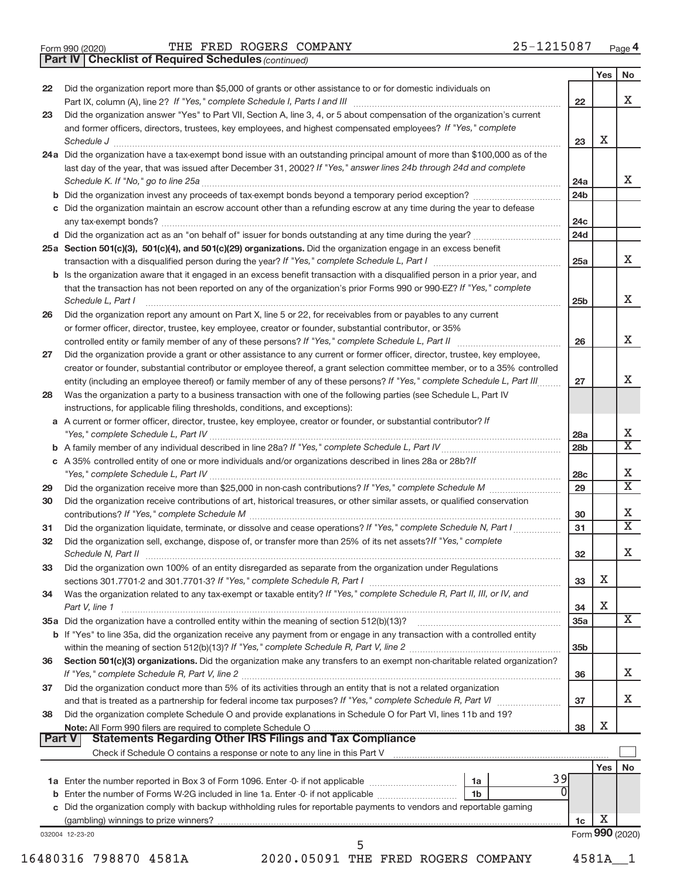Form 990 (2020) THE FRED ROGERS COMPANY 25-1215087 Page 4

**Part IV | Checklist of Required Schedules** *(continued)*

| | | | Yes | No |
|---|---|---|---|---|
| 22 | Did the organization report more than $5,000 of grants or other assistance to or for domestic individuals on Part IX, column (A), line 2? *If "Yes," complete Schedule I, Parts I and III* | 22 | | X |
| 23 | Did the organization answer "Yes" to Part VII, Section A, line 3, 4, or 5 about compensation of the organization's current and former officers, directors, trustees, key employees, and highest compensated employees? *If "Yes," complete Schedule J* | 23 | X | |
| 24a | Did the organization have a tax-exempt bond issue with an outstanding principal amount of more than $100,000 as of the last day of the year, that was issued after December 31, 2002? *If "Yes," answer lines 24b through 24d and complete Schedule K. If "No," go to line 25a* | 24a | | X |
| b | Did the organization invest any proceeds of tax-exempt bonds beyond a temporary period exception? | 24b | | |
| c | Did the organization maintain an escrow account other than a refunding escrow at any time during the year to defease any tax-exempt bonds? | 24c | | |
| d | Did the organization act as an "on behalf of" issuer for bonds outstanding at any time during the year? | 24d | | |
| 25a | **Section 501(c)(3), 501(c)(4), and 501(c)(29) organizations.** Did the organization engage in an excess benefit transaction with a disqualified person during the year? *If "Yes," complete Schedule L, Part I* | 25a | | X |
| b | Is the organization aware that it engaged in an excess benefit transaction with a disqualified person in a prior year, and that the transaction has not been reported on any of the organization's prior Forms 990 or 990-EZ? *If "Yes," complete Schedule L, Part I* | 25b | | X |
| 26 | Did the organization report any amount on Part X, line 5 or 22, for receivables from or payables to any current or former officer, director, trustee, key employee, creator or founder, substantial contributor, or 35% controlled entity or family member of any of these persons? *If "Yes," complete Schedule L, Part II* | 26 | | X |
| 27 | Did the organization provide a grant or other assistance to any current or former officer, director, trustee, key employee, creator or founder, substantial contributor or employee thereof, a grant selection committee member, or to a 35% controlled entity (including an employee thereof) or family member of any of these persons? *If "Yes," complete Schedule L, Part III* | 27 | | X |
| 28 | Was the organization a party to a business transaction with one of the following parties (see Schedule L, Part IV instructions, for applicable filing thresholds, conditions, and exceptions): | | | |
| a | A current or former officer, director, trustee, key employee, creator or founder, or substantial contributor? *If "Yes," complete Schedule L, Part IV* | 28a | | X |
| b | A family member of any individual described in line 28a? *If "Yes," complete Schedule L, Part IV* | 28b | | X |
| c | A 35% controlled entity of one or more individuals and/or organizations described in lines 28a or 28b? *If "Yes," complete Schedule L, Part IV* | 28c | | X |
| 29 | Did the organization receive more than $25,000 in non-cash contributions? *If "Yes," complete Schedule M* | 29 | | X |
| 30 | Did the organization receive contributions of art, historical treasures, or other similar assets, or qualified conservation contributions? *If "Yes," complete Schedule M* | 30 | | X |
| 31 | Did the organization liquidate, terminate, or dissolve and cease operations? *If "Yes," complete Schedule N, Part I* | 31 | | X |
| 32 | Did the organization sell, exchange, dispose of, or transfer more than 25% of its net assets? *If "Yes," complete Schedule N, Part II* | 32 | | X |
| 33 | Did the organization own 100% of an entity disregarded as separate from the organization under Regulations sections 301.7701-2 and 301.7701-3? *If "Yes," complete Schedule R, Part I* | 33 | X | |
| 34 | Was the organization related to any tax-exempt or taxable entity? *If "Yes," complete Schedule R, Part II, III, or IV, and Part V, line 1* | 34 | X | |
| 35a | Did the organization have a controlled entity within the meaning of section 512(b)(13)? | 35a | | X |
| b | If "Yes" to line 35a, did the organization receive any payment from or engage in any transaction with a controlled entity within the meaning of section 512(b)(13)? *If "Yes," complete Schedule R, Part V, line 2* | 35b | | |
| 36 | **Section 501(c)(3) organizations.** Did the organization make any transfers to an exempt non-charitable related organization? *If "Yes," complete Schedule R, Part V, line 2* | 36 | | X |
| 37 | Did the organization conduct more than 5% of its activities through an entity that is not a related organization and that is treated as a partnership for federal income tax purposes? *If "Yes," complete Schedule R, Part VI* | 37 | | X |
| 38 | Did the organization complete Schedule O and provide explanations in Schedule O for Part VI, lines 11b and 19? **Note:** All Form 990 filers are required to complete Schedule O | 38 | X | |

**Part V | Statements Regarding Other IRS Filings and Tax Compliance**

Check if Schedule O contains a response or note to any line in this Part V ☐

| | | | | | Yes | No |
|---|---|---|---|---|---|---|
| 1a | Enter the number reported in Box 3 of Form 1096. Enter -0- if not applicable | 1a | 39 | | | |
| b | Enter the number of Forms W-2G included in line 1a. Enter -0- if not applicable | 1b | 0 | | | |
| c | Did the organization comply with backup withholding rules for reportable payments to vendors and reportable gaming (gambling) winnings to prize winners? | | | 1c | X | |

032004 12-23-20 Form **990** (2020)

16480316 798870 4581A 2020.05091 THE FRED ROGERS COMPANY 4581A__1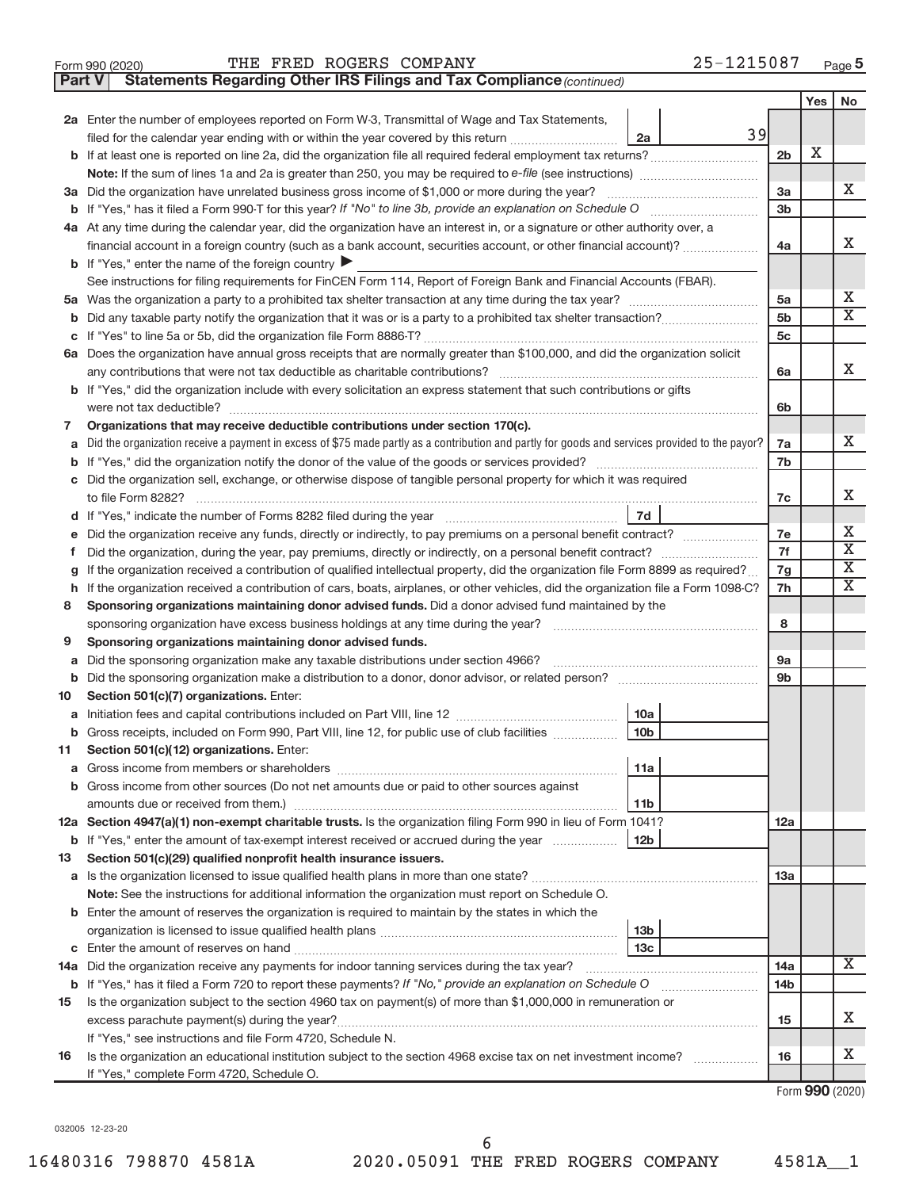Form 990 (2020) THE FRED ROGERS COMPANY 25-1215087 Page 5

**Part V Statements Regarding Other IRS Filings and Tax Compliance** *(continued)*

| | | | | Yes | No |
|---|---|---|---|---|---|
| **2a** | Enter the number of employees reported on Form W-3, Transmittal of Wage and Tax Statements, filed for the calendar year ending with or within the year covered by this return | 2a | 39 | | |
| **b** | If at least one is reported on line 2a, did the organization file all required federal employment tax returns? | | **2b** | X | |
| | **Note:** If the sum of lines 1a and 2a is greater than 250, you may be required to *e-file* (see instructions) | | | | |
| **3a** | Did the organization have unrelated business gross income of $1,000 or more during the year? | | **3a** | | X |
| **b** | If "Yes," has it filed a Form 990-T for this year? *If "No" to line 3b, provide an explanation on Schedule O* | | **3b** | | |
| **4a** | At any time during the calendar year, did the organization have an interest in, or a signature or other authority over, a financial account in a foreign country (such as a bank account, securities account, or other financial account)? | | **4a** | | X |
| **b** | If "Yes," enter the name of the foreign country ▶ | | | | |
| | See instructions for filing requirements for FinCEN Form 114, Report of Foreign Bank and Financial Accounts (FBAR). | | | | |
| **5a** | Was the organization a party to a prohibited tax shelter transaction at any time during the tax year? | | **5a** | | X |
| **b** | Did any taxable party notify the organization that it was or is a party to a prohibited tax shelter transaction? | | **5b** | | X |
| **c** | If "Yes" to line 5a or 5b, did the organization file Form 8886-T? | | **5c** | | |
| **6a** | Does the organization have annual gross receipts that are normally greater than $100,000, and did the organization solicit any contributions that were not tax deductible as charitable contributions? | | **6a** | | X |
| **b** | If "Yes," did the organization include with every solicitation an express statement that such contributions or gifts were not tax deductible? | | **6b** | | |
| **7** | **Organizations that may receive deductible contributions under section 170(c).** | | | | |
| **a** | Did the organization receive a payment in excess of $75 made partly as a contribution and partly for goods and services provided to the payor? | | **7a** | | X |
| **b** | If "Yes," did the organization notify the donor of the value of the goods or services provided? | | **7b** | | |
| **c** | Did the organization sell, exchange, or otherwise dispose of tangible personal property for which it was required to file Form 8282? | | **7c** | | X |
| **d** | If "Yes," indicate the number of Forms 8282 filed during the year | 7d | | | |
| **e** | Did the organization receive any funds, directly or indirectly, to pay premiums on a personal benefit contract? | | **7e** | | X |
| **f** | Did the organization, during the year, pay premiums, directly or indirectly, on a personal benefit contract? | | **7f** | | X |
| **g** | If the organization received a contribution of qualified intellectual property, did the organization file Form 8899 as required? | | **7g** | | X |
| **h** | If the organization received a contribution of cars, boats, airplanes, or other vehicles, did the organization file a Form 1098-C? | | **7h** | | X |
| **8** | **Sponsoring organizations maintaining donor advised funds.** Did a donor advised fund maintained by the sponsoring organization have excess business holdings at any time during the year? | | **8** | | |
| **9** | **Sponsoring organizations maintaining donor advised funds.** | | | | |
| **a** | Did the sponsoring organization make any taxable distributions under section 4966? | | **9a** | | |
| **b** | Did the sponsoring organization make a distribution to a donor, donor advisor, or related person? | | **9b** | | |
| **10** | **Section 501(c)(7) organizations.** Enter: | | | | |
| **a** | Initiation fees and capital contributions included on Part VIII, line 12 | 10a | | | |
| **b** | Gross receipts, included on Form 990, Part VIII, line 12, for public use of club facilities | 10b | | | |
| **11** | **Section 501(c)(12) organizations.** Enter: | | | | |
| **a** | Gross income from members or shareholders | 11a | | | |
| **b** | Gross income from other sources (Do not net amounts due or paid to other sources against amounts due or received from them.) | 11b | | | |
| **12a** | **Section 4947(a)(1) non-exempt charitable trusts.** Is the organization filing Form 990 in lieu of Form 1041? | | **12a** | | |
| **b** | If "Yes," enter the amount of tax-exempt interest received or accrued during the year | 12b | | | |
| **13** | **Section 501(c)(29) qualified nonprofit health insurance issuers.** | | | | |
| **a** | Is the organization licensed to issue qualified health plans in more than one state? | | **13a** | | |
| | **Note:** See the instructions for additional information the organization must report on Schedule O. | | | | |
| **b** | Enter the amount of reserves the organization is required to maintain by the states in which the organization is licensed to issue qualified health plans | 13b | | | |
| **c** | Enter the amount of reserves on hand | 13c | | | |
| **14a** | Did the organization receive any payments for indoor tanning services during the tax year? | | **14a** | | X |
| **b** | If "Yes," has it filed a Form 720 to report these payments? *If "No," provide an explanation on Schedule O* | | **14b** | | |
| **15** | Is the organization subject to the section 4960 tax on payment(s) of more than $1,000,000 in remuneration or excess parachute payment(s) during the year? | | **15** | | X |
| | If "Yes," see instructions and file Form 4720, Schedule N. | | | | |
| **16** | Is the organization an educational institution subject to the section 4968 excise tax on net investment income? | | **16** | | X |
| | If "Yes," complete Form 4720, Schedule O. | | | | |

Form **990** (2020)

032005 12-23-20

16480316 798870 4581A 2020.05091 THE FRED ROGERS COMPANY 4581A__1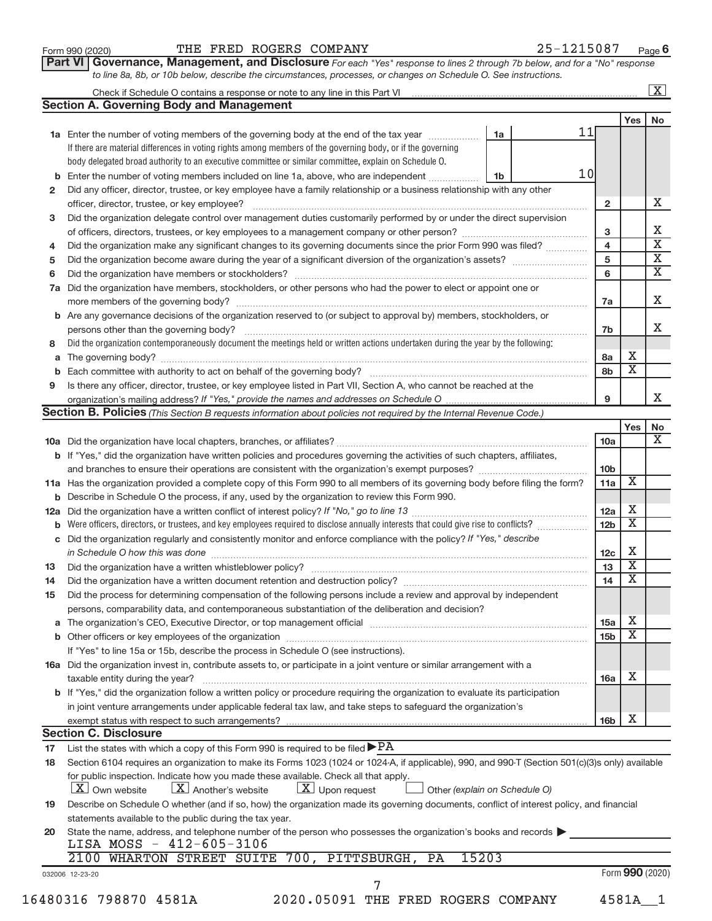Form 990 (2020) THE FRED ROGERS COMPANY 25-1215087 Page **6**

**Part VI Governance, Management, and Disclosure** *For each "Yes" response to lines 2 through 7b below, and for a "No" response to line 8a, 8b, or 10b below, describe the circumstances, processes, or changes on Schedule O. See instructions.*

Check if Schedule O contains a response or note to any line in this Part VI ..... [X]

## Section A. Governing Body and Management

| | | | | Yes | No |
|---|---|---|---|---|---|
| **1a** | Enter the number of voting members of the governing body at the end of the tax year ..... **1a** 11<br>If there are material differences in voting rights among members of the governing body, or if the governing body delegated broad authority to an executive committee or similar committee, explain on Schedule O. | | | | |
| **b** | Enter the number of voting members included on line 1a, above, who are independent ..... **1b** 10 | | | | |
| **2** | Did any officer, director, trustee, or key employee have a family relationship or a business relationship with any other officer, director, trustee, or key employee? | | **2** | | X |
| **3** | Did the organization delegate control over management duties customarily performed by or under the direct supervision of officers, directors, trustees, or key employees to a management company or other person? | | **3** | | X |
| **4** | Did the organization make any significant changes to its governing documents since the prior Form 990 was filed? | | **4** | | X |
| **5** | Did the organization become aware during the year of a significant diversion of the organization's assets? | | **5** | | X |
| **6** | Did the organization have members or stockholders? | | **6** | | X |
| **7a** | Did the organization have members, stockholders, or other persons who had the power to elect or appoint one or more members of the governing body? | | **7a** | | X |
| **b** | Are any governance decisions of the organization reserved to (or subject to approval by) members, stockholders, or persons other than the governing body? | | **7b** | | X |
| **8** | Did the organization contemporaneously document the meetings held or written actions undertaken during the year by the following: | | | | |
| **a** | The governing body? | | **8a** | X | |
| **b** | Each committee with authority to act on behalf of the governing body? | | **8b** | X | |
| **9** | Is there any officer, director, trustee, or key employee listed in Part VII, Section A, who cannot be reached at the organization's mailing address? *If "Yes," provide the names and addresses on Schedule O* | | **9** | | X |

## Section B. Policies *(This Section B requests information about policies not required by the Internal Revenue Code.)*

| | | | Yes | No |
|---|---|---|---|---|
| **10a** | Did the organization have local chapters, branches, or affiliates? | **10a** | | X |
| **b** | If "Yes," did the organization have written policies and procedures governing the activities of such chapters, affiliates, and branches to ensure their operations are consistent with the organization's exempt purposes? | **10b** | | |
| **11a** | Has the organization provided a complete copy of this Form 990 to all members of its governing body before filing the form? | **11a** | X | |
| **b** | Describe in Schedule O the process, if any, used by the organization to review this Form 990. | | | |
| **12a** | Did the organization have a written conflict of interest policy? *If "No," go to line 13* | **12a** | X | |
| **b** | Were officers, directors, or trustees, and key employees required to disclose annually interests that could give rise to conflicts? | **12b** | X | |
| **c** | Did the organization regularly and consistently monitor and enforce compliance with the policy? *If "Yes," describe in Schedule O how this was done* | **12c** | X | |
| **13** | Did the organization have a written whistleblower policy? | **13** | X | |
| **14** | Did the organization have a written document retention and destruction policy? | **14** | X | |
| **15** | Did the process for determining compensation of the following persons include a review and approval by independent persons, comparability data, and contemporaneous substantiation of the deliberation and decision? | | | |
| **a** | The organization's CEO, Executive Director, or top management official | **15a** | X | |
| **b** | Other officers or key employees of the organization | **15b** | X | |
| | If "Yes" to line 15a or 15b, describe the process in Schedule O (see instructions). | | | |
| **16a** | Did the organization invest in, contribute assets to, or participate in a joint venture or similar arrangement with a taxable entity during the year? | **16a** | X | |
| **b** | If "Yes," did the organization follow a written policy or procedure requiring the organization to evaluate its participation in joint venture arrangements under applicable federal tax law, and take steps to safeguard the organization's exempt status with respect to such arrangements? | **16b** | X | |

## Section C. Disclosure

**17** List the states with which a copy of this Form 990 is required to be filed ▶ PA

**18** Section 6104 requires an organization to make its Forms 1023 (1024 or 1024-A, if applicable), 990, and 990-T (Section 501(c)(3)s only) available for public inspection. Indicate how you made these available. Check all that apply.

[X] Own website [X] Another's website [X] Upon request [ ] Other *(explain on Schedule O)*

**19** Describe on Schedule O whether (and if so, how) the organization made its governing documents, conflict of interest policy, and financial statements available to the public during the tax year.

**20** State the name, address, and telephone number of the person who possesses the organization's books and records ▶

LISA MOSS - 412-605-3106

2100 WHARTON STREET SUITE 700, PITTSBURGH, PA 15203

032006 12-23-20 Form **990** (2020)

16480316 798870 4581A 2020.05091 THE FRED ROGERS COMPANY 4581A__1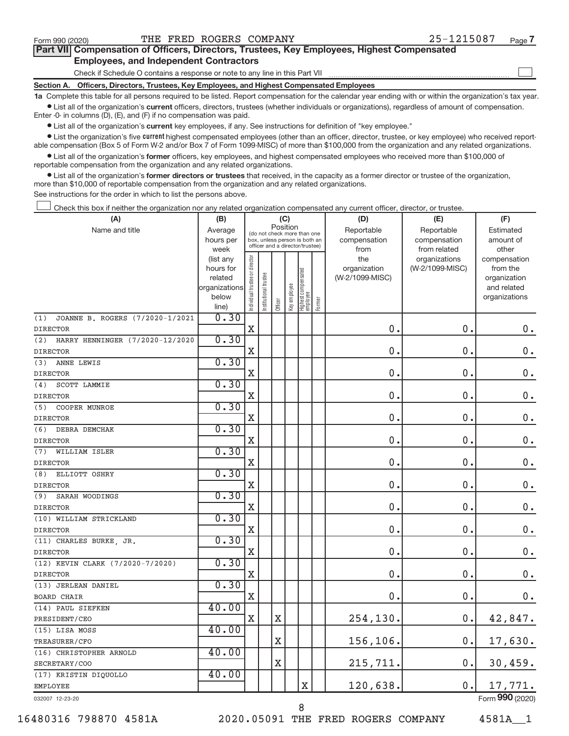Form 990 (2020) THE FRED ROGERS COMPANY 25-1215087 Page **7**

## Part VII Compensation of Officers, Directors, Trustees, Key Employees, Highest Compensated Employees, and Independent Contractors

Check if Schedule O contains a response or note to any line in this Part VII ☐

**Section A. Officers, Directors, Trustees, Key Employees, and Highest Compensated Employees**

**1a** Complete this table for all persons required to be listed. Report compensation for the calendar year ending with or within the organization's tax year.

- List all of the organization's **current** officers, directors, trustees (whether individuals or organizations), regardless of amount of compensation. Enter -0- in columns (D), (E), and (F) if no compensation was paid.
- List all of the organization's **current** key employees, if any. See instructions for definition of "key employee."
- List the organization's five **current** highest compensated employees (other than an officer, director, trustee, or key employee) who received reportable compensation (Box 5 of Form W-2 and/or Box 7 of Form 1099-MISC) of more than $100,000 from the organization and any related organizations.
- List all of the organization's **former** officers, key employees, and highest compensated employees who received more than $100,000 of reportable compensation from the organization and any related organizations.
- List all of the organization's **former directors or trustees** that received, in the capacity as a former director or trustee of the organization, more than $10,000 of reportable compensation from the organization and any related organizations.

See instructions for the order in which to list the persons above.

☐ Check this box if neither the organization nor any related organization compensated any current officer, director, or trustee.

| (A) Name and title | (B) Average hours per week (list any hours for related organizations below line) | (C) Position (do not check more than one box, unless person is both an officer and a director/trustee): Individual trustee or director | Institutional trustee | Officer | Key employee | Highest compensated employee | Former | (D) Reportable compensation from the organization (W-2/1099-MISC) | (E) Reportable compensation from related organizations (W-2/1099-MISC) | (F) Estimated amount of other compensation from the organization and related organizations |
|---|---|---|---|---|---|---|---|---|---|---|
| (1) JOANNE B. ROGERS (7/2020-1/2021 DIRECTOR | 0.30 | X | | | | | | 0. | 0. | 0. |
| (2) HARRY HENNINGER (7/2020-12/2020 DIRECTOR | 0.30 | X | | | | | | 0. | 0. | 0. |
| (3) ANNE LEWIS DIRECTOR | 0.30 | X | | | | | | 0. | 0. | 0. |
| (4) SCOTT LAMMIE DIRECTOR | 0.30 | X | | | | | | 0. | 0. | 0. |
| (5) COOPER MUNROE DIRECTOR | 0.30 | X | | | | | | 0. | 0. | 0. |
| (6) DEBRA DEMCHAK DIRECTOR | 0.30 | X | | | | | | 0. | 0. | 0. |
| (7) WILLIAM ISLER DIRECTOR | 0.30 | X | | | | | | 0. | 0. | 0. |
| (8) ELLIOTT OSHRY DIRECTOR | 0.30 | X | | | | | | 0. | 0. | 0. |
| (9) SARAH WOODINGS DIRECTOR | 0.30 | X | | | | | | 0. | 0. | 0. |
| (10) WILLIAM STRICKLAND DIRECTOR | 0.30 | X | | | | | | 0. | 0. | 0. |
| (11) CHARLES BURKE, JR. DIRECTOR | 0.30 | X | | | | | | 0. | 0. | 0. |
| (12) KEVIN CLARK (7/2020-7/2020) DIRECTOR | 0.30 | X | | | | | | 0. | 0. | 0. |
| (13) JERLEAN DANIEL BOARD CHAIR | 0.30 | X | | | | | | 0. | 0. | 0. |
| (14) PAUL SIEFKEN PRESIDENT/CEO | 40.00 | X | | X | | | | 254,130. | 0. | 42,847. |
| (15) LISA MOSS TREASURER/CFO | 40.00 | | | X | | | | 156,106. | 0. | 17,630. |
| (16) CHRISTOPHER ARNOLD SECRETARY/COO | 40.00 | | | X | | | | 215,711. | 0. | 30,459. |
| (17) KRISTIN DIQUOLLO EMPLOYEE | 40.00 | | | | | X | | 120,638. | 0. | 17,771. |

032007 12-23-20 Form **990** (2020)

16480316 798870 4581A 2020.05091 THE FRED ROGERS COMPANY 4581A__1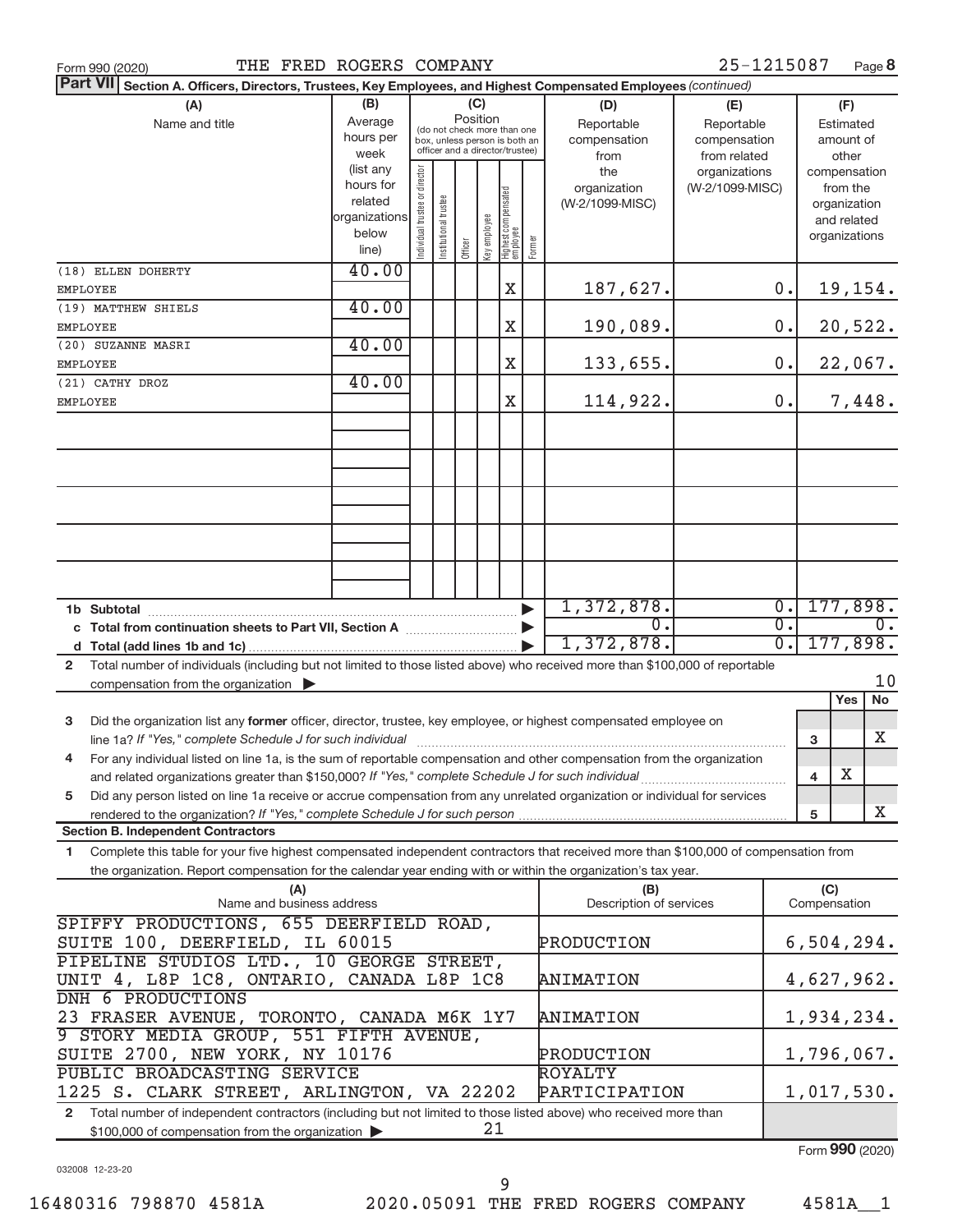Form 990 (2020) THE FRED ROGERS COMPANY 25-1215087 Page **8**

**Part VII** **Section A. Officers, Directors, Trustees, Key Employees, and Highest Compensated Employees** *(continued)*

| (A) Name and title | (B) Average hours per week (list any hours for related organizations below line) | (C) Position: Individual trustee or director | Institutional trustee | Officer | Key employee | Highest compensated employee | Former | (D) Reportable compensation from the organization (W-2/1099-MISC) | (E) Reportable compensation from related organizations (W-2/1099-MISC) | (F) Estimated amount of other compensation from the organization and related organizations |
|---|---|---|---|---|---|---|---|---|---|---|
| (18) ELLEN DOHERTY EMPLOYEE | 40.00 | | | | | X | | 187,627. | 0. | 19,154. |
| (19) MATTHEW SHIELS EMPLOYEE | 40.00 | | | | | X | | 190,089. | 0. | 20,522. |
| (20) SUZANNE MASRI EMPLOYEE | 40.00 | | | | | X | | 133,655. | 0. | 22,067. |
| (21) CATHY DROZ EMPLOYEE | 40.00 | | | | | X | | 114,922. | 0. | 7,448. |
| **1b Subtotal** | | | | | | | | 1,372,878. | 0. | 177,898. |
| **c Total from continuation sheets to Part VII, Section A** | | | | | | | | 0. | 0. | 0. |
| **d Total (add lines 1b and 1c)** | | | | | | | | 1,372,878. | 0. | 177,898. |

**2** Total number of individuals (including but not limited to those listed above) who received more than $100,000 of reportable compensation from the organization ▶ 10

| | | | Yes | No |
|---|---|---|---|---|
| **3** | Did the organization list any **former** officer, director, trustee, key employee, or highest compensated employee on line 1a? *If "Yes," complete Schedule J for such individual* | 3 | | X |
| **4** | For any individual listed on line 1a, is the sum of reportable compensation and other compensation from the organization and related organizations greater than $150,000? *If "Yes," complete Schedule J for such individual* | 4 | X | |
| **5** | Did any person listed on line 1a receive or accrue compensation from any unrelated organization or individual for services rendered to the organization? *If "Yes," complete Schedule J for such person* | 5 | | X |

**Section B. Independent Contractors**

**1** Complete this table for your five highest compensated independent contractors that received more than $100,000 of compensation from the organization. Report compensation for the calendar year ending with or within the organization's tax year.

| (A) Name and business address | (B) Description of services | (C) Compensation |
|---|---|---|
| SPIFFY PRODUCTIONS, 655 DEERFIELD ROAD, SUITE 100, DEERFIELD, IL 60015 | PRODUCTION | 6,504,294. |
| PIPELINE STUDIOS LTD., 10 GEORGE STREET, UNIT 4, L8P 1C8, ONTARIO, CANADA L8P 1C8 | ANIMATION | 4,627,962. |
| DNH 6 PRODUCTIONS 23 FRASER AVENUE, TORONTO, CANADA M6K 1Y7 | ANIMATION | 1,934,234. |
| 9 STORY MEDIA GROUP, 551 FIFTH AVENUE, SUITE 2700, NEW YORK, NY 10176 | PRODUCTION | 1,796,067. |
| PUBLIC BROADCASTING SERVICE 1225 S. CLARK STREET, ARLINGTON, VA 22202 | ROYALTY PARTICIPATION | 1,017,530. |

**2** Total number of independent contractors (including but not limited to those listed above) who received more than $100,000 of compensation from the organization ▶ 21

Form **990** (2020)

032008 12-23-20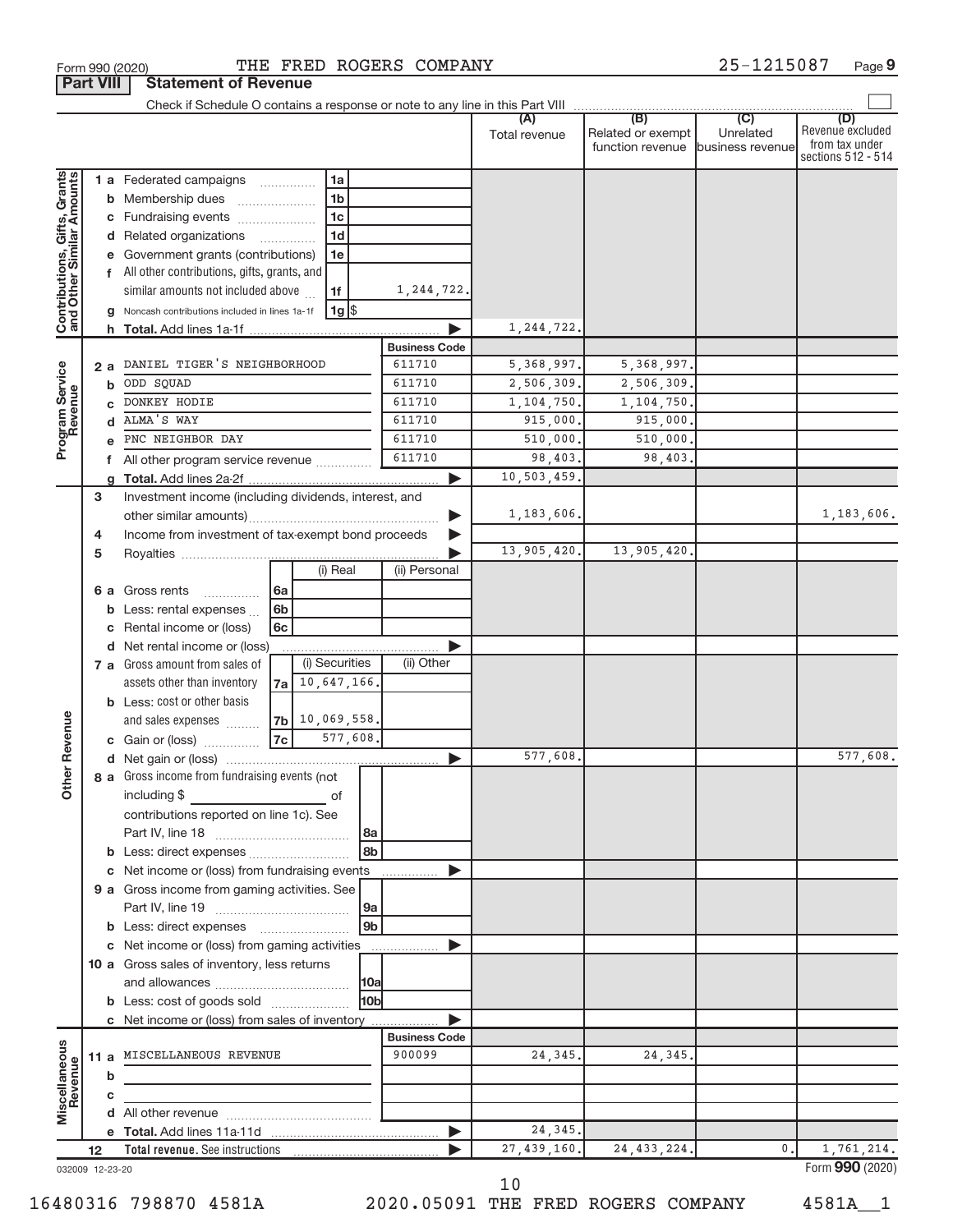Form 990 (2020) THE FRED ROGERS COMPANY 25-1215087 Page 9

**Part VIII Statement of Revenue**

Check if Schedule O contains a response or note to any line in this Part VIII

| | | | | (A) Total revenue | (B) Related or exempt function revenue | (C) Unrelated business revenue | (D) Revenue excluded from tax under sections 512 - 514 |
|---|---|---|---|---|---|---|---|
| Contributions, Gifts, Grants and Other Similar Amounts | 1 a Federated campaigns | 1a | | | | | |
| | b Membership dues | 1b | | | | | |
| | c Fundraising events | 1c | | | | | |
| | d Related organizations | 1d | | | | | |
| | e Government grants (contributions) | 1e | | | | | |
| | f All other contributions, gifts, grants, and similar amounts not included above | 1f | 1,244,722. | | | | |
| | g Noncash contributions included in lines 1a-1f | 1g | $ | | | | |
| | h Total. Add lines 1a-1f | | | 1,244,722. | | | |
| Program Service Revenue | | | Business Code | | | | |
| | 2 a DANIEL TIGER'S NEIGHBORHOOD | | 611710 | 5,368,997. | 5,368,997. | | |
| | b ODD SQUAD | | 611710 | 2,506,309. | 2,506,309. | | |
| | c DONKEY HODIE | | 611710 | 1,104,750. | 1,104,750. | | |
| | d ALMA'S WAY | | 611710 | 915,000. | 915,000. | | |
| | e PNC NEIGHBOR DAY | | 611710 | 510,000. | 510,000. | | |
| | f All other program service revenue | | 611710 | 98,403. | 98,403. | | |
| | g Total. Add lines 2a-2f | | | 10,503,459. | | | |
| Other Revenue | 3 Investment income (including dividends, interest, and other similar amounts) | | | 1,183,606. | | | 1,183,606. |
| | 4 Income from investment of tax-exempt bond proceeds | | | | | | |
| | 5 Royalties | | | 13,905,420. | 13,905,420. | | |
| | | (i) Real | (ii) Personal | | | | |
| | 6 a Gross rents (6a) | | | | | | |
| | b Less: rental expenses (6b) | | | | | | |
| | c Rental income or (loss) (6c) | | | | | | |
| | d Net rental income or (loss) | | | | | | |
| | | (i) Securities | (ii) Other | | | | |
| | 7 a Gross amount from sales of assets other than inventory (7a) | 10,647,166. | | | | | |
| | b Less: cost or other basis and sales expenses (7b) | 10,069,558. | | | | | |
| | c Gain or (loss) (7c) | 577,608. | | | | | |
| | d Net gain or (loss) | | | 577,608. | | | 577,608. |
| | 8 a Gross income from fundraising events (not including $ of contributions reported on line 1c). See Part IV, line 18 | 8a | | | | | |
| | b Less: direct expenses | 8b | | | | | |
| | c Net income or (loss) from fundraising events | | | | | | |
| | 9 a Gross income from gaming activities. See Part IV, line 19 | 9a | | | | | |
| | b Less: direct expenses | 9b | | | | | |
| | c Net income or (loss) from gaming activities | | | | | | |
| | 10 a Gross sales of inventory, less returns and allowances | 10a | | | | | |
| | b Less: cost of goods sold | 10b | | | | | |
| | c Net income or (loss) from sales of inventory | | | | | | |
| Miscellaneous Revenue | | | Business Code | | | | |
| | 11 a MISCELLANEOUS REVENUE | | 900099 | 24,345. | 24,345. | | |
| | b | | | | | | |
| | c | | | | | | |
| | d All other revenue | | | | | | |
| | e Total. Add lines 11a-11d | | | 24,345. | | | |
| | 12 Total revenue. See instructions | | | 27,439,160. | 24,433,224. | 0. | 1,761,214. |

032009 12-23-20 Form **990** (2020)

16480316 798870 4581A 2020.05091 THE FRED ROGERS COMPANY 4581A__1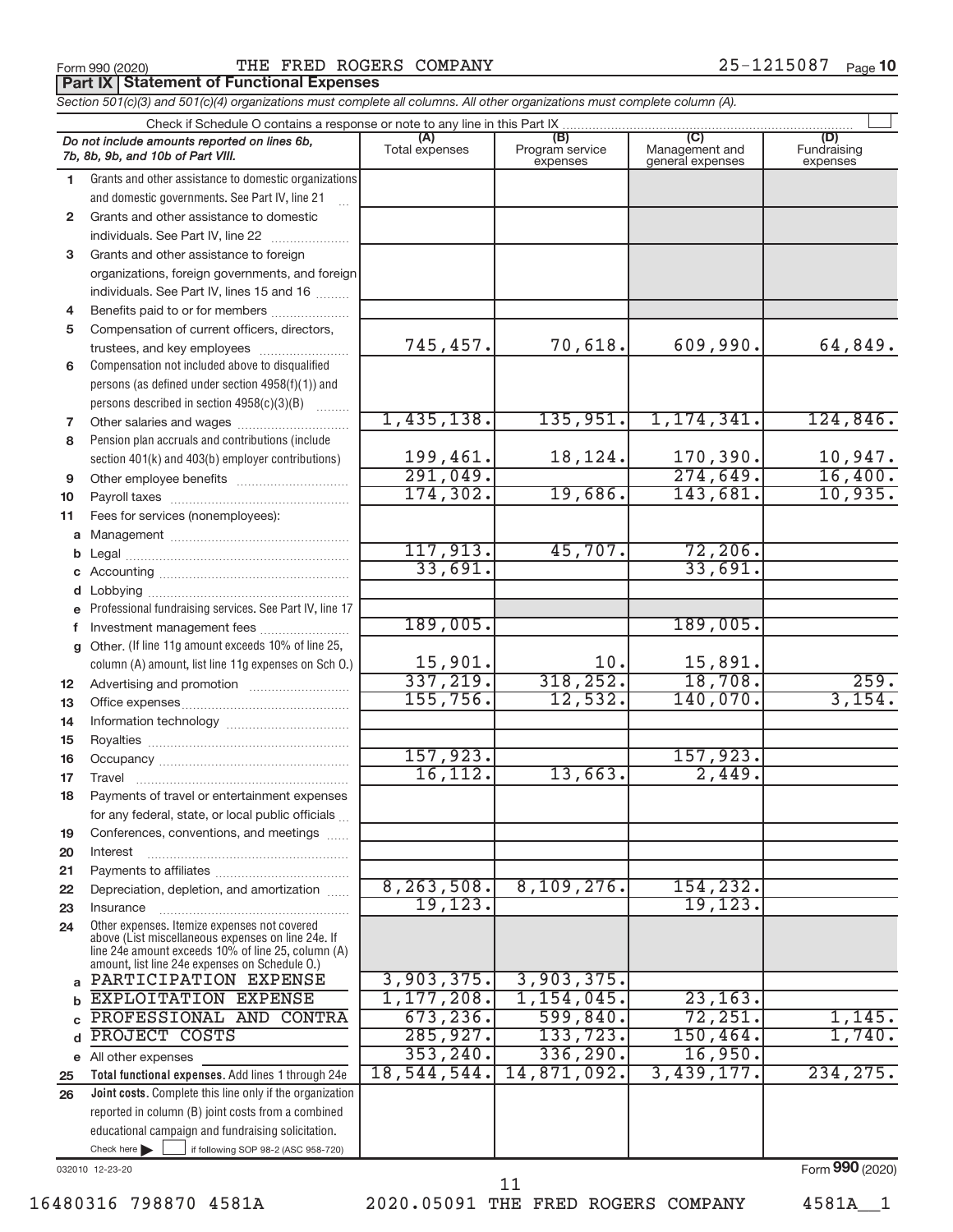Form 990 (2020) THE FRED ROGERS COMPANY 25-1215087 Page **10**

## Part IX Statement of Functional Expenses

*Section 501(c)(3) and 501(c)(4) organizations must complete all columns. All other organizations must complete column (A).*

Check if Schedule O contains a response or note to any line in this Part IX

| | *Do not include amounts reported on lines 6b, 7b, 8b, 9b, and 10b of Part VIII.* | (A) Total expenses | (B) Program service expenses | (C) Management and general expenses | (D) Fundraising expenses |
|---|---|---|---|---|---|
| 1 | Grants and other assistance to domestic organizations and domestic governments. See Part IV, line 21 | | | | |
| 2 | Grants and other assistance to domestic individuals. See Part IV, line 22 | | | | |
| 3 | Grants and other assistance to foreign organizations, foreign governments, and foreign individuals. See Part IV, lines 15 and 16 | | | | |
| 4 | Benefits paid to or for members | | | | |
| 5 | Compensation of current officers, directors, trustees, and key employees | 745,457. | 70,618. | 609,990. | 64,849. |
| 6 | Compensation not included above to disqualified persons (as defined under section 4958(f)(1)) and persons described in section 4958(c)(3)(B) | | | | |
| 7 | Other salaries and wages | 1,435,138. | 135,951. | 1,174,341. | 124,846. |
| 8 | Pension plan accruals and contributions (include section 401(k) and 403(b) employer contributions) | 199,461. | 18,124. | 170,390. | 10,947. |
| 9 | Other employee benefits | 291,049. | | 274,649. | 16,400. |
| 10 | Payroll taxes | 174,302. | 19,686. | 143,681. | 10,935. |
| 11 | Fees for services (nonemployees): | | | | |
| a | Management | | | | |
| b | Legal | 117,913. | 45,707. | 72,206. | |
| c | Accounting | 33,691. | | 33,691. | |
| d | Lobbying | | | | |
| e | Professional fundraising services. See Part IV, line 17 | | | | |
| f | Investment management fees | 189,005. | | 189,005. | |
| g | Other. (If line 11g amount exceeds 10% of line 25, column (A) amount, list line 11g expenses on Sch O.) | 15,901. | 10. | 15,891. | |
| 12 | Advertising and promotion | 337,219. | 318,252. | 18,708. | 259. |
| 13 | Office expenses | 155,756. | 12,532. | 140,070. | 3,154. |
| 14 | Information technology | | | | |
| 15 | Royalties | | | | |
| 16 | Occupancy | 157,923. | | 157,923. | |
| 17 | Travel | 16,112. | 13,663. | 2,449. | |
| 18 | Payments of travel or entertainment expenses for any federal, state, or local public officials | | | | |
| 19 | Conferences, conventions, and meetings | | | | |
| 20 | Interest | | | | |
| 21 | Payments to affiliates | | | | |
| 22 | Depreciation, depletion, and amortization | 8,263,508. | 8,109,276. | 154,232. | |
| 23 | Insurance | 19,123. | | 19,123. | |
| 24 | Other expenses. Itemize expenses not covered above (List miscellaneous expenses on line 24e. If line 24e amount exceeds 10% of line 25, column (A) amount, list line 24e expenses on Schedule O.) | | | | |
| a | PARTICIPATION EXPENSE | 3,903,375. | 3,903,375. | | |
| b | EXPLOITATION EXPENSE | 1,177,208. | 1,154,045. | 23,163. | |
| c | PROFESSIONAL AND CONTRA | 673,236. | 599,840. | 72,251. | 1,145. |
| d | PROJECT COSTS | 285,927. | 133,723. | 150,464. | 1,740. |
| e | All other expenses | 353,240. | 336,290. | 16,950. | |
| 25 | **Total functional expenses.** Add lines 1 through 24e | 18,544,544. | 14,871,092. | 3,439,177. | 234,275. |
| 26 | **Joint costs.** Complete this line only if the organization reported in column (B) joint costs from a combined educational campaign and fundraising solicitation. Check here ☐ if following SOP 98-2 (ASC 958-720) | | | | |

032010 12-23-20 Form **990** (2020)

16480316 798870 4581A 2020.05091 THE FRED ROGERS COMPANY 4581A__1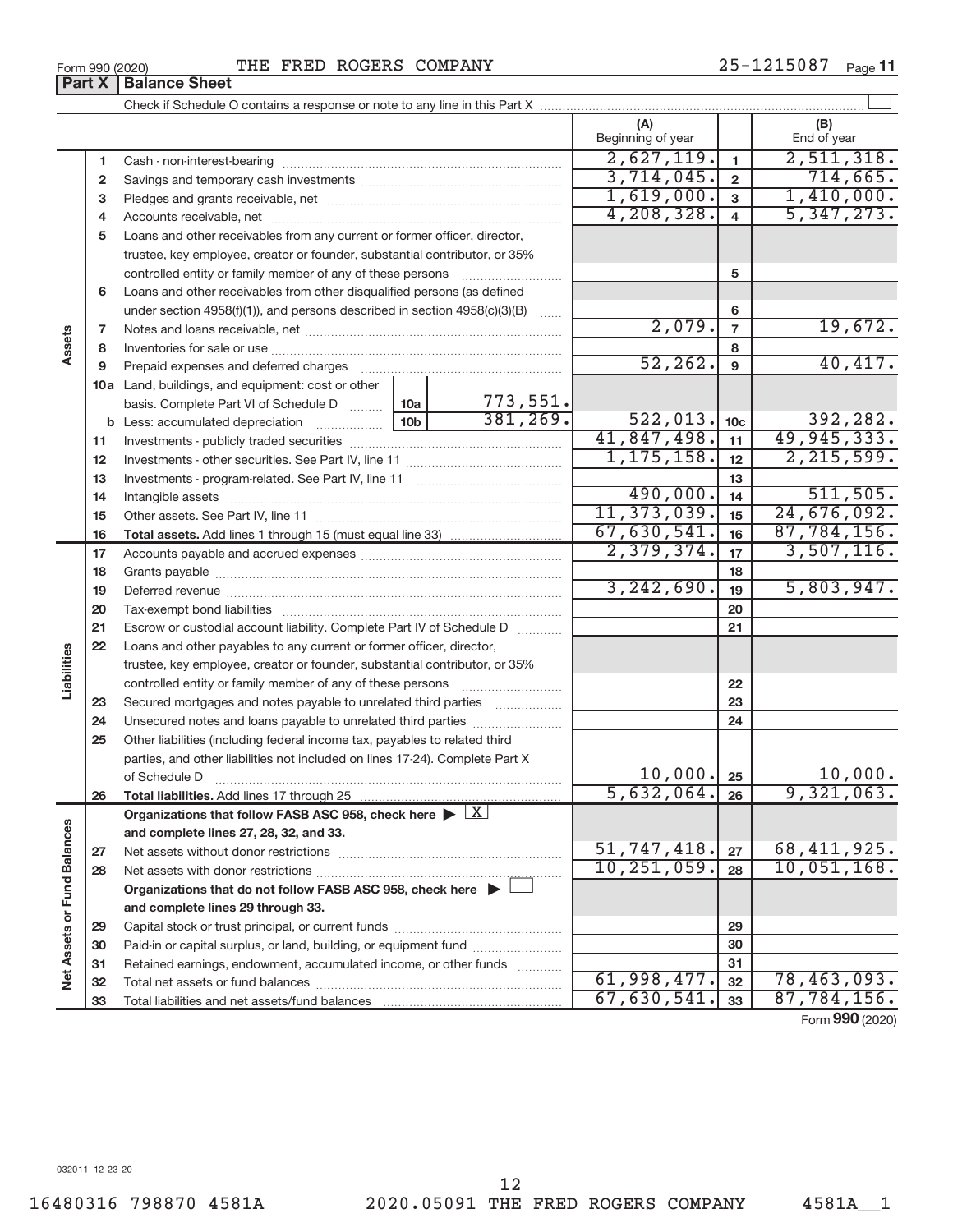Form 990 (2020) THE FRED ROGERS COMPANY 25-1215087

## Part X Balance Sheet

Check if Schedule O contains a response or note to any line in this Part X

| | | | | (A) Beginning of year | | (B) End of year |
|---|---|---|---|---|---|---|
| Assets | 1 | Cash - non-interest-bearing | | 2,627,119. | 1 | 2,511,318. |
| | 2 | Savings and temporary cash investments | | 3,714,045. | 2 | 714,665. |
| | 3 | Pledges and grants receivable, net | | 1,619,000. | 3 | 1,410,000. |
| | 4 | Accounts receivable, net | | 4,208,328. | 4 | 5,347,273. |
| | 5 | Loans and other receivables from any current or former officer, director, trustee, key employee, creator or founder, substantial contributor, or 35% controlled entity or family member of any of these persons | | | 5 | |
| | 6 | Loans and other receivables from other disqualified persons (as defined under section 4958(f)(1)), and persons described in section 4958(c)(3)(B) | | | 6 | |
| | 7 | Notes and loans receivable, net | | 2,079. | 7 | 19,672. |
| | 8 | Inventories for sale or use | | | 8 | |
| | 9 | Prepaid expenses and deferred charges | | 52,262. | 9 | 40,417. |
| | 10a | Land, buildings, and equipment: cost or other basis. Complete Part VI of Schedule D | 10a 773,551. | | | |
| | b | Less: accumulated depreciation | 10b 381,269. | 522,013. | 10c | 392,282. |
| | 11 | Investments - publicly traded securities | | 41,847,498. | 11 | 49,945,333. |
| | 12 | Investments - other securities. See Part IV, line 11 | | 1,175,158. | 12 | 2,215,599. |
| | 13 | Investments - program-related. See Part IV, line 11 | | | 13 | |
| | 14 | Intangible assets | | 490,000. | 14 | 511,505. |
| | 15 | Other assets. See Part IV, line 11 | | 11,373,039. | 15 | 24,676,092. |
| | 16 | **Total assets.** Add lines 1 through 15 (must equal line 33) | | 67,630,541. | 16 | 87,784,156. |
| Liabilities | 17 | Accounts payable and accrued expenses | | 2,379,374. | 17 | 3,507,116. |
| | 18 | Grants payable | | | 18 | |
| | 19 | Deferred revenue | | 3,242,690. | 19 | 5,803,947. |
| | 20 | Tax-exempt bond liabilities | | | 20 | |
| | 21 | Escrow or custodial account liability. Complete Part IV of Schedule D | | | 21 | |
| | 22 | Loans and other payables to any current or former officer, director, trustee, key employee, creator or founder, substantial contributor, or 35% controlled entity or family member of any of these persons | | | 22 | |
| | 23 | Secured mortgages and notes payable to unrelated third parties | | | 23 | |
| | 24 | Unsecured notes and loans payable to unrelated third parties | | | 24 | |
| | 25 | Other liabilities (including federal income tax, payables to related third parties, and other liabilities not included on lines 17-24). Complete Part X of Schedule D | | 10,000. | 25 | 10,000. |
| | 26 | **Total liabilities.** Add lines 17 through 25 | | 5,632,064. | 26 | 9,321,063. |
| Net Assets or Fund Balances | | **Organizations that follow FASB ASC 958, check here** ▶ [X] **and complete lines 27, 28, 32, and 33.** | | | | |
| | 27 | Net assets without donor restrictions | | 51,747,418. | 27 | 68,411,925. |
| | 28 | Net assets with donor restrictions | | 10,251,059. | 28 | 10,051,168. |
| | | **Organizations that do not follow FASB ASC 958, check here** ▶ [ ] **and complete lines 29 through 33.** | | | | |
| | 29 | Capital stock or trust principal, or current funds | | | 29 | |
| | 30 | Paid-in or capital surplus, or land, building, or equipment fund | | | 30 | |
| | 31 | Retained earnings, endowment, accumulated income, or other funds | | | 31 | |
| | 32 | Total net assets or fund balances | | 61,998,477. | 32 | 78,463,093. |
| | 33 | Total liabilities and net assets/fund balances | | 67,630,541. | 33 | 87,784,156. |

Form **990** (2020)

032011 12-23-20

16480316 798870 4581A 2020.05091 THE FRED ROGERS COMPANY 4581A__1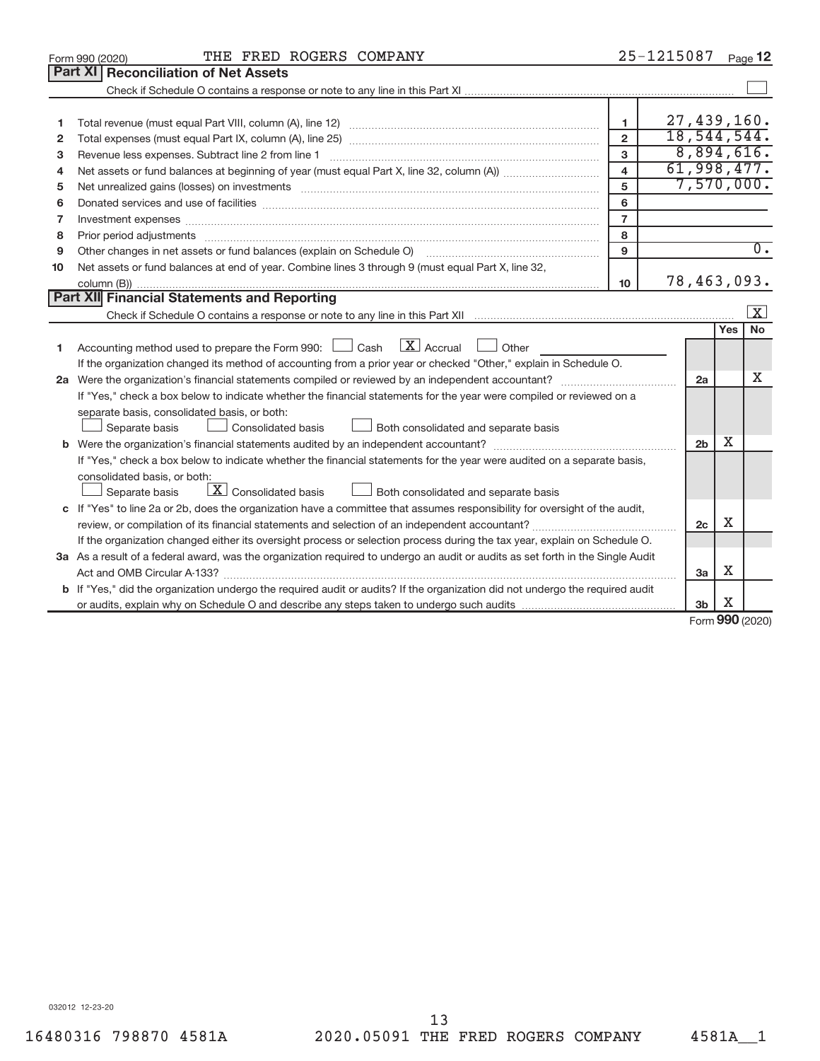Form 990 (2020) THE FRED ROGERS COMPANY 25-1215087 Page **12**

## Part XI Reconciliation of Net Assets

Check if Schedule O contains a response or note to any line in this Part XI ☐

| | | | |
|---|---|---|---|
| 1 | Total revenue (must equal Part VIII, column (A), line 12) | 1 | 27,439,160. |
| 2 | Total expenses (must equal Part IX, column (A), line 25) | 2 | 18,544,544. |
| 3 | Revenue less expenses. Subtract line 2 from line 1 | 3 | 8,894,616. |
| 4 | Net assets or fund balances at beginning of year (must equal Part X, line 32, column (A)) | 4 | 61,998,477. |
| 5 | Net unrealized gains (losses) on investments | 5 | 7,570,000. |
| 6 | Donated services and use of facilities | 6 | |
| 7 | Investment expenses | 7 | |
| 8 | Prior period adjustments | 8 | |
| 9 | Other changes in net assets or fund balances (explain on Schedule O) | 9 | 0. |
| 10 | Net assets or fund balances at end of year. Combine lines 3 through 9 (must equal Part X, line 32, column (B)) | 10 | 78,463,093. |

## Part XII Financial Statements and Reporting

Check if Schedule O contains a response or note to any line in this Part XII ☒

| | | | Yes | No |
|---|---|---|---|---|
| 1 | Accounting method used to prepare the Form 990: ☐ Cash ☒ Accrual ☐ Other<br>If the organization changed its method of accounting from a prior year or checked "Other," explain in Schedule O. | | | |
| 2a | Were the organization's financial statements compiled or reviewed by an independent accountant?<br>If "Yes," check a box below to indicate whether the financial statements for the year were compiled or reviewed on a separate basis, consolidated basis, or both:<br>☐ Separate basis ☐ Consolidated basis ☐ Both consolidated and separate basis | 2a | | X |
| b | Were the organization's financial statements audited by an independent accountant?<br>If "Yes," check a box below to indicate whether the financial statements for the year were audited on a separate basis, consolidated basis, or both:<br>☐ Separate basis ☒ Consolidated basis ☐ Both consolidated and separate basis | 2b | X | |
| c | If "Yes" to line 2a or 2b, does the organization have a committee that assumes responsibility for oversight of the audit, review, or compilation of its financial statements and selection of an independent accountant?<br>If the organization changed either its oversight process or selection process during the tax year, explain on Schedule O. | 2c | X | |
| 3a | As a result of a federal award, was the organization required to undergo an audit or audits as set forth in the Single Audit Act and OMB Circular A-133? | 3a | X | |
| b | If "Yes," did the organization undergo the required audit or audits? If the organization did not undergo the required audit or audits, explain why on Schedule O and describe any steps taken to undergo such audits | 3b | X | |

Form **990** (2020)

032012 12-23-20

16480316 798870 4581A 2020.05091 THE FRED ROGERS COMPANY 4581A__1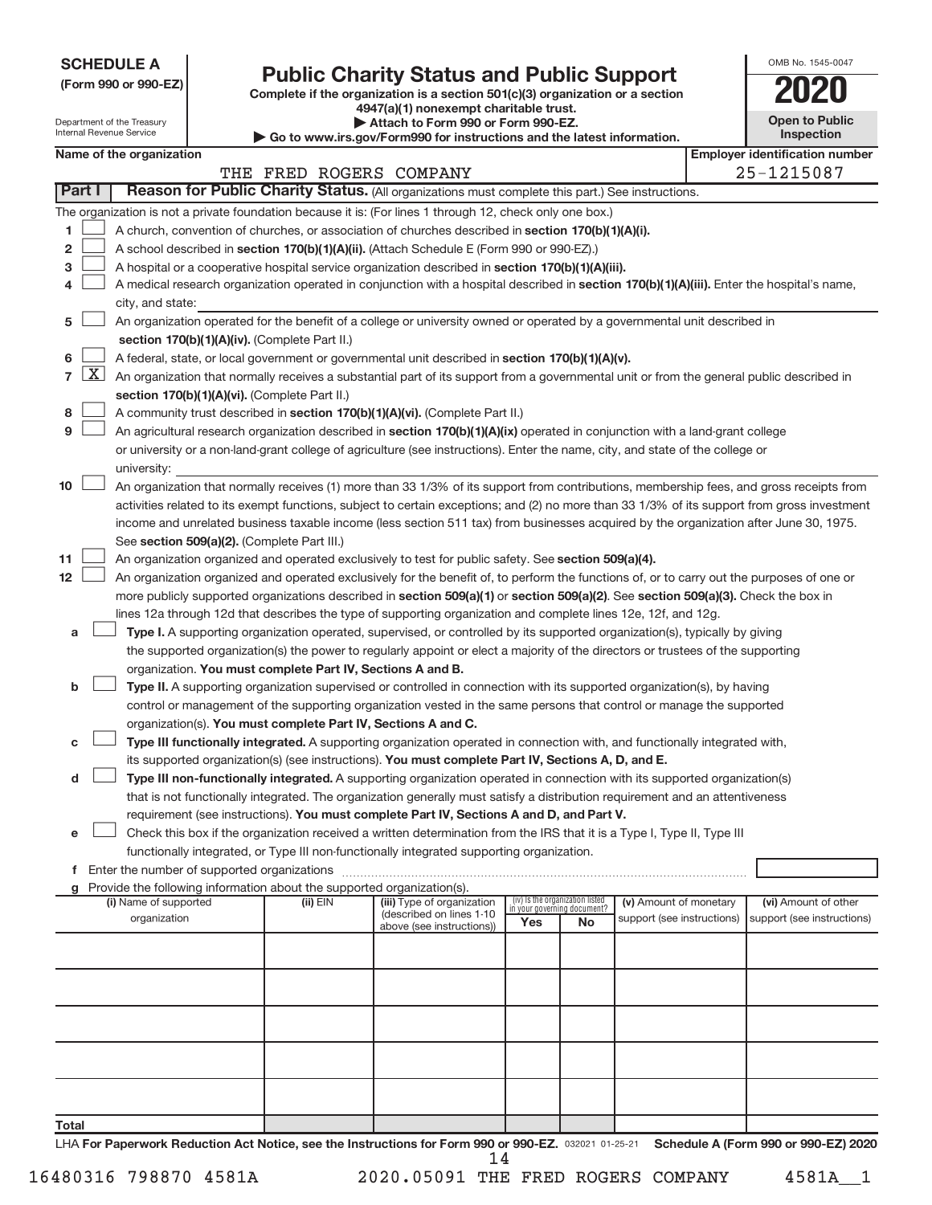**SCHEDULE A**
**(Form 990 or 990-EZ)**

Department of the Treasury
Internal Revenue Service

# Public Charity Status and Public Support

**Complete if the organization is a section 501(c)(3) organization or a section 4947(a)(1) nonexempt charitable trust.**
**▶ Attach to Form 990 or Form 990-EZ.**
**▶ Go to www.irs.gov/Form990 for instructions and the latest information.**

OMB No. 1545-0047

**2020**

**Open to Public Inspection**

**Name of the organization**
THE FRED ROGERS COMPANY

**Employer identification number**
25-1215087

## Part I — Reason for Public Charity Status. (All organizations must complete this part.) See instructions.

The organization is not a private foundation because it is: (For lines 1 through 12, check only one box.)

1. ☐ A church, convention of churches, or association of churches described in **section 170(b)(1)(A)(i).**
2. ☐ A school described in **section 170(b)(1)(A)(ii).** (Attach Schedule E (Form 990 or 990-EZ).)
3. ☐ A hospital or a cooperative hospital service organization described in **section 170(b)(1)(A)(iii).**
4. ☐ A medical research organization operated in conjunction with a hospital described in **section 170(b)(1)(A)(iii).** Enter the hospital's name, city, and state:
5. ☐ An organization operated for the benefit of a college or university owned or operated by a governmental unit described in **section 170(b)(1)(A)(iv).** (Complete Part II.)
6. ☐ A federal, state, or local government or governmental unit described in **section 170(b)(1)(A)(v).**
7. ☒ An organization that normally receives a substantial part of its support from a governmental unit or from the general public described in **section 170(b)(1)(A)(vi).** (Complete Part II.)
8. ☐ A community trust described in **section 170(b)(1)(A)(vi).** (Complete Part II.)
9. ☐ An agricultural research organization described in **section 170(b)(1)(A)(ix)** operated in conjunction with a land-grant college or university or a non-land-grant college of agriculture (see instructions). Enter the name, city, and state of the college or university:
10. ☐ An organization that normally receives (1) more than 33 1/3% of its support from contributions, membership fees, and gross receipts from activities related to its exempt functions, subject to certain exceptions; and (2) no more than 33 1/3% of its support from gross investment income and unrelated business taxable income (less section 511 tax) from businesses acquired by the organization after June 30, 1975. See **section 509(a)(2).** (Complete Part III.)
11. ☐ An organization organized and operated exclusively to test for public safety. See **section 509(a)(4).**
12. ☐ An organization organized and operated exclusively for the benefit of, to perform the functions of, or to carry out the purposes of one or more publicly supported organizations described in **section 509(a)(1)** or **section 509(a)(2)**. See **section 509(a)(3).** Check the box in lines 12a through 12d that describes the type of supporting organization and complete lines 12e, 12f, and 12g.

   a. ☐ **Type I.** A supporting organization operated, supervised, or controlled by its supported organization(s), typically by giving the supported organization(s) the power to regularly appoint or elect a majority of the directors or trustees of the supporting organization. **You must complete Part IV, Sections A and B.**

   b. ☐ **Type II.** A supporting organization supervised or controlled in connection with its supported organization(s), by having control or management of the supporting organization vested in the same persons that control or manage the supported organization(s). **You must complete Part IV, Sections A and C.**

   c. ☐ **Type III functionally integrated.** A supporting organization operated in connection with, and functionally integrated with, its supported organization(s) (see instructions). **You must complete Part IV, Sections A, D, and E.**

   d. ☐ **Type III non-functionally integrated.** A supporting organization operated in connection with its supported organization(s) that is not functionally integrated. The organization generally must satisfy a distribution requirement and an attentiveness requirement (see instructions). **You must complete Part IV, Sections A and D, and Part V.**

   e. ☐ Check this box if the organization received a written determination from the IRS that it is a Type I, Type II, Type III functionally integrated, or Type III non-functionally integrated supporting organization.

   f. Enter the number of supported organizations

   g. Provide the following information about the supported organization(s).

| (i) Name of supported organization | (ii) EIN | (iii) Type of organization (described on lines 1-10 above (see instructions)) | (iv) Is the organization listed in your governing document? Yes | No | (v) Amount of monetary support (see instructions) | (vi) Amount of other support (see instructions) |
|---|---|---|---|---|---|---|
| | | | | | | |
| | | | | | | |
| | | | | | | |
| | | | | | | |
| | | | | | | |
| **Total** | | | | | | |

LHA **For Paperwork Reduction Act Notice, see the Instructions for Form 990 or 990-EZ.** 032021 01-25-21 **Schedule A (Form 990 or 990-EZ) 2020**

16480316 798870 4581A 2020.05091 THE FRED ROGERS COMPANY 4581A__1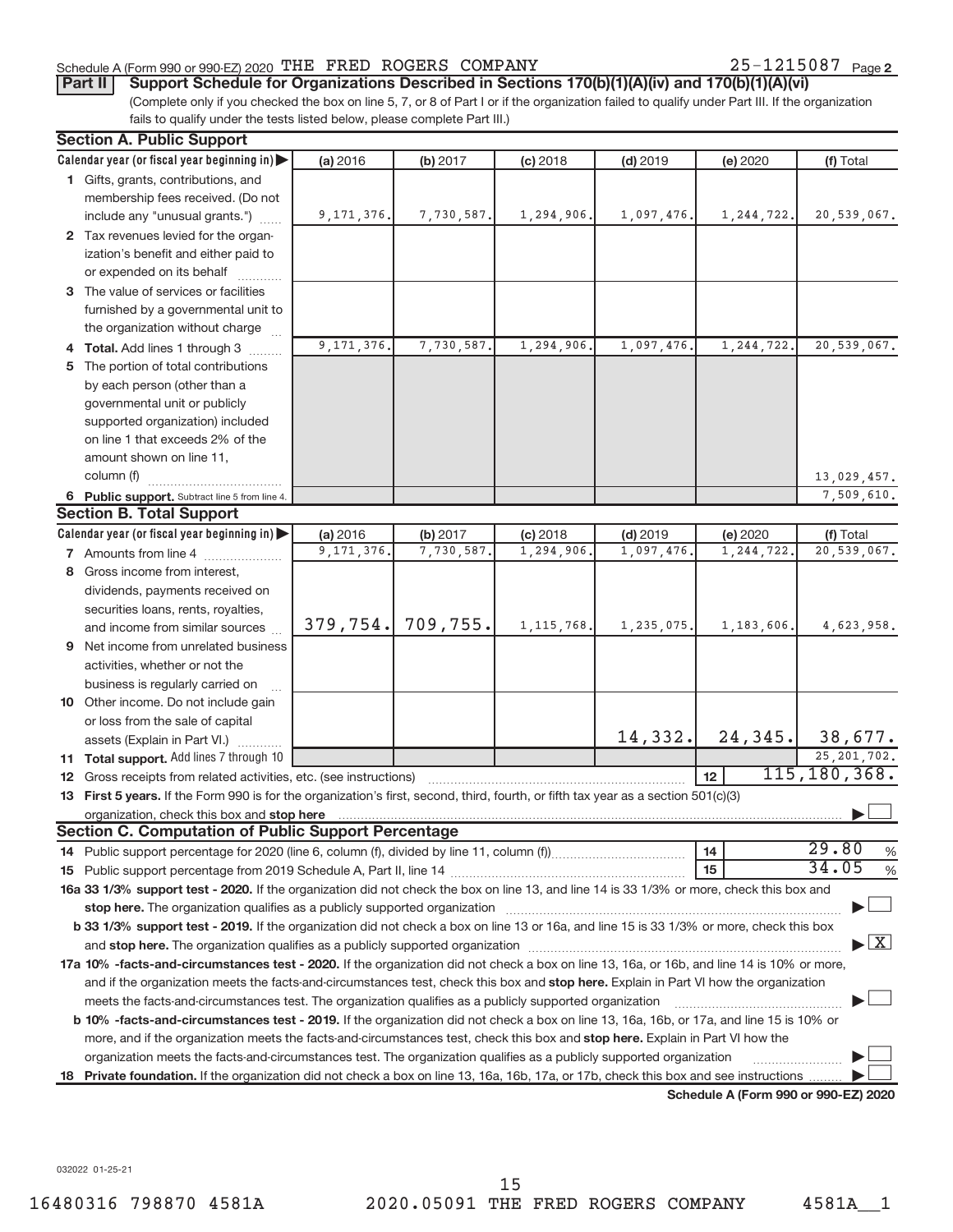Schedule A (Form 990 or 990-EZ) 2020 THE FRED ROGERS COMPANY 25-1215087 Page 2

**Part II Support Schedule for Organizations Described in Sections 170(b)(1)(A)(iv) and 170(b)(1)(A)(vi)**

(Complete only if you checked the box on line 5, 7, or 8 of Part I or if the organization failed to qualify under Part III. If the organization fails to qualify under the tests listed below, please complete Part III.)

**Section A. Public Support**

| Calendar year (or fiscal year beginning in) ▶ | (a) 2016 | (b) 2017 | (c) 2018 | (d) 2019 | (e) 2020 | (f) Total |
|---|---|---|---|---|---|---|
| 1 Gifts, grants, contributions, and membership fees received. (Do not include any "unusual grants.") | 9,171,376. | 7,730,587. | 1,294,906. | 1,097,476. | 1,244,722. | 20,539,067. |
| 2 Tax revenues levied for the organization's benefit and either paid to or expended on its behalf | | | | | | |
| 3 The value of services or facilities furnished by a governmental unit to the organization without charge | | | | | | |
| 4 **Total.** Add lines 1 through 3 | 9,171,376. | 7,730,587. | 1,294,906. | 1,097,476. | 1,244,722. | 20,539,067. |
| 5 The portion of total contributions by each person (other than a governmental unit or publicly supported organization) included on line 1 that exceeds 2% of the amount shown on line 11, column (f) | | | | | | 13,029,457. |
| 6 **Public support.** Subtract line 5 from line 4. | | | | | | 7,509,610. |

**Section B. Total Support**

| Calendar year (or fiscal year beginning in) ▶ | (a) 2016 | (b) 2017 | (c) 2018 | (d) 2019 | (e) 2020 | (f) Total |
|---|---|---|---|---|---|---|
| 7 Amounts from line 4 | 9,171,376. | 7,730,587. | 1,294,906. | 1,097,476. | 1,244,722. | 20,539,067. |
| 8 Gross income from interest, dividends, payments received on securities loans, rents, royalties, and income from similar sources | 379,754. | 709,755. | 1,115,768. | 1,235,075. | 1,183,606. | 4,623,958. |
| 9 Net income from unrelated business activities, whether or not the business is regularly carried on | | | | | | |
| 10 Other income. Do not include gain or loss from the sale of capital assets (Explain in Part VI.) | | | | 14,332. | 24,345. | 38,677. |
| 11 **Total support.** Add lines 7 through 10 | | | | | | 25,201,702. |
| 12 Gross receipts from related activities, etc. (see instructions) | | | | | 12 | 115,180,368. |

13 **First 5 years.** If the Form 990 is for the organization's first, second, third, fourth, or fifth tax year as a section 501(c)(3) organization, check this box and **stop here** ☐

**Section C. Computation of Public Support Percentage**

| | | |
|---|---|---|
| 14 Public support percentage for 2020 (line 6, column (f), divided by line 11, column (f)) | 14 | 29.80 % |
| 15 Public support percentage from 2019 Schedule A, Part II, line 14 | 15 | 34.05 % |

**16a 33 1/3% support test - 2020.** If the organization did not check the box on line 13, and line 14 is 33 1/3% or more, check this box and **stop here.** The organization qualifies as a publicly supported organization ☐

**b 33 1/3% support test - 2019.** If the organization did not check a box on line 13 or 16a, and line 15 is 33 1/3% or more, check this box and **stop here.** The organization qualifies as a publicly supported organization ☒

**17a 10% -facts-and-circumstances test - 2020.** If the organization did not check a box on line 13, 16a, or 16b, and line 14 is 10% or more, and if the organization meets the facts-and-circumstances test, check this box and **stop here.** Explain in Part VI how the organization meets the facts-and-circumstances test. The organization qualifies as a publicly supported organization ☐

**b 10% -facts-and-circumstances test - 2019.** If the organization did not check a box on line 13, 16a, 16b, or 17a, and line 15 is 10% or more, and if the organization meets the facts-and-circumstances test, check this box and **stop here.** Explain in Part VI how the organization meets the facts-and-circumstances test. The organization qualifies as a publicly supported organization ☐

**18 Private foundation.** If the organization did not check a box on line 13, 16a, 16b, 17a, or 17b, check this box and see instructions ☐

**Schedule A (Form 990 or 990-EZ) 2020**

032022 01-25-21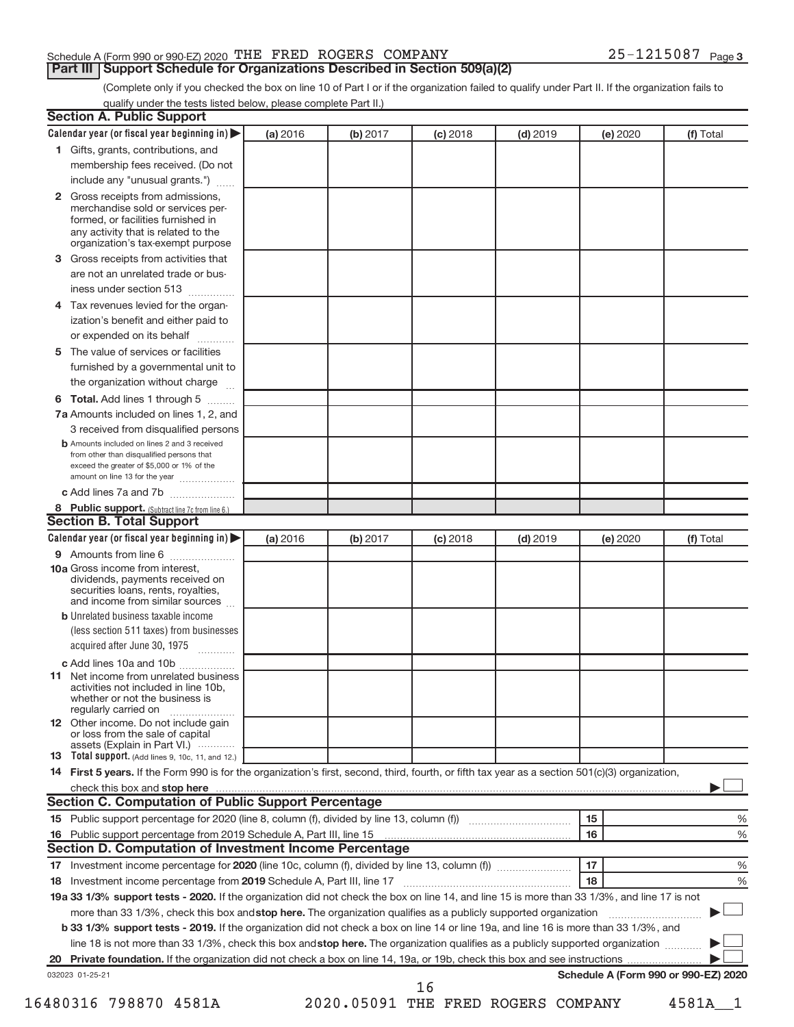Schedule A (Form 990 or 990-EZ) 2020 THE FRED ROGERS COMPANY 25-1215087 Page 3

## Part III Support Schedule for Organizations Described in Section 509(a)(2)

(Complete only if you checked the box on line 10 of Part I or if the organization failed to qualify under Part II. If the organization fails to qualify under the tests listed below, please complete Part II.)

### Section A. Public Support

| Calendar year (or fiscal year beginning in) ▶ | (a) 2016 | (b) 2017 | (c) 2018 | (d) 2019 | (e) 2020 | (f) Total |
|---|---|---|---|---|---|---|
| **1** Gifts, grants, contributions, and membership fees received. (Do not include any "unusual grants.") | | | | | | |
| **2** Gross receipts from admissions, merchandise sold or services performed, or facilities furnished in any activity that is related to the organization's tax-exempt purpose | | | | | | |
| **3** Gross receipts from activities that are not an unrelated trade or business under section 513 | | | | | | |
| **4** Tax revenues levied for the organization's benefit and either paid to or expended on its behalf | | | | | | |
| **5** The value of services or facilities furnished by a governmental unit to the organization without charge | | | | | | |
| **6 Total.** Add lines 1 through 5 | | | | | | |
| **7a** Amounts included on lines 1, 2, and 3 received from disqualified persons | | | | | | |
| **b** Amounts included on lines 2 and 3 received from other than disqualified persons that exceed the greater of $5,000 or 1% of the amount on line 13 for the year | | | | | | |
| **c** Add lines 7a and 7b | | | | | | |
| **8 Public support.** (Subtract line 7c from line 6.) | | | | | | |

### Section B. Total Support

| Calendar year (or fiscal year beginning in) ▶ | (a) 2016 | (b) 2017 | (c) 2018 | (d) 2019 | (e) 2020 | (f) Total |
|---|---|---|---|---|---|---|
| **9** Amounts from line 6 | | | | | | |
| **10a** Gross income from interest, dividends, payments received on securities loans, rents, royalties, and income from similar sources | | | | | | |
| **b** Unrelated business taxable income (less section 511 taxes) from businesses acquired after June 30, 1975 | | | | | | |
| **c** Add lines 10a and 10b | | | | | | |
| **11** Net income from unrelated business activities not included in line 10b, whether or not the business is regularly carried on | | | | | | |
| **12** Other income. Do not include gain or loss from the sale of capital assets (Explain in Part VI.) | | | | | | |
| **13 Total support.** (Add lines 9, 10c, 11, and 12.) | | | | | | |

**14 First 5 years.** If the Form 990 is for the organization's first, second, third, fourth, or fifth tax year as a section 501(c)(3) organization, check this box and **stop here** ▶ ☐

### Section C. Computation of Public Support Percentage

| | | | |
|---|---|---|---|
| **15** Public support percentage for 2020 (line 8, column (f), divided by line 13, column (f)) | 15 | | % |
| **16** Public support percentage from 2019 Schedule A, Part III, line 15 | 16 | | % |

### Section D. Computation of Investment Income Percentage

| | | | |
|---|---|---|---|
| **17** Investment income percentage for **2020** (line 10c, column (f), divided by line 13, column (f)) | 17 | | % |
| **18** Investment income percentage from **2019** Schedule A, Part III, line 17 | 18 | | % |

**19a 33 1/3% support tests - 2020.** If the organization did not check the box on line 14, and line 15 is more than 33 1/3%, and line 17 is not more than 33 1/3%, check this box and **stop here.** The organization qualifies as a publicly supported organization ▶ ☐

**b 33 1/3% support tests - 2019.** If the organization did not check a box on line 14 or line 19a, and line 16 is more than 33 1/3%, and line 18 is not more than 33 1/3%, check this box and **stop here.** The organization qualifies as a publicly supported organization ▶ ☐

**20 Private foundation.** If the organization did not check a box on line 14, 19a, or 19b, check this box and see instructions ▶ ☐

032023 01-25-21 **Schedule A (Form 990 or 990-EZ) 2020**

16480316 798870 4581A 2020.05091 THE FRED ROGERS COMPANY 4581A__1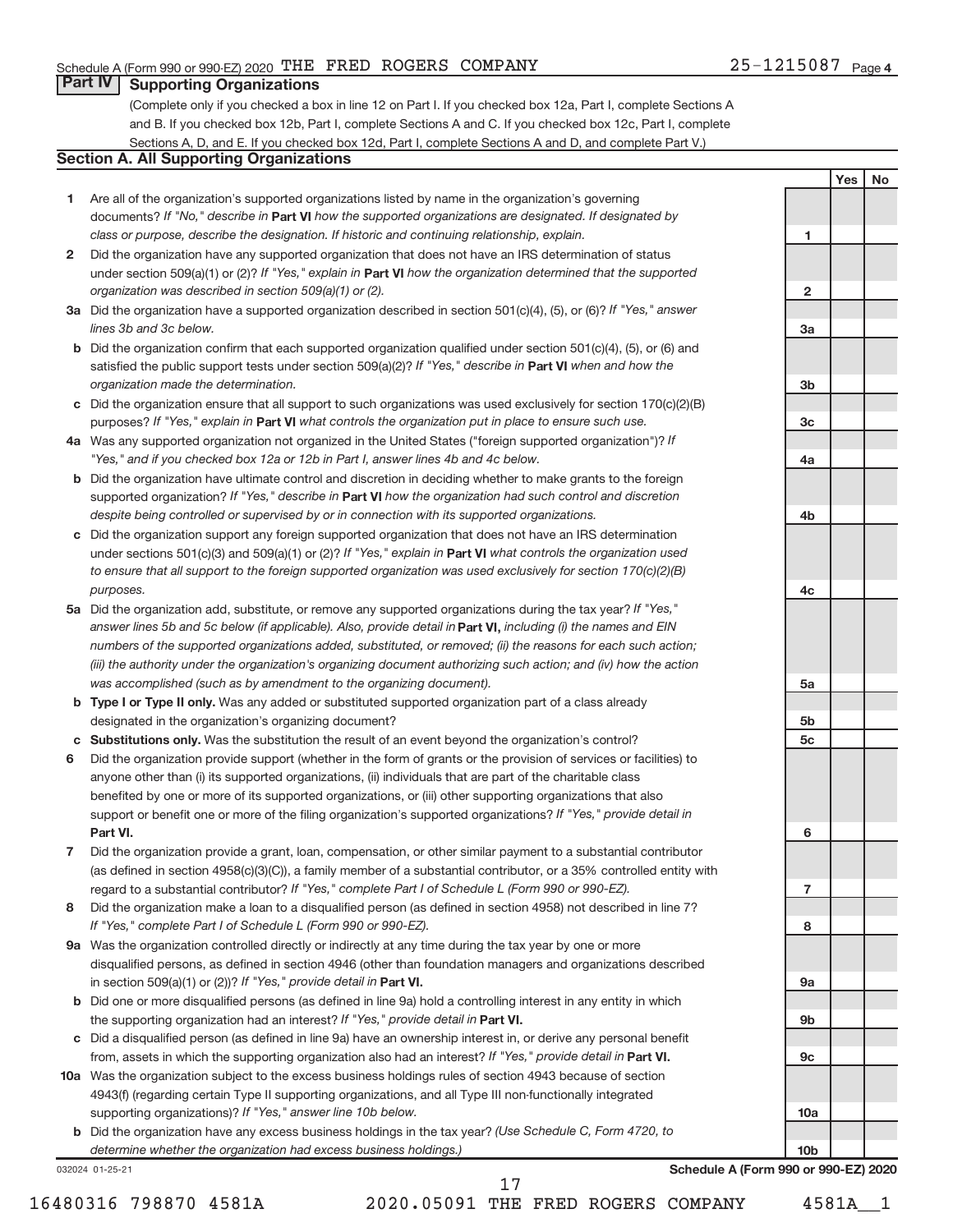Schedule A (Form 990 or 990-EZ) 2020 THE FRED ROGERS COMPANY 25-1215087 Page 4

## Part IV Supporting Organizations

(Complete only if you checked a box in line 12 on Part I. If you checked box 12a, Part I, complete Sections A and B. If you checked box 12b, Part I, complete Sections A and C. If you checked box 12c, Part I, complete Sections A, D, and E. If you checked box 12d, Part I, complete Sections A and D, and complete Part V.)

### Section A. All Supporting Organizations

| | | | Yes | No |
|---|---|---|---|---|
| **1** | Are all of the organization's supported organizations listed by name in the organization's governing documents? *If "No," describe in* **Part VI** *how the supported organizations are designated. If designated by class or purpose, describe the designation. If historic and continuing relationship, explain.* | 1 | | |
| **2** | Did the organization have any supported organization that does not have an IRS determination of status under section 509(a)(1) or (2)? *If "Yes," explain in* **Part VI** *how the organization determined that the supported organization was described in section 509(a)(1) or (2).* | 2 | | |
| **3a** | Did the organization have a supported organization described in section 501(c)(4), (5), or (6)? *If "Yes," answer lines 3b and 3c below.* | 3a | | |
| **b** | Did the organization confirm that each supported organization qualified under section 501(c)(4), (5), or (6) and satisfied the public support tests under section 509(a)(2)? *If "Yes," describe in* **Part VI** *when and how the organization made the determination.* | 3b | | |
| **c** | Did the organization ensure that all support to such organizations was used exclusively for section 170(c)(2)(B) purposes? *If "Yes," explain in* **Part VI** *what controls the organization put in place to ensure such use.* | 3c | | |
| **4a** | Was any supported organization not organized in the United States ("foreign supported organization")? *If "Yes," and if you checked box 12a or 12b in Part I, answer lines 4b and 4c below.* | 4a | | |
| **b** | Did the organization have ultimate control and discretion in deciding whether to make grants to the foreign supported organization? *If "Yes," describe in* **Part VI** *how the organization had such control and discretion despite being controlled or supervised by or in connection with its supported organizations.* | 4b | | |
| **c** | Did the organization support any foreign supported organization that does not have an IRS determination under sections 501(c)(3) and 509(a)(1) or (2)? *If "Yes," explain in* **Part VI** *what controls the organization used to ensure that all support to the foreign supported organization was used exclusively for section 170(c)(2)(B) purposes.* | 4c | | |
| **5a** | Did the organization add, substitute, or remove any supported organizations during the tax year? *If "Yes," answer lines 5b and 5c below (if applicable). Also, provide detail in* **Part VI,** *including (i) the names and EIN numbers of the supported organizations added, substituted, or removed; (ii) the reasons for each such action; (iii) the authority under the organization's organizing document authorizing such action; and (iv) how the action was accomplished (such as by amendment to the organizing document).* | 5a | | |
| **b** | **Type I or Type II only.** Was any added or substituted supported organization part of a class already designated in the organization's organizing document? | 5b | | |
| **c** | **Substitutions only.** Was the substitution the result of an event beyond the organization's control? | 5c | | |
| **6** | Did the organization provide support (whether in the form of grants or the provision of services or facilities) to anyone other than (i) its supported organizations, (ii) individuals that are part of the charitable class benefited by one or more of its supported organizations, or (iii) other supporting organizations that also support or benefit one or more of the filing organization's supported organizations? *If "Yes," provide detail in* **Part VI.** | 6 | | |
| **7** | Did the organization provide a grant, loan, compensation, or other similar payment to a substantial contributor (as defined in section 4958(c)(3)(C)), a family member of a substantial contributor, or a 35% controlled entity with regard to a substantial contributor? *If "Yes," complete Part I of Schedule L (Form 990 or 990-EZ).* | 7 | | |
| **8** | Did the organization make a loan to a disqualified person (as defined in section 4958) not described in line 7? *If "Yes," complete Part I of Schedule L (Form 990 or 990-EZ).* | 8 | | |
| **9a** | Was the organization controlled directly or indirectly at any time during the tax year by one or more disqualified persons, as defined in section 4946 (other than foundation managers and organizations described in section 509(a)(1) or (2))? *If "Yes," provide detail in* **Part VI.** | 9a | | |
| **b** | Did one or more disqualified persons (as defined in line 9a) hold a controlling interest in any entity in which the supporting organization had an interest? *If "Yes," provide detail in* **Part VI.** | 9b | | |
| **c** | Did a disqualified person (as defined in line 9a) have an ownership interest in, or derive any personal benefit from, assets in which the supporting organization also had an interest? *If "Yes," provide detail in* **Part VI.** | 9c | | |
| **10a** | Was the organization subject to the excess business holdings rules of section 4943 because of section 4943(f) (regarding certain Type II supporting organizations, and all Type III non-functionally integrated supporting organizations)? *If "Yes," answer line 10b below.* | 10a | | |
| **b** | Did the organization have any excess business holdings in the tax year? *(Use Schedule C, Form 4720, to determine whether the organization had excess business holdings.)* | 10b | | |

032024 01-25-21 **Schedule A (Form 990 or 990-EZ) 2020**

16480316 798870 4581A 2020.05091 THE FRED ROGERS COMPANY 4581A__1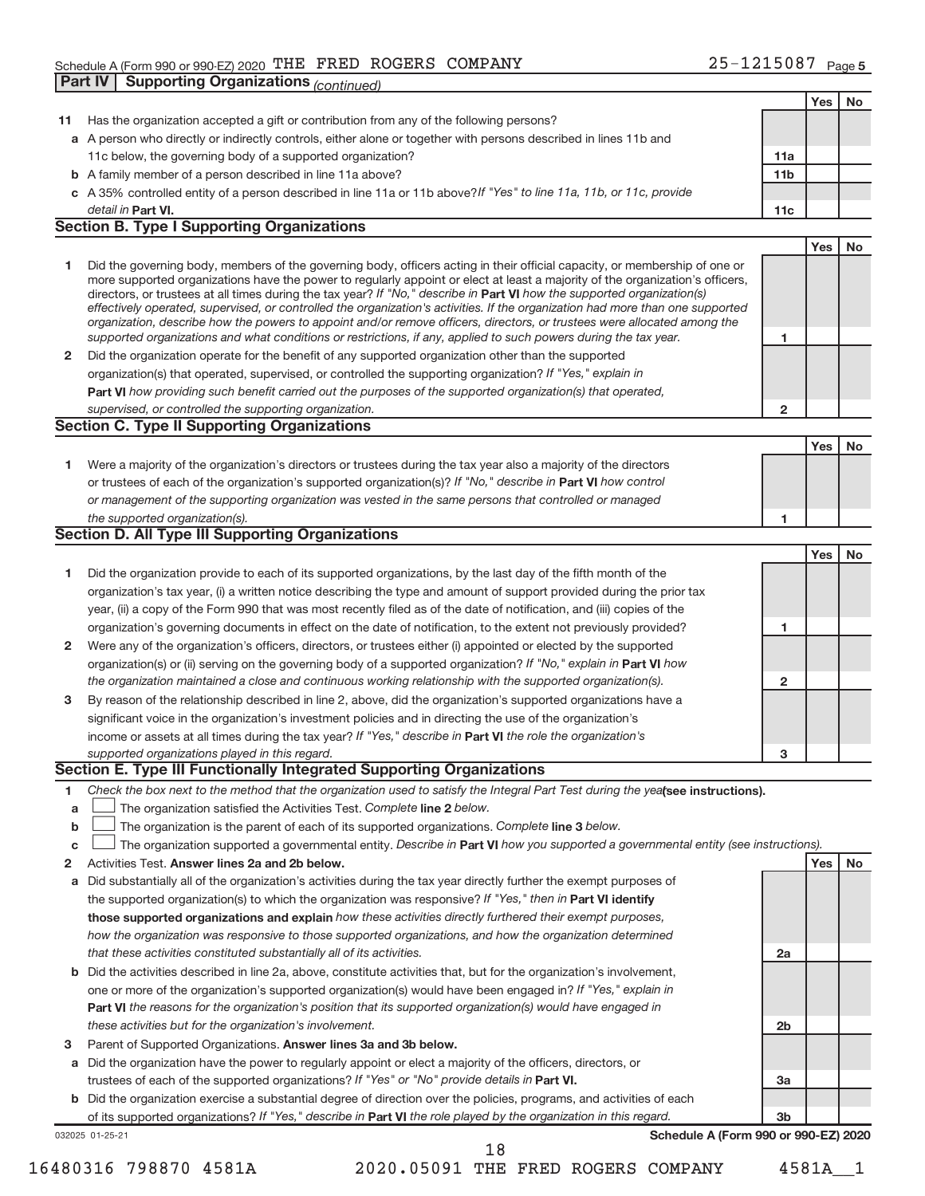Schedule A (Form 990 or 990-EZ) 2020 THE FRED ROGERS COMPANY 25-1215087 Page 5

**Part IV | Supporting Organizations** *(continued)*

| | | | Yes | No |
|---|---|---|---|---|
| **11** | Has the organization accepted a gift or contribution from any of the following persons? | | | |
| **a** | A person who directly or indirectly controls, either alone or together with persons described in lines 11b and 11c below, the governing body of a supported organization? | **11a** | | |
| **b** | A family member of a person described in line 11a above? | **11b** | | |
| **c** | A 35% controlled entity of a person described in line 11a or 11b above? *If "Yes" to line 11a, 11b, or 11c, provide detail in* **Part VI.** | **11c** | | |

## Section B. Type I Supporting Organizations

| | | | Yes | No |
|---|---|---|---|---|
| **1** | Did the governing body, members of the governing body, officers acting in their official capacity, or membership of one or more supported organizations have the power to regularly appoint or elect at least a majority of the organization's officers, directors, or trustees at all times during the tax year? *If "No," describe in* **Part VI** *how the supported organization(s) effectively operated, supervised, or controlled the organization's activities. If the organization had more than one supported organization, describe how the powers to appoint and/or remove officers, directors, or trustees were allocated among the supported organizations and what conditions or restrictions, if any, applied to such powers during the tax year.* | **1** | | |
| **2** | Did the organization operate for the benefit of any supported organization other than the supported organization(s) that operated, supervised, or controlled the supporting organization? *If "Yes," explain in* **Part VI** *how providing such benefit carried out the purposes of the supported organization(s) that operated, supervised, or controlled the supporting organization.* | **2** | | |

## Section C. Type II Supporting Organizations

| | | | Yes | No |
|---|---|---|---|---|
| **1** | Were a majority of the organization's directors or trustees during the tax year also a majority of the directors or trustees of each of the organization's supported organization(s)? *If "No," describe in* **Part VI** *how control or management of the supporting organization was vested in the same persons that controlled or managed the supported organization(s).* | **1** | | |

## Section D. All Type III Supporting Organizations

| | | | Yes | No |
|---|---|---|---|---|
| **1** | Did the organization provide to each of its supported organizations, by the last day of the fifth month of the organization's tax year, (i) a written notice describing the type and amount of support provided during the prior tax year, (ii) a copy of the Form 990 that was most recently filed as of the date of notification, and (iii) copies of the organization's governing documents in effect on the date of notification, to the extent not previously provided? | **1** | | |
| **2** | Were any of the organization's officers, directors, or trustees either (i) appointed or elected by the supported organization(s) or (ii) serving on the governing body of a supported organization? *If "No," explain in* **Part VI** *how the organization maintained a close and continuous working relationship with the supported organization(s).* | **2** | | |
| **3** | By reason of the relationship described in line 2, above, did the organization's supported organizations have a significant voice in the organization's investment policies and in directing the use of the organization's income or assets at all times during the tax year? *If "Yes," describe in* **Part VI** *the role the organization's supported organizations played in this regard.* | **3** | | |

## Section E. Type III Functionally Integrated Supporting Organizations

**1** *Check the box next to the method that the organization used to satisfy the Integral Part Test during the year* **(see instructions).**

- **a** ☐ The organization satisfied the Activities Test. *Complete* **line 2** *below.*
- **b** ☐ The organization is the parent of each of its supported organizations. *Complete* **line 3** *below.*
- **c** ☐ The organization supported a governmental entity. *Describe in* **Part VI** *how you supported a governmental entity (see instructions).*

| | | | Yes | No |
|---|---|---|---|---|
| **2** | Activities Test. **Answer lines 2a and 2b below.** | | | |
| **a** | Did substantially all of the organization's activities during the tax year directly further the exempt purposes of the supported organization(s) to which the organization was responsive? *If "Yes," then in* **Part VI identify those supported organizations and explain** *how these activities directly furthered their exempt purposes, how the organization was responsive to those supported organizations, and how the organization determined that these activities constituted substantially all of its activities.* | **2a** | | |
| **b** | Did the activities described in line 2a, above, constitute activities that, but for the organization's involvement, one or more of the organization's supported organization(s) would have been engaged in? *If "Yes," explain in* **Part VI** *the reasons for the organization's position that its supported organization(s) would have engaged in these activities but for the organization's involvement.* | **2b** | | |
| **3** | Parent of Supported Organizations. **Answer lines 3a and 3b below.** | | | |
| **a** | Did the organization have the power to regularly appoint or elect a majority of the officers, directors, or trustees of each of the supported organizations? *If "Yes" or "No" provide details in* **Part VI.** | **3a** | | |
| **b** | Did the organization exercise a substantial degree of direction over the policies, programs, and activities of each of its supported organizations? *If "Yes," describe in* **Part VI** *the role played by the organization in this regard.* | **3b** | | |

032025 01-25-21 **Schedule A (Form 990 or 990-EZ) 2020**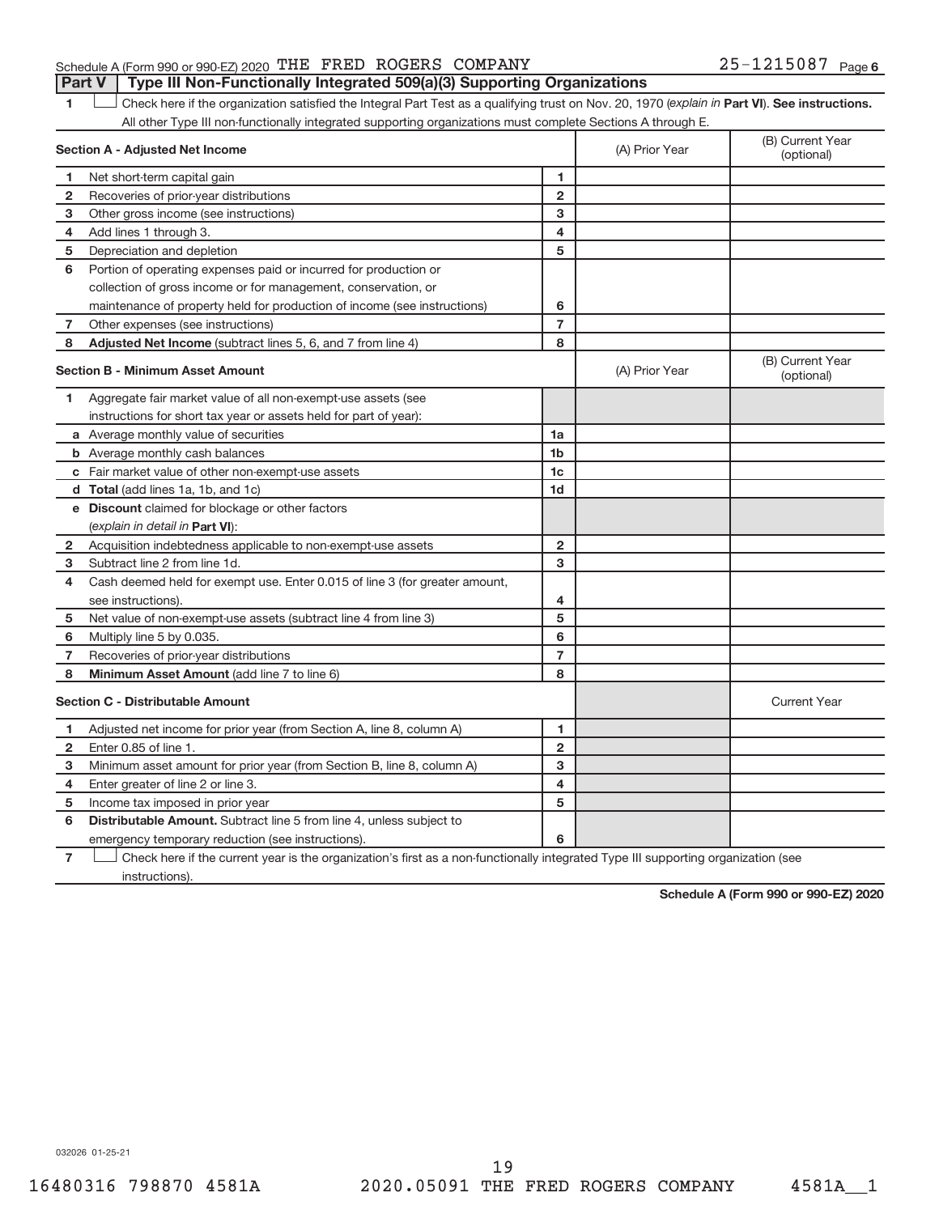Schedule A (Form 990 or 990-EZ) 2020 THE FRED ROGERS COMPANY 25-1215087 Page 6

## Part V | Type III Non-Functionally Integrated 509(a)(3) Supporting Organizations

1 ☐ Check here if the organization satisfied the Integral Part Test as a qualifying trust on Nov. 20, 1970 (*explain in* **Part VI**). **See instructions.** All other Type III non-functionally integrated supporting organizations must complete Sections A through E.

| **Section A - Adjusted Net Income** | | | (A) Prior Year | (B) Current Year (optional) |
|---|---|---|---|---|
| 1 | Net short-term capital gain | 1 | | |
| 2 | Recoveries of prior-year distributions | 2 | | |
| 3 | Other gross income (see instructions) | 3 | | |
| 4 | Add lines 1 through 3. | 4 | | |
| 5 | Depreciation and depletion | 5 | | |
| 6 | Portion of operating expenses paid or incurred for production or collection of gross income or for management, conservation, or maintenance of property held for production of income (see instructions) | 6 | | |
| 7 | Other expenses (see instructions) | 7 | | |
| 8 | **Adjusted Net Income** (subtract lines 5, 6, and 7 from line 4) | 8 | | |

| **Section B - Minimum Asset Amount** | | | (A) Prior Year | (B) Current Year (optional) |
|---|---|---|---|---|
| 1 | Aggregate fair market value of all non-exempt-use assets (see instructions for short tax year or assets held for part of year): | | | |
| a | Average monthly value of securities | 1a | | |
| b | Average monthly cash balances | 1b | | |
| c | Fair market value of other non-exempt-use assets | 1c | | |
| d | **Total** (add lines 1a, 1b, and 1c) | 1d | | |
| e | **Discount** claimed for blockage or other factors (*explain in detail in* **Part VI**): | | | |
| 2 | Acquisition indebtedness applicable to non-exempt-use assets | 2 | | |
| 3 | Subtract line 2 from line 1d. | 3 | | |
| 4 | Cash deemed held for exempt use. Enter 0.015 of line 3 (for greater amount, see instructions). | 4 | | |
| 5 | Net value of non-exempt-use assets (subtract line 4 from line 3) | 5 | | |
| 6 | Multiply line 5 by 0.035. | 6 | | |
| 7 | Recoveries of prior-year distributions | 7 | | |
| 8 | **Minimum Asset Amount** (add line 7 to line 6) | 8 | | |

| **Section C - Distributable Amount** | | | | Current Year |
|---|---|---|---|---|
| 1 | Adjusted net income for prior year (from Section A, line 8, column A) | 1 | | |
| 2 | Enter 0.85 of line 1. | 2 | | |
| 3 | Minimum asset amount for prior year (from Section B, line 8, column A) | 3 | | |
| 4 | Enter greater of line 2 or line 3. | 4 | | |
| 5 | Income tax imposed in prior year | 5 | | |
| 6 | **Distributable Amount.** Subtract line 5 from line 4, unless subject to emergency temporary reduction (see instructions). | 6 | | |

7 ☐ Check here if the current year is the organization's first as a non-functionally integrated Type III supporting organization (see instructions).

**Schedule A (Form 990 or 990-EZ) 2020**

032026 01-25-21

16480316 798870 4581A 2020.05091 THE FRED ROGERS COMPANY 4581A__1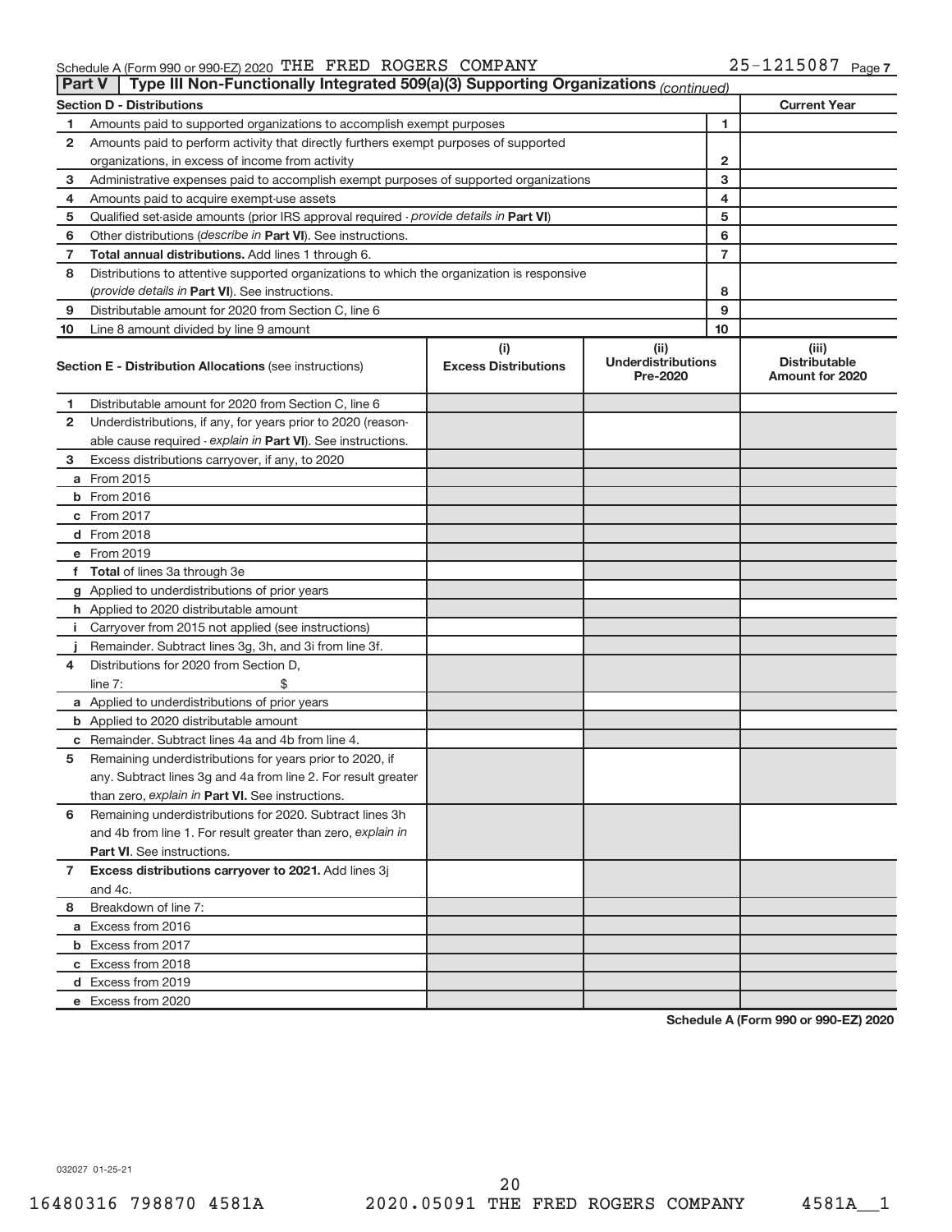Schedule A (Form 990 or 990-EZ) 2020 THE FRED ROGERS COMPANY 25-1215087 Page 7

## Part V | Type III Non-Functionally Integrated 509(a)(3) Supporting Organizations *(continued)*

| Section D - Distributions | | | Current Year |
|---|---|---|---|
| 1 | Amounts paid to supported organizations to accomplish exempt purposes | 1 | |
| 2 | Amounts paid to perform activity that directly furthers exempt purposes of supported organizations, in excess of income from activity | 2 | |
| 3 | Administrative expenses paid to accomplish exempt purposes of supported organizations | 3 | |
| 4 | Amounts paid to acquire exempt-use assets | 4 | |
| 5 | Qualified set-aside amounts (prior IRS approval required - *provide details in* **Part VI**) | 5 | |
| 6 | Other distributions (*describe in* **Part VI**). See instructions. | 6 | |
| 7 | **Total annual distributions.** Add lines 1 through 6. | 7 | |
| 8 | Distributions to attentive supported organizations to which the organization is responsive (*provide details in* **Part VI**). See instructions. | 8 | |
| 9 | Distributable amount for 2020 from Section C, line 6 | 9 | |
| 10 | Line 8 amount divided by line 9 amount | 10 | |

| | **Section E - Distribution Allocations** (see instructions) | (i) Excess Distributions | (ii) Underdistributions Pre-2020 | (iii) Distributable Amount for 2020 |
|---|---|---|---|---|
| 1 | Distributable amount for 2020 from Section C, line 6 | | | |
| 2 | Underdistributions, if any, for years prior to 2020 (reasonable cause required - *explain in* **Part VI**). See instructions. | | | |
| 3 | Excess distributions carryover, if any, to 2020 | | | |
| a | From 2015 | | | |
| b | From 2016 | | | |
| c | From 2017 | | | |
| d | From 2018 | | | |
| e | From 2019 | | | |
| f | **Total** of lines 3a through 3e | | | |
| g | Applied to underdistributions of prior years | | | |
| h | Applied to 2020 distributable amount | | | |
| i | Carryover from 2015 not applied (see instructions) | | | |
| j | Remainder. Subtract lines 3g, 3h, and 3i from line 3f. | | | |
| 4 | Distributions for 2020 from Section D, line 7: $ | | | |
| a | Applied to underdistributions of prior years | | | |
| b | Applied to 2020 distributable amount | | | |
| c | Remainder. Subtract lines 4a and 4b from line 4. | | | |
| 5 | Remaining underdistributions for years prior to 2020, if any. Subtract lines 3g and 4a from line 2. For result greater than zero, *explain in* **Part VI.** See instructions. | | | |
| 6 | Remaining underdistributions for 2020. Subtract lines 3h and 4b from line 1. For result greater than zero, *explain in* **Part VI**. See instructions. | | | |
| 7 | **Excess distributions carryover to 2021.** Add lines 3j and 4c. | | | |
| 8 | Breakdown of line 7: | | | |
| a | Excess from 2016 | | | |
| b | Excess from 2017 | | | |
| c | Excess from 2018 | | | |
| d | Excess from 2019 | | | |
| e | Excess from 2020 | | | |

**Schedule A (Form 990 or 990-EZ) 2020**

032027 01-25-21

16480316 798870 4581A 2020.05091 THE FRED ROGERS COMPANY 4581A__1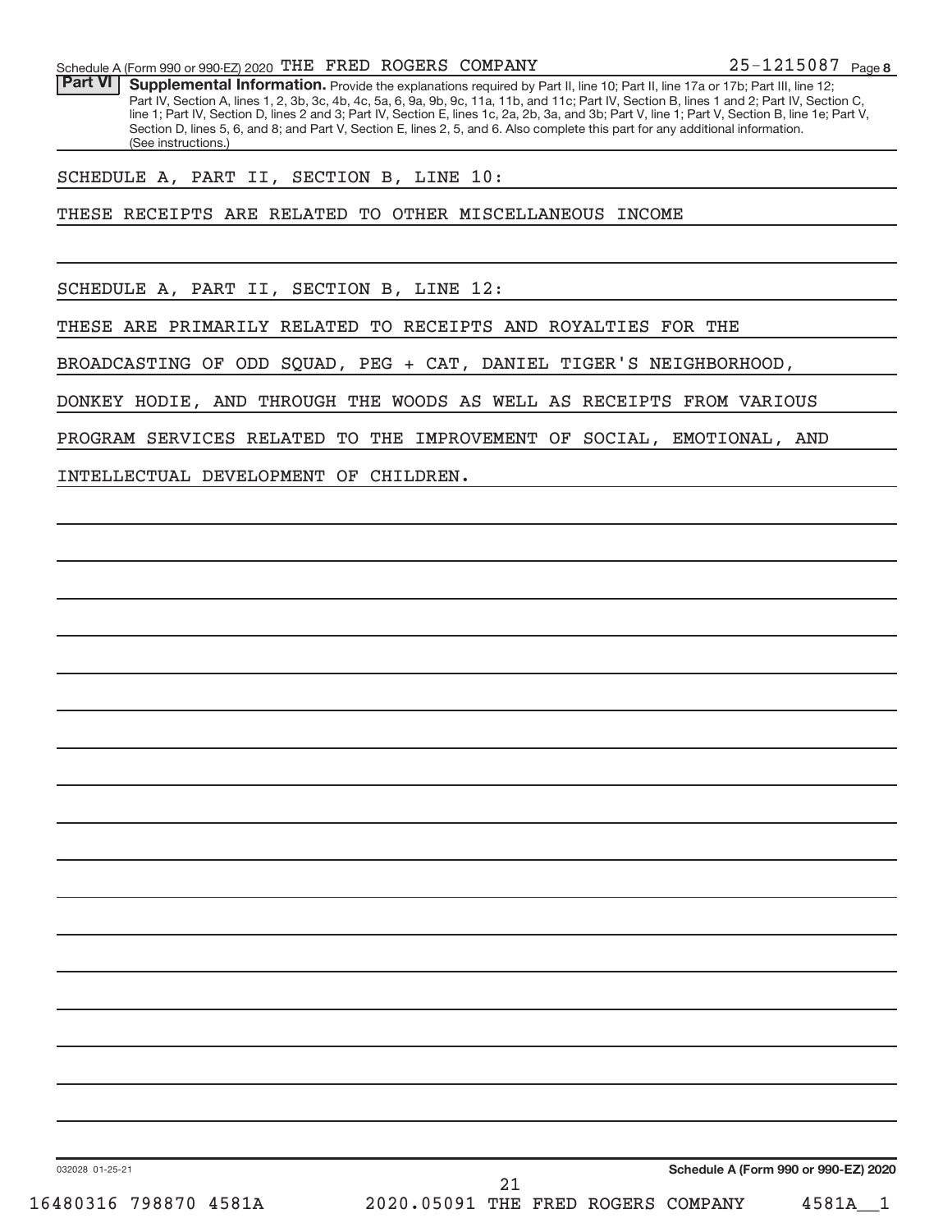Schedule A (Form 990 or 990-EZ) 2020 THE FRED ROGERS COMPANY 25-1215087 Page 8

**Part VI** **Supplemental Information.** Provide the explanations required by Part II, line 10; Part II, line 17a or 17b; Part III, line 12; Part IV, Section A, lines 1, 2, 3b, 3c, 4b, 4c, 5a, 6, 9a, 9b, 9c, 11a, 11b, and 11c; Part IV, Section B, lines 1 and 2; Part IV, Section C, line 1; Part IV, Section D, lines 2 and 3; Part IV, Section E, lines 1c, 2a, 2b, 3a, and 3b; Part V, line 1; Part V, Section B, line 1e; Part V, Section D, lines 5, 6, and 8; and Part V, Section E, lines 2, 5, and 6. Also complete this part for any additional information. (See instructions.)

SCHEDULE A, PART II, SECTION B, LINE 10:

THESE RECEIPTS ARE RELATED TO OTHER MISCELLANEOUS INCOME

SCHEDULE A, PART II, SECTION B, LINE 12:

THESE ARE PRIMARILY RELATED TO RECEIPTS AND ROYALTIES FOR THE BROADCASTING OF ODD SQUAD, PEG + CAT, DANIEL TIGER'S NEIGHBORHOOD, DONKEY HODIE, AND THROUGH THE WOODS AS WELL AS RECEIPTS FROM VARIOUS PROGRAM SERVICES RELATED TO THE IMPROVEMENT OF SOCIAL, EMOTIONAL, AND INTELLECTUAL DEVELOPMENT OF CHILDREN.

032028 01-25-21 **Schedule A (Form 990 or 990-EZ) 2020**

16480316 798870 4581A 2020.05091 THE FRED ROGERS COMPANY 4581A__1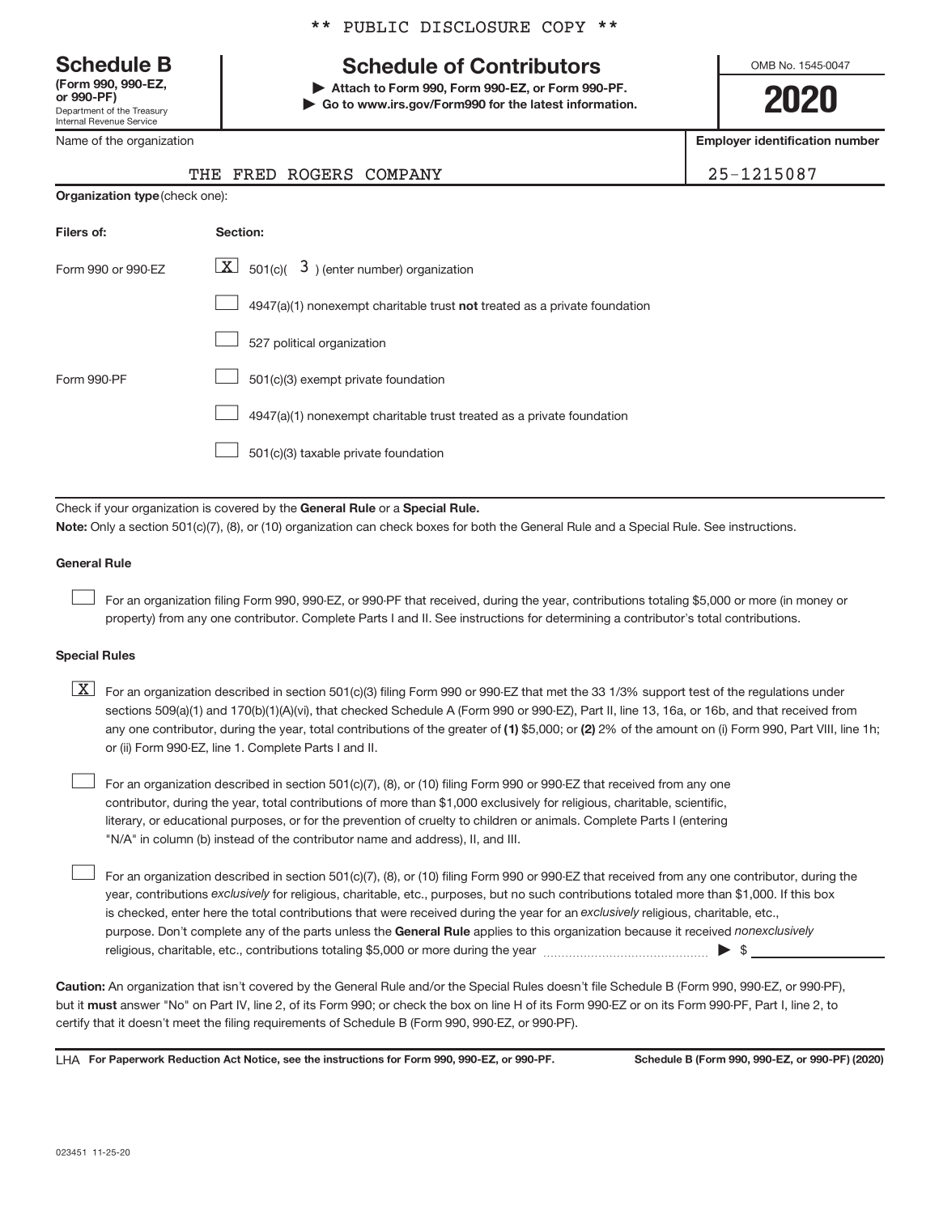\*\* PUBLIC DISCLOSURE COPY \*\*

# Schedule B

**(Form 990, 990-EZ, or 990-PF)**
Department of the Treasury
Internal Revenue Service

## Schedule of Contributors

▶ **Attach to Form 990, Form 990-EZ, or Form 990-PF.**
▶ **Go to www.irs.gov/Form990 for the latest information.**

OMB No. 1545-0047

**2020**

Name of the organization: THE FRED ROGERS COMPANY

**Employer identification number:** 25-1215087

**Organization type** (check one):

| Filers of: | Section: |
|---|---|
| Form 990 or 990-EZ | [X] 501(c)( 3 ) (enter number) organization |
| | [ ] 4947(a)(1) nonexempt charitable trust **not** treated as a private foundation |
| | [ ] 527 political organization |
| Form 990-PF | [ ] 501(c)(3) exempt private foundation |
| | [ ] 4947(a)(1) nonexempt charitable trust treated as a private foundation |
| | [ ] 501(c)(3) taxable private foundation |

Check if your organization is covered by the **General Rule** or a **Special Rule.**

**Note:** Only a section 501(c)(7), (8), or (10) organization can check boxes for both the General Rule and a Special Rule. See instructions.

**General Rule**

[ ] For an organization filing Form 990, 990-EZ, or 990-PF that received, during the year, contributions totaling $5,000 or more (in money or property) from any one contributor. Complete Parts I and II. See instructions for determining a contributor's total contributions.

**Special Rules**

[X] For an organization described in section 501(c)(3) filing Form 990 or 990-EZ that met the 33 1/3% support test of the regulations under sections 509(a)(1) and 170(b)(1)(A)(vi), that checked Schedule A (Form 990 or 990-EZ), Part II, line 13, 16a, or 16b, and that received from any one contributor, during the year, total contributions of the greater of **(1)** $5,000; or **(2)** 2% of the amount on (i) Form 990, Part VIII, line 1h; or (ii) Form 990-EZ, line 1. Complete Parts I and II.

[ ] For an organization described in section 501(c)(7), (8), or (10) filing Form 990 or 990-EZ that received from any one contributor, during the year, total contributions of more than $1,000 exclusively for religious, charitable, scientific, literary, or educational purposes, or for the prevention of cruelty to children or animals. Complete Parts I (entering "N/A" in column (b) instead of the contributor name and address), II, and III.

[ ] For an organization described in section 501(c)(7), (8), or (10) filing Form 990 or 990-EZ that received from any one contributor, during the year, contributions *exclusively* for religious, charitable, etc., purposes, but no such contributions totaled more than $1,000. If this box is checked, enter here the total contributions that were received during the year for an *exclusively* religious, charitable, etc., purpose. Don't complete any of the parts unless the **General Rule** applies to this organization because it received *nonexclusively* religious, charitable, etc., contributions totaling $5,000 or more during the year ▶ $ \_\_\_\_\_\_\_\_

**Caution:** An organization that isn't covered by the General Rule and/or the Special Rules doesn't file Schedule B (Form 990, 990-EZ, or 990-PF), but it **must** answer "No" on Part IV, line 2, of its Form 990; or check the box on line H of its Form 990-EZ or on its Form 990-PF, Part I, line 2, to certify that it doesn't meet the filing requirements of Schedule B (Form 990, 990-EZ, or 990-PF).

LHA **For Paperwork Reduction Act Notice, see the instructions for Form 990, 990-EZ, or 990-PF.** **Schedule B (Form 990, 990-EZ, or 990-PF) (2020)**

023451 11-25-20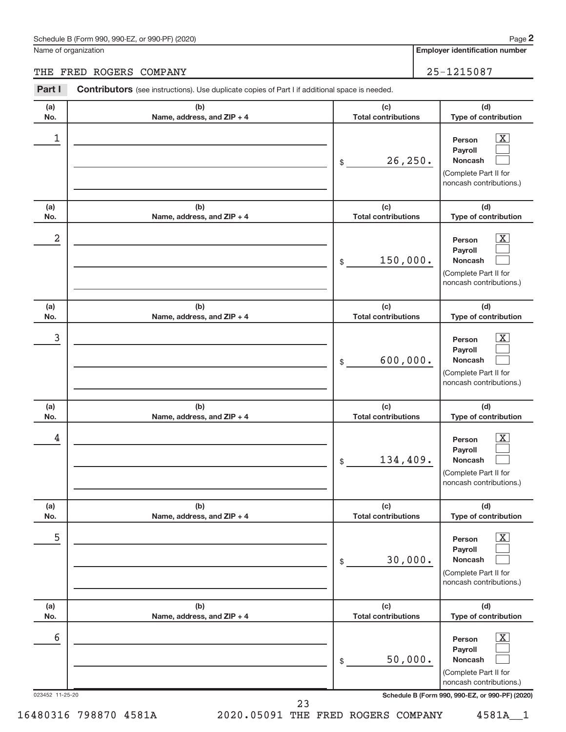Schedule B (Form 990, 990-EZ, or 990-PF) (2020)

Name of organization: THE FRED ROGERS COMPANY

Employer identification number: 25-1215087

**Part I** **Contributors** (see instructions). Use duplicate copies of Part I if additional space is needed.

| (a) No. | (b) Name, address, and ZIP + 4 | (c) Total contributions | (d) Type of contribution |
|---|---|---|---|
| 1 | | $ 26,250. | Person [X] Payroll [ ] Noncash [ ] (Complete Part II for noncash contributions.) |
| 2 | | $ 150,000. | Person [X] Payroll [ ] Noncash [ ] (Complete Part II for noncash contributions.) |
| 3 | | $ 600,000. | Person [X] Payroll [ ] Noncash [ ] (Complete Part II for noncash contributions.) |
| 4 | | $ 134,409. | Person [X] Payroll [ ] Noncash [ ] (Complete Part II for noncash contributions.) |
| 5 | | $ 30,000. | Person [X] Payroll [ ] Noncash [ ] (Complete Part II for noncash contributions.) |
| 6 | | $ 50,000. | Person [X] Payroll [ ] Noncash [ ] (Complete Part II for noncash contributions.) |

023452 11-25-20 Schedule B (Form 990, 990-EZ, or 990-PF) (2020)

16480316 798870 4581A 2020.05091 THE FRED ROGERS COMPANY 4581A__1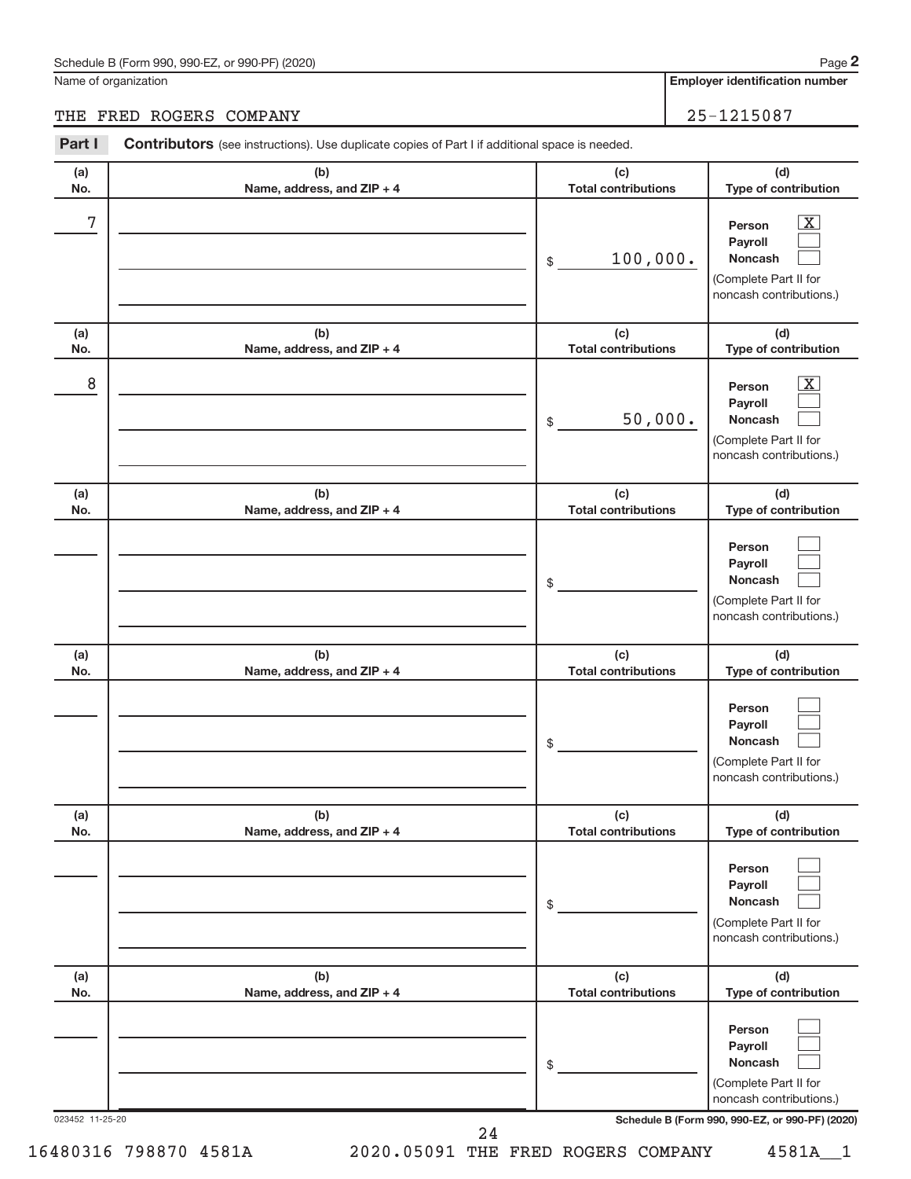Schedule B (Form 990, 990-EZ, or 990-PF) (2020)

Name of organization: THE FRED ROGERS COMPANY

Employer identification number: 25-1215087

## Part I — Contributors (see instructions). Use duplicate copies of Part I if additional space is needed.

| (a) No. | (b) Name, address, and ZIP + 4 | (c) Total contributions | (d) Type of contribution |
|---|---|---|---|
| 7 | | $ 100,000. | Person [X] Payroll [ ] Noncash [ ] (Complete Part II for noncash contributions.) |
| 8 | | $ 50,000. | Person [X] Payroll [ ] Noncash [ ] (Complete Part II for noncash contributions.) |
| | | $ | Person [ ] Payroll [ ] Noncash [ ] (Complete Part II for noncash contributions.) |
| | | $ | Person [ ] Payroll [ ] Noncash [ ] (Complete Part II for noncash contributions.) |
| | | $ | Person [ ] Payroll [ ] Noncash [ ] (Complete Part II for noncash contributions.) |
| | | $ | Person [ ] Payroll [ ] Noncash [ ] (Complete Part II for noncash contributions.) |

023452 11-25-20

Schedule B (Form 990, 990-EZ, or 990-PF) (2020)

16480316 798870 4581A 2020.05091 THE FRED ROGERS COMPANY 4581A__1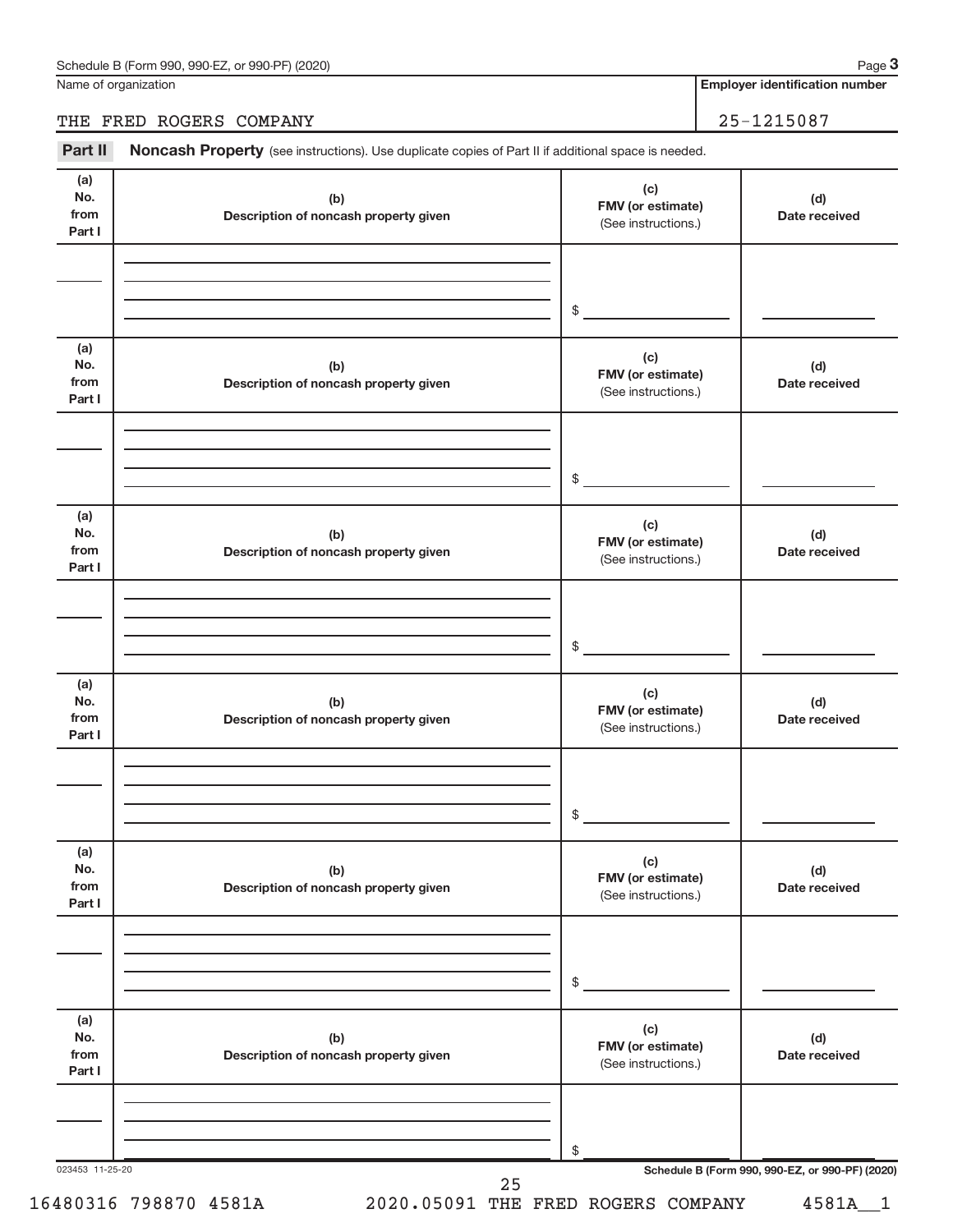Name of organization | **Employer identification number**

THE FRED ROGERS COMPANY | 25-1215087

**Part II** **Noncash Property** (see instructions). Use duplicate copies of Part II if additional space is needed.

| (a) No. from Part I | (b) Description of noncash property given | (c) FMV (or estimate) (See instructions.) | (d) Date received |
|---|---|---|---|
| | | $ | |

| (a) No. from Part I | (b) Description of noncash property given | (c) FMV (or estimate) (See instructions.) | (d) Date received |
|---|---|---|---|
| | | $ | |

| (a) No. from Part I | (b) Description of noncash property given | (c) FMV (or estimate) (See instructions.) | (d) Date received |
|---|---|---|---|
| | | $ | |

| (a) No. from Part I | (b) Description of noncash property given | (c) FMV (or estimate) (See instructions.) | (d) Date received |
|---|---|---|---|
| | | $ | |

| (a) No. from Part I | (b) Description of noncash property given | (c) FMV (or estimate) (See instructions.) | (d) Date received |
|---|---|---|---|
| | | $ | |

| (a) No. from Part I | (b) Description of noncash property given | (c) FMV (or estimate) (See instructions.) | (d) Date received |
|---|---|---|---|
| | | $ | |

023453 11-25-20

**Schedule B (Form 990, 990-EZ, or 990-PF) (2020)**

16480316 798870 4581A 2020.05091 THE FRED ROGERS COMPANY 4581A__1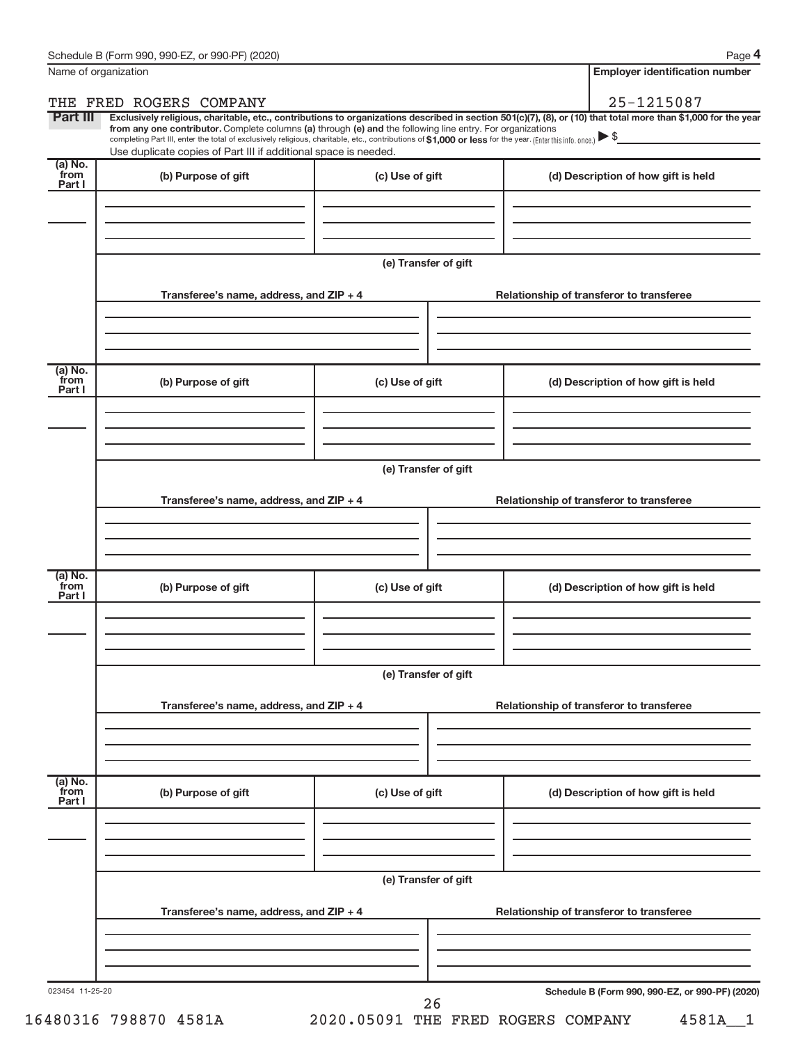Name of organization

THE FRED ROGERS COMPANY

**Employer identification number**

25-1215087

**Part III** **Exclusively religious, charitable, etc., contributions to organizations described in section 501(c)(7), (8), or (10) that total more than $1,000 for the year from any one contributor.** Complete columns **(a)** through **(e)** and the following line entry. For organizations completing Part III, enter the total of exclusively religious, charitable, etc., contributions of **$1,000 or less** for the year. (Enter this info. once.) ▶ $

Use duplicate copies of Part III if additional space is needed.

| (a) No. from Part I | (b) Purpose of gift | (c) Use of gift | (d) Description of how gift is held |
|---|---|---|---|
| | | | |

**(e) Transfer of gift**

| Transferee's name, address, and ZIP + 4 | Relationship of transferor to transferee |
|---|---|
| | |

| (a) No. from Part I | (b) Purpose of gift | (c) Use of gift | (d) Description of how gift is held |
|---|---|---|---|
| | | | |

**(e) Transfer of gift**

| Transferee's name, address, and ZIP + 4 | Relationship of transferor to transferee |
|---|---|
| | |

| (a) No. from Part I | (b) Purpose of gift | (c) Use of gift | (d) Description of how gift is held |
|---|---|---|---|
| | | | |

**(e) Transfer of gift**

| Transferee's name, address, and ZIP + 4 | Relationship of transferor to transferee |
|---|---|
| | |

| (a) No. from Part I | (b) Purpose of gift | (c) Use of gift | (d) Description of how gift is held |
|---|---|---|---|
| | | | |

**(e) Transfer of gift**

| Transferee's name, address, and ZIP + 4 | Relationship of transferor to transferee |
|---|---|
| | |

023454 11-25-20

**Schedule B (Form 990, 990-EZ, or 990-PF) (2020)**

16480316 798870 4581A 2020.05091 THE FRED ROGERS COMPANY 4581A__1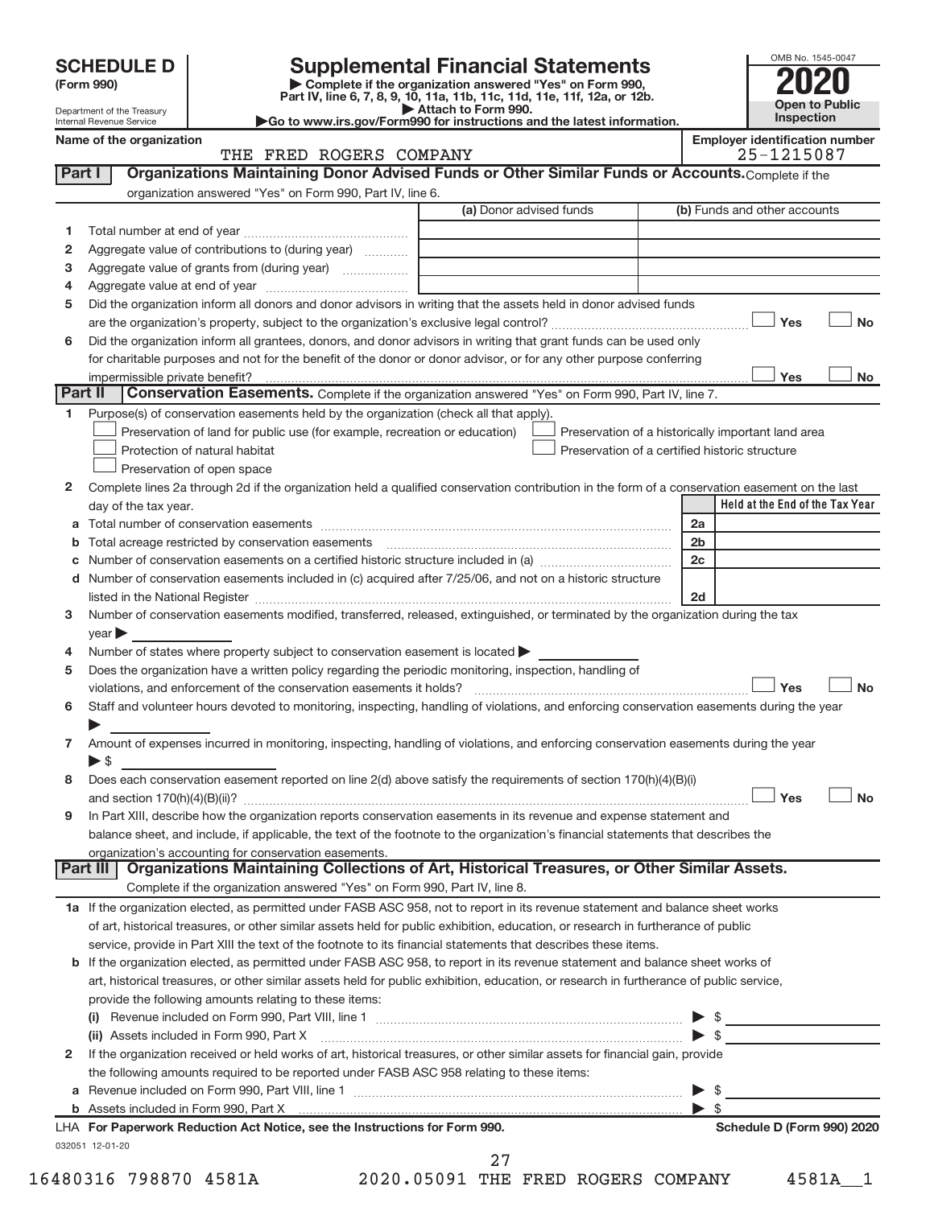# SCHEDULE D (Form 990)

Department of the Treasury
Internal Revenue Service

## Supplemental Financial Statements

▶ Complete if the organization answered "Yes" on Form 990, Part IV, line 6, 7, 8, 9, 10, 11a, 11b, 11c, 11d, 11e, 11f, 12a, or 12b.
▶ Attach to Form 990.
▶Go to www.irs.gov/Form990 for instructions and the latest information.

OMB No. 1545-0047
**2020**
**Open to Public Inspection**

**Name of the organization:** THE FRED ROGERS COMPANY
**Employer identification number:** 25-1215087

### Part I Organizations Maintaining Donor Advised Funds or Other Similar Funds or Accounts. Complete if the organization answered "Yes" on Form 990, Part IV, line 6.

| | | (a) Donor advised funds | (b) Funds and other accounts |
|---|---|---|---|
| 1 | Total number at end of year | | |
| 2 | Aggregate value of contributions to (during year) | | |
| 3 | Aggregate value of grants from (during year) | | |
| 4 | Aggregate value at end of year | | |

5 Did the organization inform all donors and donor advisors in writing that the assets held in donor advised funds are the organization's property, subject to the organization's exclusive legal control? ☐ Yes ☐ No

6 Did the organization inform all grantees, donors, and donor advisors in writing that grant funds can be used only for charitable purposes and not for the benefit of the donor or donor advisor, or for any other purpose conferring impermissible private benefit? ☐ Yes ☐ No

### Part II Conservation Easements. Complete if the organization answered "Yes" on Form 990, Part IV, line 7.

1 Purpose(s) of conservation easements held by the organization (check all that apply).
- ☐ Preservation of land for public use (for example, recreation or education)
- ☐ Preservation of a historically important land area
- ☐ Protection of natural habitat
- ☐ Preservation of a certified historic structure
- ☐ Preservation of open space

2 Complete lines 2a through 2d if the organization held a qualified conservation contribution in the form of a conservation easement on the last day of the tax year.

| | | | Held at the End of the Tax Year |
|---|---|---|---|
| a | Total number of conservation easements | 2a | |
| b | Total acreage restricted by conservation easements | 2b | |
| c | Number of conservation easements on a certified historic structure included in (a) | 2c | |
| d | Number of conservation easements included in (c) acquired after 7/25/06, and not on a historic structure listed in the National Register | 2d | |

3 Number of conservation easements modified, transferred, released, extinguished, or terminated by the organization during the tax year ▶

4 Number of states where property subject to conservation easement is located ▶

5 Does the organization have a written policy regarding the periodic monitoring, inspection, handling of violations, and enforcement of the conservation easements it holds? ☐ Yes ☐ No

6 Staff and volunteer hours devoted to monitoring, inspecting, handling of violations, and enforcing conservation easements during the year ▶

7 Amount of expenses incurred in monitoring, inspecting, handling of violations, and enforcing conservation easements during the year ▶ $

8 Does each conservation easement reported on line 2(d) above satisfy the requirements of section 170(h)(4)(B)(i) and section 170(h)(4)(B)(ii)? ☐ Yes ☐ No

9 In Part XIII, describe how the organization reports conservation easements in its revenue and expense statement and balance sheet, and include, if applicable, the text of the footnote to the organization's financial statements that describes the organization's accounting for conservation easements.

### Part III Organizations Maintaining Collections of Art, Historical Treasures, or Other Similar Assets. Complete if the organization answered "Yes" on Form 990, Part IV, line 8.

1a If the organization elected, as permitted under FASB ASC 958, not to report in its revenue statement and balance sheet works of art, historical treasures, or other similar assets held for public exhibition, education, or research in furtherance of public service, provide in Part XIII the text of the footnote to its financial statements that describes these items.

b If the organization elected, as permitted under FASB ASC 958, to report in its revenue statement and balance sheet works of art, historical treasures, or other similar assets held for public exhibition, education, or research in furtherance of public service, provide the following amounts relating to these items:

(i) Revenue included on Form 990, Part VIII, line 1 ▶ $

(ii) Assets included in Form 990, Part X ▶ $

2 If the organization received or held works of art, historical treasures, or other similar assets for financial gain, provide the following amounts required to be reported under FASB ASC 958 relating to these items:

a Revenue included on Form 990, Part VIII, line 1 ▶ $

b Assets included in Form 990, Part X ▶ $

**LHA For Paperwork Reduction Act Notice, see the Instructions for Form 990.** **Schedule D (Form 990) 2020**

032051 12-01-20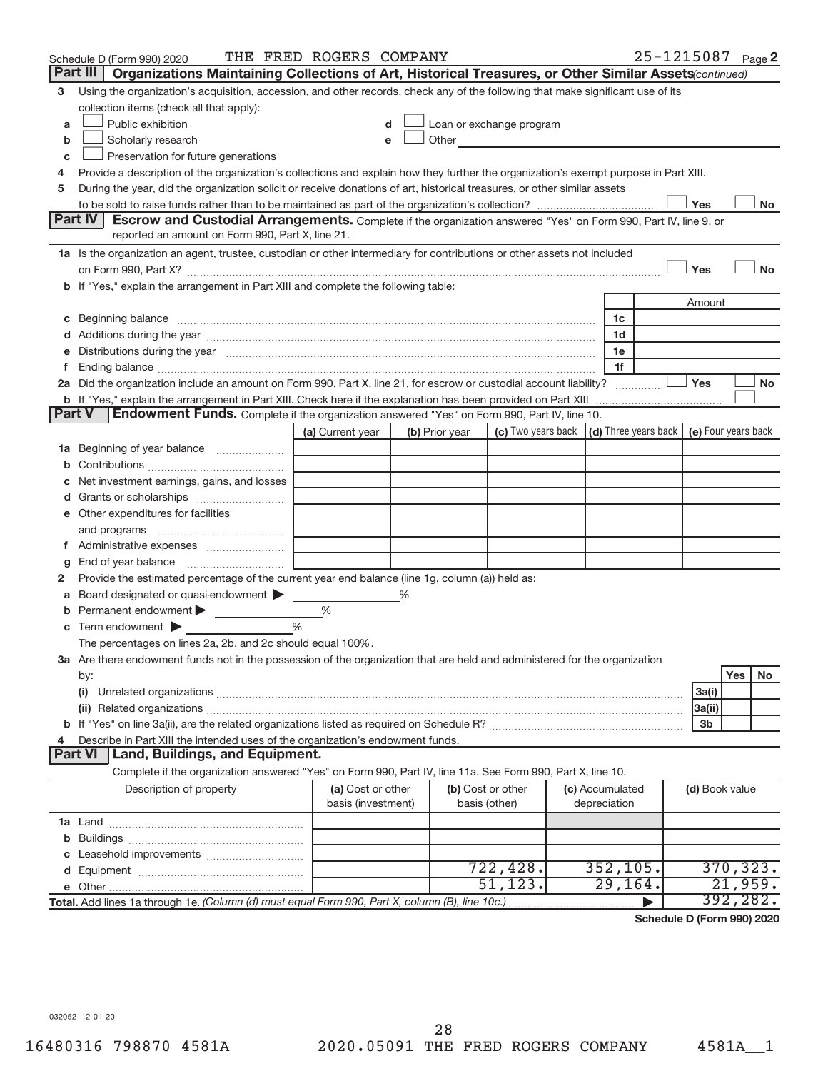Schedule D (Form 990) 2020 THE FRED ROGERS COMPANY 25-1215087 Page 2

## Part III Organizations Maintaining Collections of Art, Historical Treasures, or Other Similar Assets *(continued)*

3 Using the organization's acquisition, accession, and other records, check any of the following that make significant use of its collection items (check all that apply):

- a ☐ Public exhibition
- b ☐ Scholarly research
- c ☐ Preservation for future generations
- d ☐ Loan or exchange program
- e ☐ Other

4 Provide a description of the organization's collections and explain how they further the organization's exempt purpose in Part XIII.

5 During the year, did the organization solicit or receive donations of art, historical treasures, or other similar assets to be sold to raise funds rather than to be maintained as part of the organization's collection? ☐ Yes ☐ No

## Part IV Escrow and Custodial Arrangements.

Complete if the organization answered "Yes" on Form 990, Part IV, line 9, or reported an amount on Form 990, Part X, line 21.

1a Is the organization an agent, trustee, custodian or other intermediary for contributions or other assets not included on Form 990, Part X? ☐ Yes ☐ No

b If "Yes," explain the arrangement in Part XIII and complete the following table:

| | | Amount |
|---|---|---|
| c Beginning balance | 1c | |
| d Additions during the year | 1d | |
| e Distributions during the year | 1e | |
| f Ending balance | 1f | |

2a Did the organization include an amount on Form 990, Part X, line 21, for escrow or custodial account liability? ☐ Yes ☐ No

b If "Yes," explain the arrangement in Part XIII. Check here if the explanation has been provided on Part XIII ☐

## Part V Endowment Funds.

Complete if the organization answered "Yes" on Form 990, Part IV, line 10.

| | (a) Current year | (b) Prior year | (c) Two years back | (d) Three years back | (e) Four years back |
|---|---|---|---|---|---|
| 1a Beginning of year balance | | | | | |
| b Contributions | | | | | |
| c Net investment earnings, gains, and losses | | | | | |
| d Grants or scholarships | | | | | |
| e Other expenditures for facilities and programs | | | | | |
| f Administrative expenses | | | | | |
| g End of year balance | | | | | |

2 Provide the estimated percentage of the current year end balance (line 1g, column (a)) held as:

- a Board designated or quasi-endowment ▶ ______ %
- b Permanent endowment ▶ ______ %
- c Term endowment ▶ ______ %

The percentages on lines 2a, 2b, and 2c should equal 100%.

3a Are there endowment funds not in the possession of the organization that are held and administered for the organization by:

| | | Yes | No |
|---|---|---|---|
| (i) Unrelated organizations | 3a(i) | | |
| (ii) Related organizations | 3a(ii) | | |
| b If "Yes" on line 3a(ii), are the related organizations listed as required on Schedule R? | 3b | | |

4 Describe in Part XIII the intended uses of the organization's endowment funds.

## Part VI Land, Buildings, and Equipment.

Complete if the organization answered "Yes" on Form 990, Part IV, line 11a. See Form 990, Part X, line 10.

| Description of property | (a) Cost or other basis (investment) | (b) Cost or other basis (other) | (c) Accumulated depreciation | (d) Book value |
|---|---|---|---|---|
| 1a Land | | | | |
| b Buildings | | | | |
| c Leasehold improvements | | | | |
| d Equipment | | 722,428. | 352,105. | 370,323. |
| e Other | | 51,123. | 29,164. | 21,959. |
| **Total.** Add lines 1a through 1e. *(Column (d) must equal Form 990, Part X, column (B), line 10c.)* | | | ▶ | 392,282. |

**Schedule D (Form 990) 2020**

032052 12-01-20

16480316 798870 4581A 2020.05091 THE FRED ROGERS COMPANY 4581A__1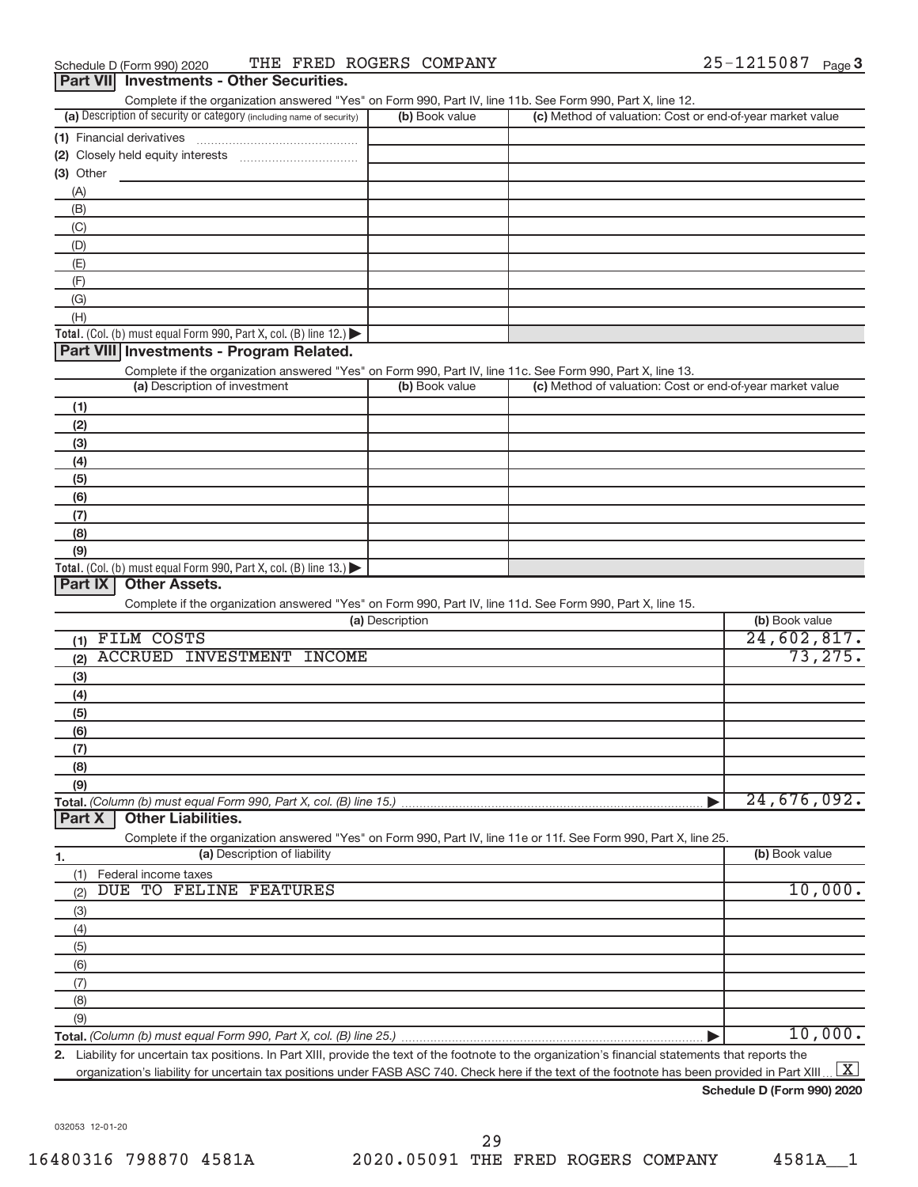Schedule D (Form 990) 2020 THE FRED ROGERS COMPANY 25-1215087 Page 3

## Part VII Investments - Other Securities.

Complete if the organization answered "Yes" on Form 990, Part IV, line 11b. See Form 990, Part X, line 12.

| (a) Description of security or category (including name of security) | (b) Book value | (c) Method of valuation: Cost or end-of-year market value |
|---|---|---|
| (1) Financial derivatives | | |
| (2) Closely held equity interests | | |
| (3) Other | | |
| (A) | | |
| (B) | | |
| (C) | | |
| (D) | | |
| (E) | | |
| (F) | | |
| (G) | | |
| (H) | | |
| **Total.** (Col. (b) must equal Form 990, Part X, col. (B) line 12.) ▶ | | |

## Part VIII Investments - Program Related.

Complete if the organization answered "Yes" on Form 990, Part IV, line 11c. See Form 990, Part X, line 13.

| (a) Description of investment | (b) Book value | (c) Method of valuation: Cost or end-of-year market value |
|---|---|---|
| (1) | | |
| (2) | | |
| (3) | | |
| (4) | | |
| (5) | | |
| (6) | | |
| (7) | | |
| (8) | | |
| (9) | | |
| **Total.** (Col. (b) must equal Form 990, Part X, col. (B) line 13.) ▶ | | |

## Part IX Other Assets.

Complete if the organization answered "Yes" on Form 990, Part IV, line 11d. See Form 990, Part X, line 15.

| (a) Description | (b) Book value |
|---|---|
| (1) FILM COSTS | 24,602,817. |
| (2) ACCRUED INVESTMENT INCOME | 73,275. |
| (3) | |
| (4) | |
| (5) | |
| (6) | |
| (7) | |
| (8) | |
| (9) | |
| **Total.** *(Column (b) must equal Form 990, Part X, col. (B) line 15.)* ▶ | 24,676,092. |

## Part X Other Liabilities.

Complete if the organization answered "Yes" on Form 990, Part IV, line 11e or 11f. See Form 990, Part X, line 25.

| 1. (a) Description of liability | (b) Book value |
|---|---|
| (1) Federal income taxes | |
| (2) DUE TO FELINE FEATURES | 10,000. |
| (3) | |
| (4) | |
| (5) | |
| (6) | |
| (7) | |
| (8) | |
| (9) | |
| **Total.** *(Column (b) must equal Form 990, Part X, col. (B) line 25.)* ▶ | 10,000. |

2. Liability for uncertain tax positions. In Part XIII, provide the text of the footnote to the organization's financial statements that reports the organization's liability for uncertain tax positions under FASB ASC 740. Check here if the text of the footnote has been provided in Part XIII ... [X]

**Schedule D (Form 990) 2020**

032053 12-01-20

16480316 798870 4581A 2020.05091 THE FRED ROGERS COMPANY 4581A__1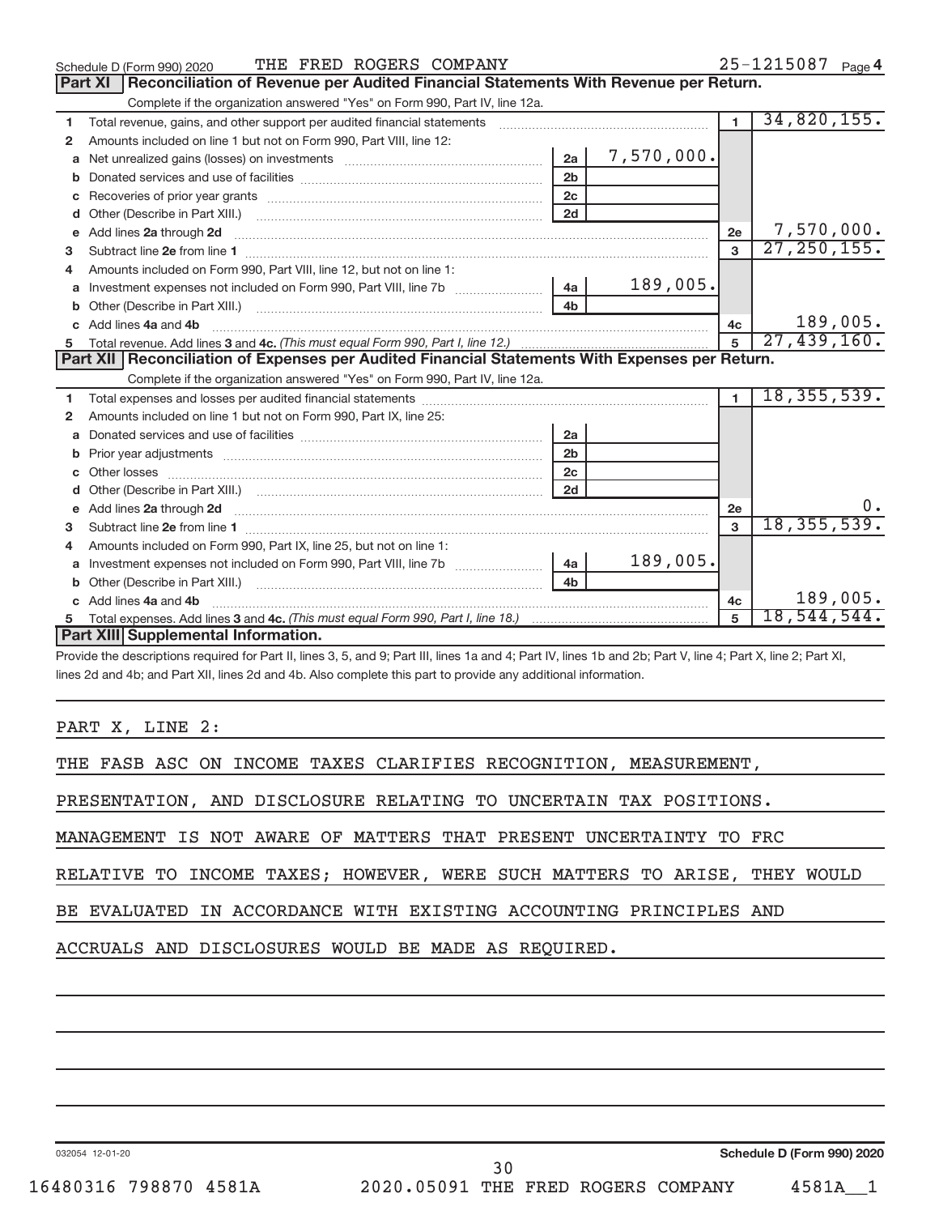Schedule D (Form 990) 2020 THE FRED ROGERS COMPANY 25-1215087 Page 4

## Part XI Reconciliation of Revenue per Audited Financial Statements With Revenue per Return.

Complete if the organization answered "Yes" on Form 990, Part IV, line 12a.

| | | | | | |
|---|---|---|---|---|---|
| 1 | Total revenue, gains, and other support per audited financial statements | | | 1 | 34,820,155. |
| 2 | Amounts included on line 1 but not on Form 990, Part VIII, line 12: | | | | |
| a | Net unrealized gains (losses) on investments | 2a | 7,570,000. | | |
| b | Donated services and use of facilities | 2b | | | |
| c | Recoveries of prior year grants | 2c | | | |
| d | Other (Describe in Part XIII.) | 2d | | | |
| e | Add lines 2a through 2d | | | 2e | 7,570,000. |
| 3 | Subtract line 2e from line 1 | | | 3 | 27,250,155. |
| 4 | Amounts included on Form 990, Part VIII, line 12, but not on line 1: | | | | |
| a | Investment expenses not included on Form 990, Part VIII, line 7b | 4a | 189,005. | | |
| b | Other (Describe in Part XIII.) | 4b | | | |
| c | Add lines 4a and 4b | | | 4c | 189,005. |
| 5 | Total revenue. Add lines 3 and 4c. *(This must equal Form 990, Part I, line 12.)* | | | 5 | 27,439,160. |

## Part XII Reconciliation of Expenses per Audited Financial Statements With Expenses per Return.

Complete if the organization answered "Yes" on Form 990, Part IV, line 12a.

| | | | | | |
|---|---|---|---|---|---|
| 1 | Total expenses and losses per audited financial statements | | | 1 | 18,355,539. |
| 2 | Amounts included on line 1 but not on Form 990, Part IX, line 25: | | | | |
| a | Donated services and use of facilities | 2a | | | |
| b | Prior year adjustments | 2b | | | |
| c | Other losses | 2c | | | |
| d | Other (Describe in Part XIII.) | 2d | | | |
| e | Add lines 2a through 2d | | | 2e | 0. |
| 3 | Subtract line 2e from line 1 | | | 3 | 18,355,539. |
| 4 | Amounts included on Form 990, Part IX, line 25, but not on line 1: | | | | |
| a | Investment expenses not included on Form 990, Part VIII, line 7b | 4a | 189,005. | | |
| b | Other (Describe in Part XIII.) | 4b | | | |
| c | Add lines 4a and 4b | | | 4c | 189,005. |
| 5 | Total expenses. Add lines 3 and 4c. *(This must equal Form 990, Part I, line 18.)* | | | 5 | 18,544,544. |

## Part XIII Supplemental Information.

Provide the descriptions required for Part II, lines 3, 5, and 9; Part III, lines 1a and 4; Part IV, lines 1b and 2b; Part V, line 4; Part X, line 2; Part XI, lines 2d and 4b; and Part XII, lines 2d and 4b. Also complete this part to provide any additional information.

PART X, LINE 2:

THE FASB ASC ON INCOME TAXES CLARIFIES RECOGNITION, MEASUREMENT, PRESENTATION, AND DISCLOSURE RELATING TO UNCERTAIN TAX POSITIONS. MANAGEMENT IS NOT AWARE OF MATTERS THAT PRESENT UNCERTAINTY TO FRC RELATIVE TO INCOME TAXES; HOWEVER, WERE SUCH MATTERS TO ARISE, THEY WOULD BE EVALUATED IN ACCORDANCE WITH EXISTING ACCOUNTING PRINCIPLES AND ACCRUALS AND DISCLOSURES WOULD BE MADE AS REQUIRED.

032054 12-01-20 Schedule D (Form 990) 2020

16480316 798870 4581A 2020.05091 THE FRED ROGERS COMPANY 4581A__1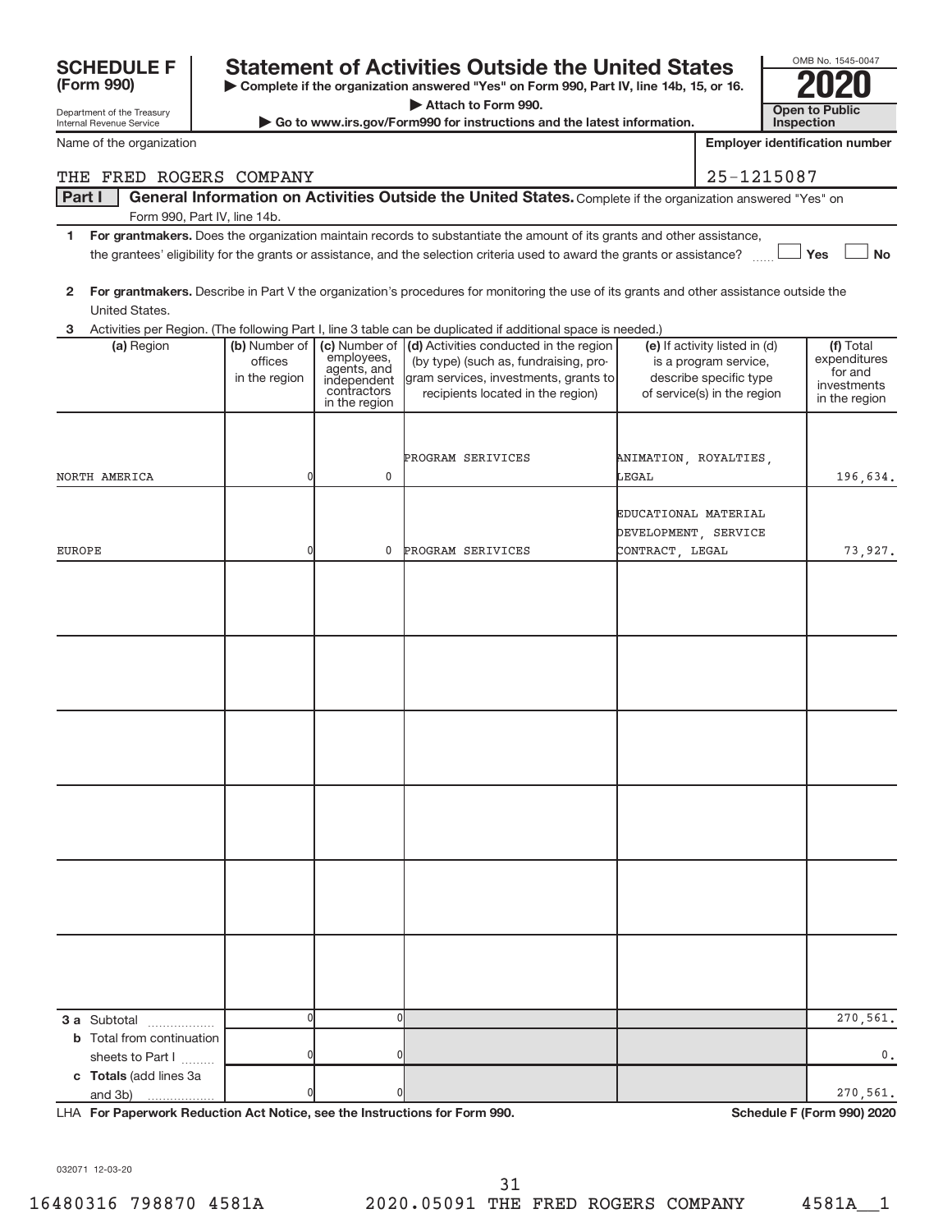**SCHEDULE F (Form 990)**

Department of the Treasury
Internal Revenue Service

# Statement of Activities Outside the United States

▶ Complete if the organization answered "Yes" on Form 990, Part IV, line 14b, 15, or 16.
▶ Attach to Form 990.
▶ Go to www.irs.gov/Form990 for instructions and the latest information.

OMB No. 1545-0047

**2020**

**Open to Public Inspection**

Name of the organization: THE FRED ROGERS COMPANY

Employer identification number: 25-1215087

**Part I** **General Information on Activities Outside the United States.** Complete if the organization answered "Yes" on Form 990, Part IV, line 14b.

1 **For grantmakers.** Does the organization maintain records to substantiate the amount of its grants and other assistance, the grantees' eligibility for the grants or assistance, and the selection criteria used to award the grants or assistance? ☐ Yes ☐ No

2 **For grantmakers.** Describe in Part V the organization's procedures for monitoring the use of its grants and other assistance outside the United States.

3 Activities per Region. (The following Part I, line 3 table can be duplicated if additional space is needed.)

| (a) Region | (b) Number of offices in the region | (c) Number of employees, agents, and independent contractors in the region | (d) Activities conducted in the region (by type) (such as, fundraising, program services, investments, grants to recipients located in the region) | (e) If activity listed in (d) is a program service, describe specific type of service(s) in the region | (f) Total expenditures for and investments in the region |
|---|---|---|---|---|---|
| NORTH AMERICA | 0 | 0 | PROGRAM SERIVICES | ANIMATION, ROYALTIES, LEGAL | 196,634. |
| EUROPE | 0 | 0 | PROGRAM SERIVICES | EDUCATIONAL MATERIAL DEVELOPMENT, SERVICE CONTRACT, LEGAL | 73,927. |
| | | | | | |
| | | | | | |
| | | | | | |
| | | | | | |
| | | | | | |
| | | | | | |
| **3 a** Subtotal | 0 | 0 | | | 270,561. |
| **b** Total from continuation sheets to Part I | 0 | 0 | | | 0. |
| **c Totals** (add lines 3a and 3b) | 0 | 0 | | | 270,561. |

LHA **For Paperwork Reduction Act Notice, see the Instructions for Form 990.** **Schedule F (Form 990) 2020**

032071 12-03-20

16480316 798870 4581A 2020.05091 THE FRED ROGERS COMPANY 4581A__1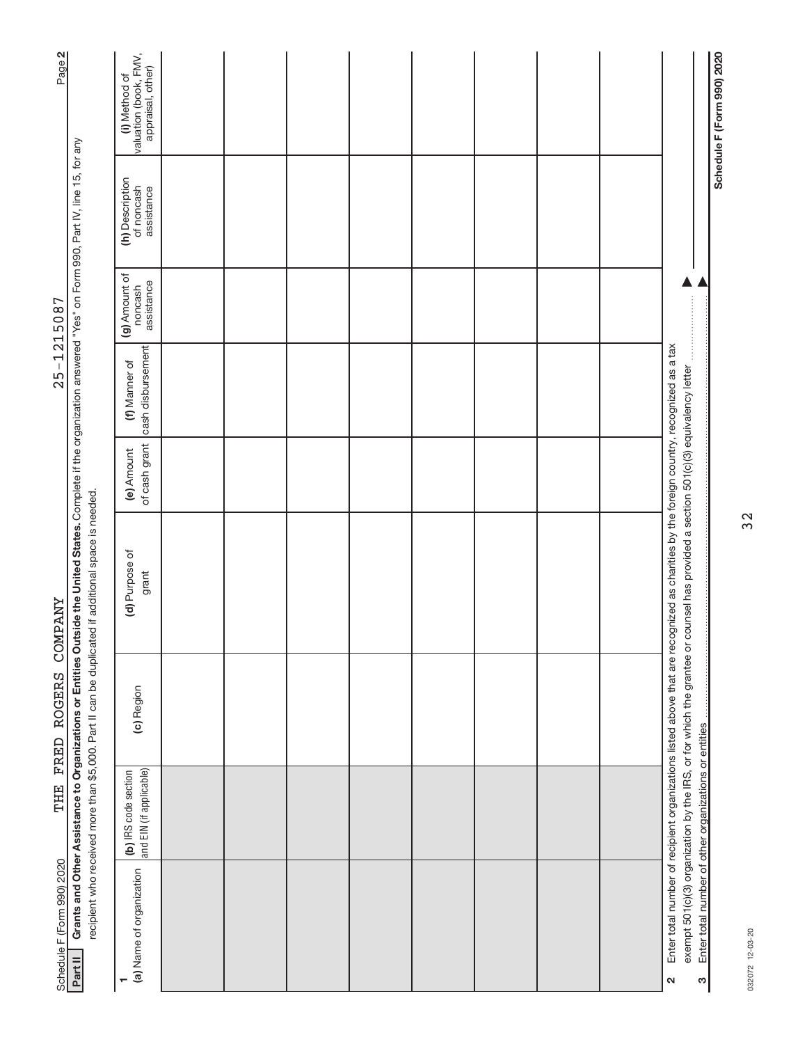Schedule F (Form 990) 2020 THE FRED ROGERS COMPANY 25-1215087 Page 2

**Part II** **Grants and Other Assistance to Organizations or Entities Outside the United States.** Complete if the organization answered "Yes" on Form 990, Part IV, line 15, for any recipient who received more than $5,000. Part II can be duplicated if additional space is needed.

1

| (a) Name of organization | (b) IRS code section and EIN (if applicable) | (c) Region | (d) Purpose of grant | (e) Amount of cash grant | (f) Manner of cash disbursement | (g) Amount of noncash assistance | (h) Description of noncash assistance | (i) Method of valuation (book, FMV, appraisal, other) |
|---|---|---|---|---|---|---|---|---|
| | | | | | | | | |
| | | | | | | | | |
| | | | | | | | | |
| | | | | | | | | |
| | | | | | | | | |
| | | | | | | | | |
| | | | | | | | | |
| | | | | | | | | |

2 Enter total number of recipient organizations listed above that are recognized as charities by the foreign country, recognized as a tax exempt 501(c)(3) organization by the IRS, or for which the grantee or counsel has provided a section 501(c)(3) equivalency letter ▶

3 Enter total number of other organizations or entities ▶

Schedule F (Form 990) 2020

032072 12-03-20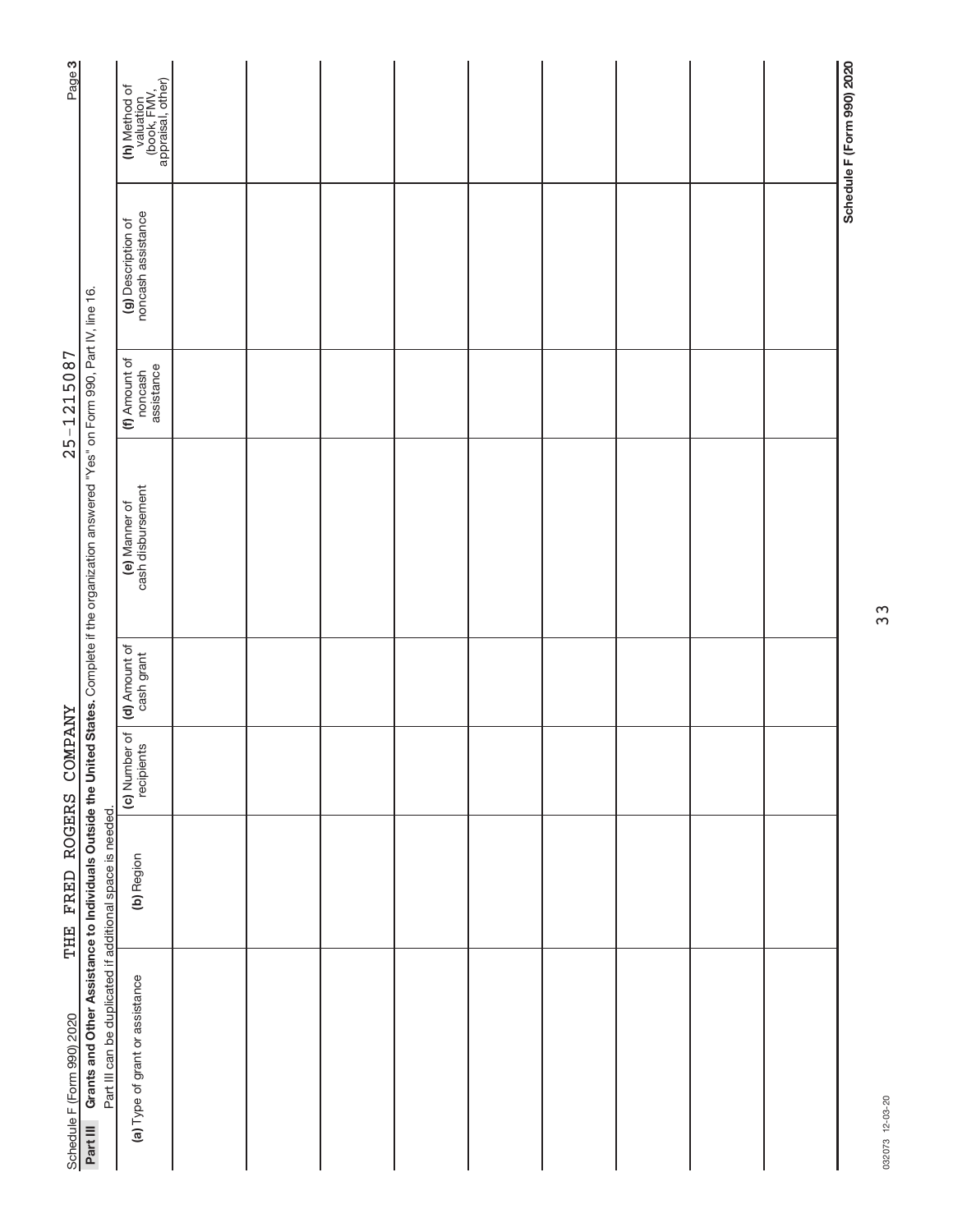Schedule F (Form 990) 2020 THE FRED ROGERS COMPANY 25-1215087

**Part III** **Grants and Other Assistance to Individuals Outside the United States.** Complete if the organization answered "Yes" on Form 990, Part IV, line 16.

Part III can be duplicated if additional space is needed.

| (a) Type of grant or assistance | (b) Region | (c) Number of recipients | (d) Amount of cash grant | (e) Manner of cash disbursement | (f) Amount of noncash assistance | (g) Description of noncash assistance | (h) Method of valuation (book, FMV, appraisal, other) |
|---|---|---|---|---|---|---|---|
| | | | | | | | |
| | | | | | | | |
| | | | | | | | |
| | | | | | | | |
| | | | | | | | |
| | | | | | | | |
| | | | | | | | |
| | | | | | | | |
| | | | | | | | |

032073 12-03-20

**Schedule F (Form 990) 2020**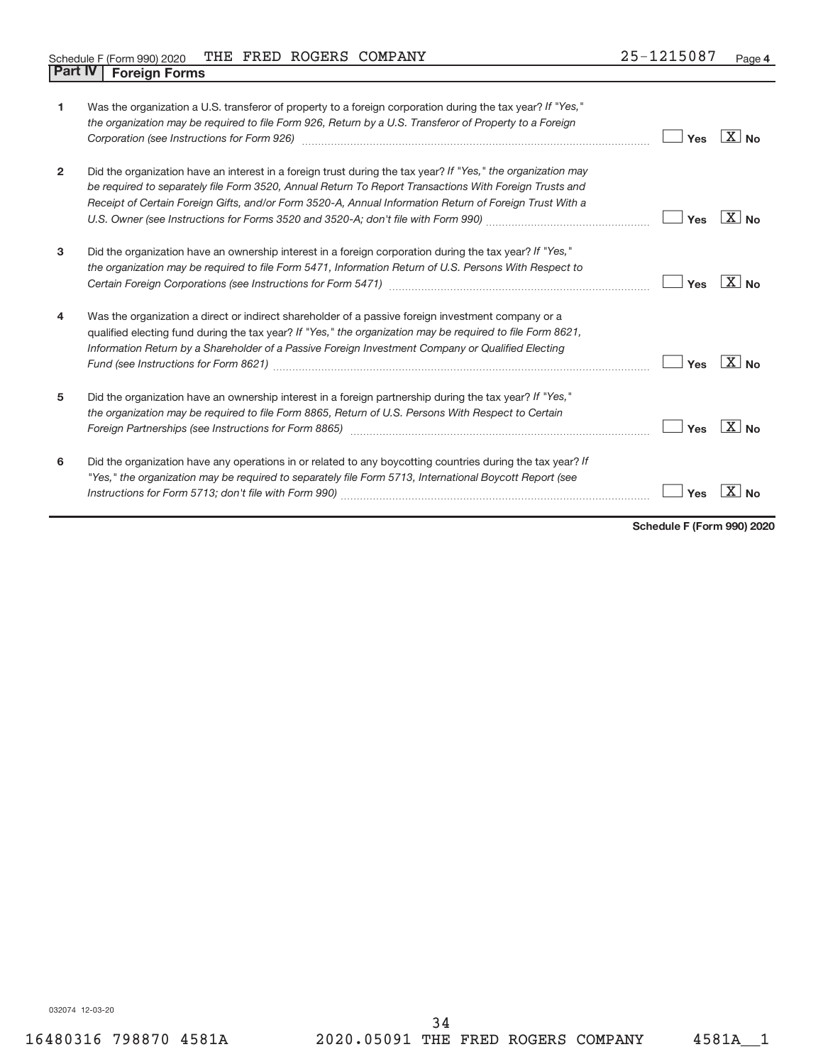Schedule F (Form 990) 2020 THE FRED ROGERS COMPANY 25-1215087 Page **4**

## Part IV Foreign Forms

| | | | |
|---|---|---|---|
| **1** | Was the organization a U.S. transferor of property to a foreign corporation during the tax year? *If "Yes," the organization may be required to file Form 926, Return by a U.S. Transferor of Property to a Foreign Corporation (see Instructions for Form 926)* | Yes | [X] No |
| **2** | Did the organization have an interest in a foreign trust during the tax year? *If "Yes," the organization may be required to separately file Form 3520, Annual Return To Report Transactions With Foreign Trusts and Receipt of Certain Foreign Gifts, and/or Form 3520-A, Annual Information Return of Foreign Trust With a U.S. Owner (see Instructions for Forms 3520 and 3520-A; don't file with Form 990)* | Yes | [X] No |
| **3** | Did the organization have an ownership interest in a foreign corporation during the tax year? *If "Yes," the organization may be required to file Form 5471, Information Return of U.S. Persons With Respect to Certain Foreign Corporations (see Instructions for Form 5471)* | Yes | [X] No |
| **4** | Was the organization a direct or indirect shareholder of a passive foreign investment company or a qualified electing fund during the tax year? *If "Yes," the organization may be required to file Form 8621, Information Return by a Shareholder of a Passive Foreign Investment Company or Qualified Electing Fund (see Instructions for Form 8621)* | Yes | [X] No |
| **5** | Did the organization have an ownership interest in a foreign partnership during the tax year? *If "Yes," the organization may be required to file Form 8865, Return of U.S. Persons With Respect to Certain Foreign Partnerships (see Instructions for Form 8865)* | Yes | [X] No |
| **6** | Did the organization have any operations in or related to any boycotting countries during the tax year? *If "Yes," the organization may be required to separately file Form 5713, International Boycott Report (see Instructions for Form 5713; don't file with Form 990)* | Yes | [X] No |

**Schedule F (Form 990) 2020**

032074 12-03-20

16480316 798870 4581A 2020.05091 THE FRED ROGERS COMPANY 4581A__1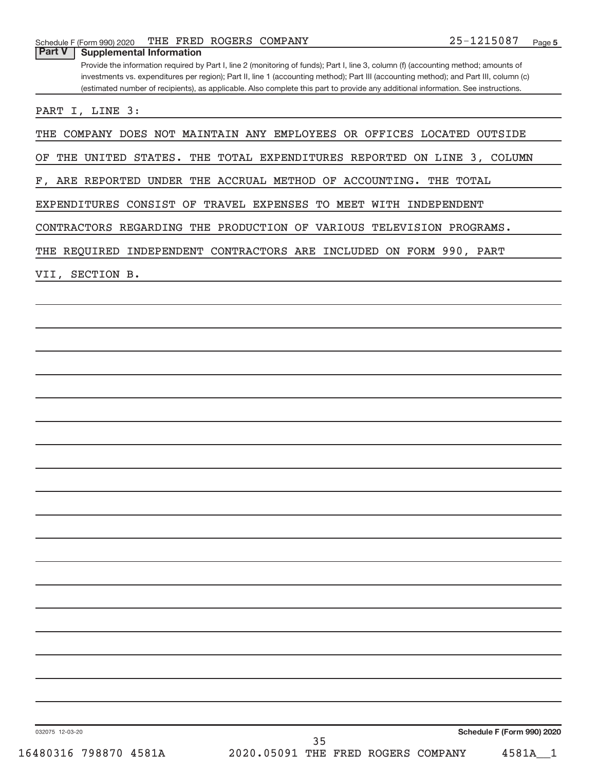Schedule F (Form 990) 2020 THE FRED ROGERS COMPANY 25-1215087 Page 5

## Part V Supplemental Information

Provide the information required by Part I, line 2 (monitoring of funds); Part I, line 3, column (f) (accounting method; amounts of investments vs. expenditures per region); Part II, line 1 (accounting method); Part III (accounting method); and Part III, column (c) (estimated number of recipients), as applicable. Also complete this part to provide any additional information. See instructions.

PART I, LINE 3:

THE COMPANY DOES NOT MAINTAIN ANY EMPLOYEES OR OFFICES LOCATED OUTSIDE OF THE UNITED STATES. THE TOTAL EXPENDITURES REPORTED ON LINE 3, COLUMN F, ARE REPORTED UNDER THE ACCRUAL METHOD OF ACCOUNTING. THE TOTAL EXPENDITURES CONSIST OF TRAVEL EXPENSES TO MEET WITH INDEPENDENT CONTRACTORS REGARDING THE PRODUCTION OF VARIOUS TELEVISION PROGRAMS. THE REQUIRED INDEPENDENT CONTRACTORS ARE INCLUDED ON FORM 990, PART VII, SECTION B.

032075 12-03-20 Schedule F (Form 990) 2020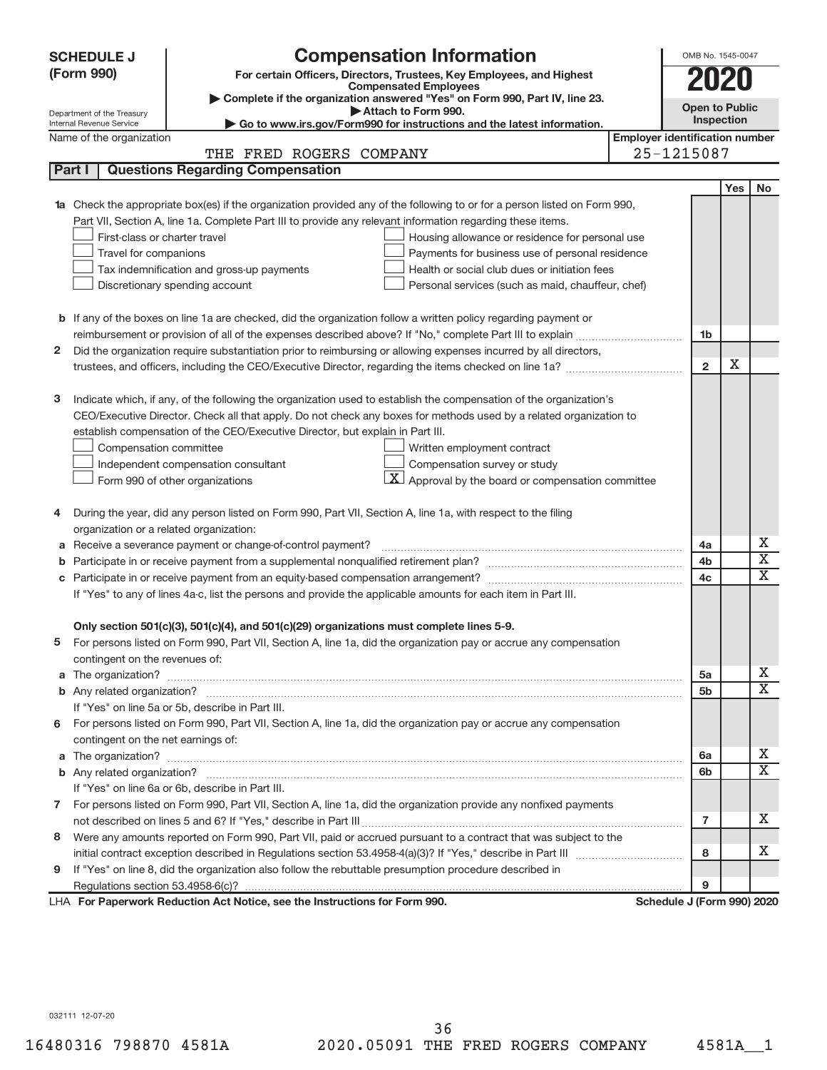# SCHEDULE J (Form 990)

## Compensation Information

**For certain Officers, Directors, Trustees, Key Employees, and Highest Compensated Employees**

▶ Complete if the organization answered "Yes" on Form 990, Part IV, line 23.

▶ Attach to Form 990.

▶ Go to www.irs.gov/Form990 for instructions and the latest information.

Department of the Treasury
Internal Revenue Service

OMB No. 1545-0047

**2020**

**Open to Public Inspection**

Name of the organization: THE FRED ROGERS COMPANY

Employer identification number: 25-1215087

## Part I — Questions Regarding Compensation

| | | | Yes | No |
|---|---|---|---|---|
| **1a** | Check the appropriate box(es) if the organization provided any of the following to or for a person listed on Form 990, Part VII, Section A, line 1a. Complete Part III to provide any relevant information regarding these items.<br>☐ First-class or charter travel ☐ Housing allowance or residence for personal use<br>☐ Travel for companions ☐ Payments for business use of personal residence<br>☐ Tax indemnification and gross-up payments ☐ Health or social club dues or initiation fees<br>☐ Discretionary spending account ☐ Personal services (such as maid, chauffeur, chef) | | | |
| **b** | If any of the boxes on line 1a are checked, did the organization follow a written policy regarding payment or reimbursement or provision of all of the expenses described above? If "No," complete Part III to explain | 1b | | |
| **2** | Did the organization require substantiation prior to reimbursing or allowing expenses incurred by all directors, trustees, and officers, including the CEO/Executive Director, regarding the items checked on line 1a? | 2 | X | |
| **3** | Indicate which, if any, of the following the organization used to establish the compensation of the organization's CEO/Executive Director. Check all that apply. Do not check any boxes for methods used by a related organization to establish compensation of the CEO/Executive Director, but explain in Part III.<br>☐ Compensation committee ☐ Written employment contract<br>☐ Independent compensation consultant ☐ Compensation survey or study<br>☐ Form 990 of other organizations ☒ Approval by the board or compensation committee | | | |
| **4** | During the year, did any person listed on Form 990, Part VII, Section A, line 1a, with respect to the filing organization or a related organization: | | | |
| **a** | Receive a severance payment or change-of-control payment? | 4a | | X |
| **b** | Participate in or receive payment from a supplemental nonqualified retirement plan? | 4b | | X |
| **c** | Participate in or receive payment from an equity-based compensation arrangement? | 4c | | X |
| | If "Yes" to any of lines 4a-c, list the persons and provide the applicable amounts for each item in Part III. | | | |
| | **Only section 501(c)(3), 501(c)(4), and 501(c)(29) organizations must complete lines 5-9.** | | | |
| **5** | For persons listed on Form 990, Part VII, Section A, line 1a, did the organization pay or accrue any compensation contingent on the revenues of: | | | |
| **a** | The organization? | 5a | | X |
| **b** | Any related organization? | 5b | | X |
| | If "Yes" on line 5a or 5b, describe in Part III. | | | |
| **6** | For persons listed on Form 990, Part VII, Section A, line 1a, did the organization pay or accrue any compensation contingent on the net earnings of: | | | |
| **a** | The organization? | 6a | | X |
| **b** | Any related organization? | 6b | | X |
| | If "Yes" on line 6a or 6b, describe in Part III. | | | |
| **7** | For persons listed on Form 990, Part VII, Section A, line 1a, did the organization provide any nonfixed payments not described on lines 5 and 6? If "Yes," describe in Part III | 7 | | X |
| **8** | Were any amounts reported on Form 990, Part VII, paid or accrued pursuant to a contract that was subject to the initial contract exception described in Regulations section 53.4958-4(a)(3)? If "Yes," describe in Part III | 8 | | X |
| **9** | If "Yes" on line 8, did the organization also follow the rebuttable presumption procedure described in Regulations section 53.4958-6(c)? | 9 | | |

LHA **For Paperwork Reduction Act Notice, see the Instructions for Form 990.** **Schedule J (Form 990) 2020**

032111 12-07-20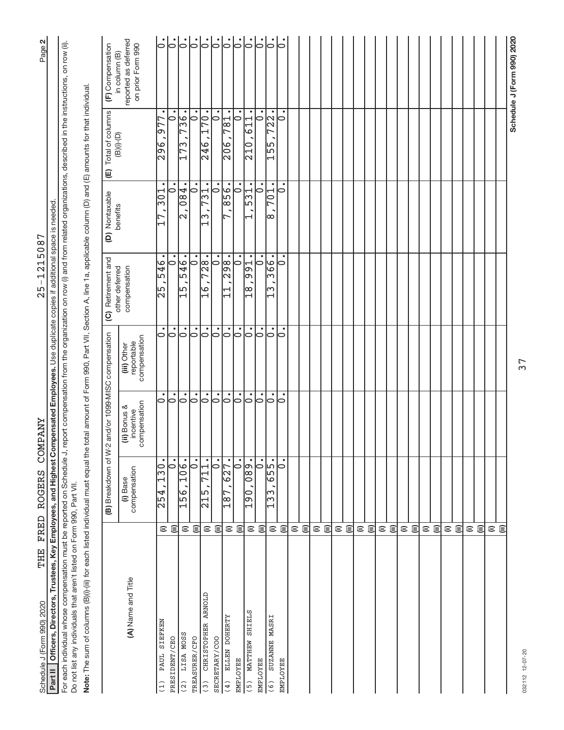Schedule J (Form 990) 2020 THE FRED ROGERS COMPANY 25-1215087 Page 2

**Part II Officers, Directors, Trustees, Key Employees, and Highest Compensated Employees.** Use duplicate copies if additional space is needed.

For each individual whose compensation must be reported on Schedule J, report compensation from the organization on row (i) and from related organizations, described in the instructions, on row (ii). Do not list any individuals that aren't listed on Form 990, Part VII.

**Note:** The sum of columns (B)(i)-(iii) for each listed individual must equal the total amount of Form 990, Part VII, Section A, line 1a, applicable column (D) and (E) amounts for that individual.

| (A) Name and Title | | (B) Breakdown of W-2 and/or 1099-MISC compensation | | | (C) Retirement and other deferred compensation | (D) Nontaxable benefits | (E) Total of columns (B)(i)-(D) | (F) Compensation in column (B) reported as deferred on prior Form 990 |
|---|---|---|---|---|---|---|---|---|
| | | (i) Base compensation | (ii) Bonus & incentive compensation | (iii) Other reportable compensation | | | | |
| (1) PAUL SIEFKEN | (i) | 254,130. | 0. | 0. | 25,546. | 17,301. | 296,977. | 0. |
| PRESIDENT/CEO | (ii) | 0. | 0. | 0. | 0. | 0. | 0. | 0. |
| (2) LISA MOSS | (i) | 156,106. | 0. | 0. | 15,546. | 2,084. | 173,736. | 0. |
| TREASURER/CFO | (ii) | 0. | 0. | 0. | 0. | 0. | 0. | 0. |
| (3) CHRISTOPHER ARNOLD | (i) | 215,711. | 0. | 0. | 16,728. | 13,731. | 246,170. | 0. |
| SECRETARY/COO | (ii) | 0. | 0. | 0. | 0. | 0. | 0. | 0. |
| (4) ELLEN DOHERTY | (i) | 187,627. | 0. | 0. | 11,298. | 7,856. | 206,781. | 0. |
| EMPLOYEE | (ii) | 0. | 0. | 0. | 0. | 0. | 0. | 0. |
| (5) MATTHEW SHIELS | (i) | 190,089. | 0. | 0. | 18,991. | 1,531. | 210,611. | 0. |
| EMPLOYEE | (ii) | 0. | 0. | 0. | 0. | 0. | 0. | 0. |
| (6) SUZANNE MASRI | (i) | 133,655. | 0. | 0. | 13,366. | 8,701. | 155,722. | 0. |
| EMPLOYEE | (ii) | 0. | 0. | 0. | 0. | 0. | 0. | 0. |

Schedule J (Form 990) 2020

032112 12-07-20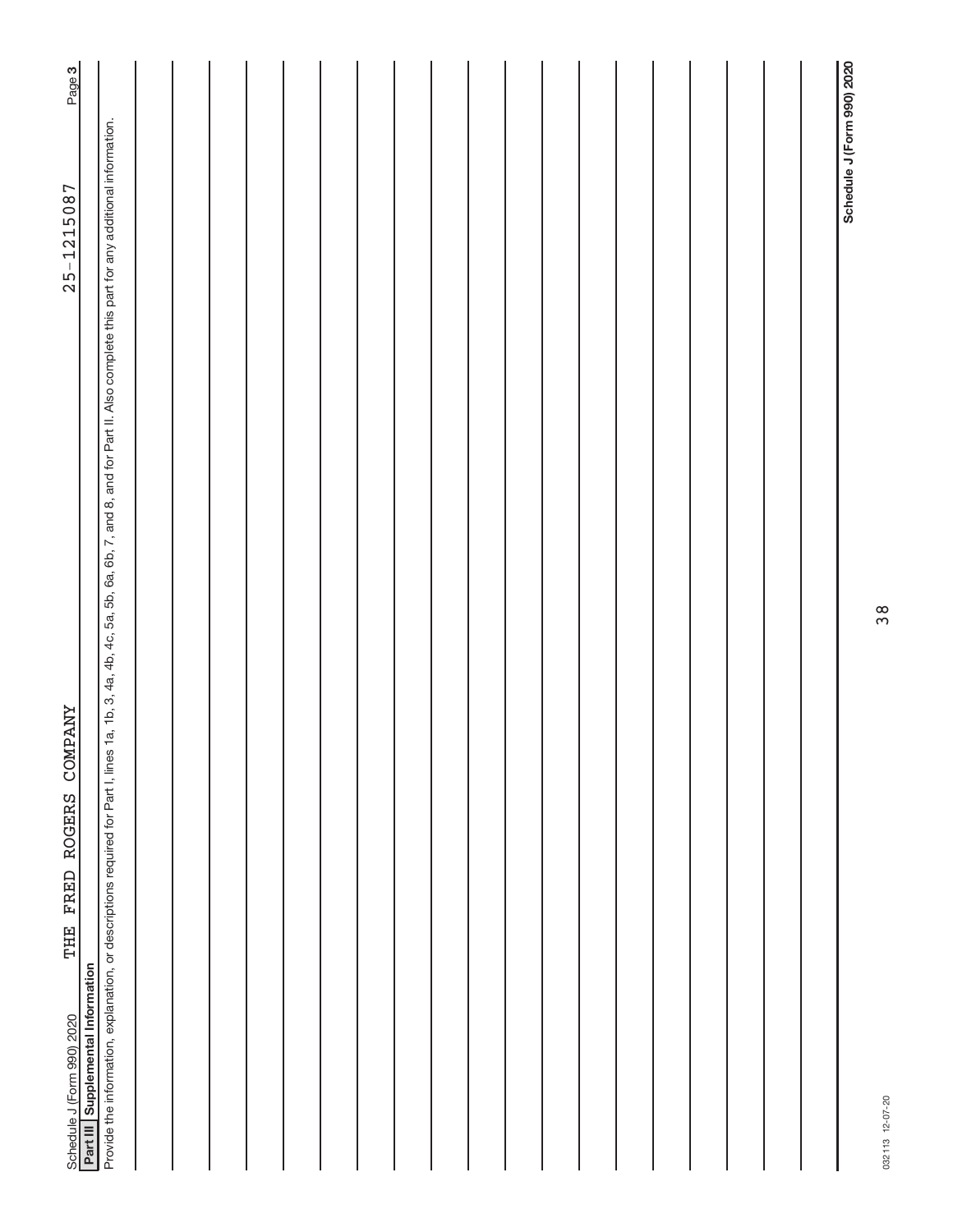Schedule J (Form 990) 2020 THE FRED ROGERS COMPANY 25-1215087

## Part III Supplemental Information

Provide the information, explanation, or descriptions required for Part I, lines 1a, 1b, 3, 4a, 4b, 4c, 5a, 5b, 6a, 6b, 7, and 8, and for Part II. Also complete this part for any additional information.

032113 12-07-20

Schedule J (Form 990) 2020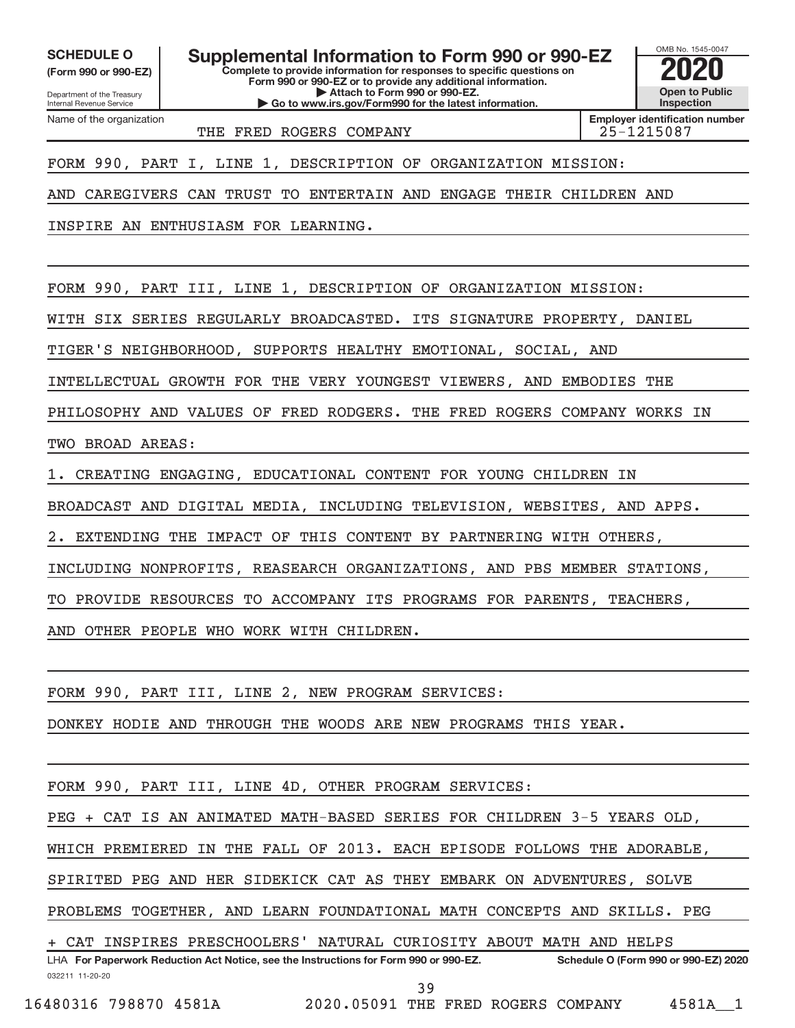**SCHEDULE O (Form 990 or 990-EZ)**

Department of the Treasury
Internal Revenue Service

# Supplemental Information to Form 990 or 990-EZ

**Complete to provide information for responses to specific questions on Form 990 or 990-EZ or to provide any additional information.**
**▶ Attach to Form 990 or 990-EZ.**
**▶ Go to www.irs.gov/Form990 for the latest information.**

OMB No. 1545-0047

**2020**

**Open to Public Inspection**

Name of the organization: THE FRED ROGERS COMPANY

**Employer identification number** 25-1215087

FORM 990, PART I, LINE 1, DESCRIPTION OF ORGANIZATION MISSION:

AND CAREGIVERS CAN TRUST TO ENTERTAIN AND ENGAGE THEIR CHILDREN AND INSPIRE AN ENTHUSIASM FOR LEARNING.

FORM 990, PART III, LINE 1, DESCRIPTION OF ORGANIZATION MISSION:

WITH SIX SERIES REGULARLY BROADCASTED. ITS SIGNATURE PROPERTY, DANIEL TIGER'S NEIGHBORHOOD, SUPPORTS HEALTHY EMOTIONAL, SOCIAL, AND INTELLECTUAL GROWTH FOR THE VERY YOUNGEST VIEWERS, AND EMBODIES THE PHILOSOPHY AND VALUES OF FRED RODGERS. THE FRED ROGERS COMPANY WORKS IN TWO BROAD AREAS:

1. CREATING ENGAGING, EDUCATIONAL CONTENT FOR YOUNG CHILDREN IN BROADCAST AND DIGITAL MEDIA, INCLUDING TELEVISION, WEBSITES, AND APPS.
2. EXTENDING THE IMPACT OF THIS CONTENT BY PARTNERING WITH OTHERS, INCLUDING NONPROFITS, REASEARCH ORGANIZATIONS, AND PBS MEMBER STATIONS, TO PROVIDE RESOURCES TO ACCOMPANY ITS PROGRAMS FOR PARENTS, TEACHERS, AND OTHER PEOPLE WHO WORK WITH CHILDREN.

FORM 990, PART III, LINE 2, NEW PROGRAM SERVICES:

DONKEY HODIE AND THROUGH THE WOODS ARE NEW PROGRAMS THIS YEAR.

FORM 990, PART III, LINE 4D, OTHER PROGRAM SERVICES:

PEG + CAT IS AN ANIMATED MATH-BASED SERIES FOR CHILDREN 3-5 YEARS OLD, WHICH PREMIERED IN THE FALL OF 2013. EACH EPISODE FOLLOWS THE ADORABLE, SPIRITED PEG AND HER SIDEKICK CAT AS THEY EMBARK ON ADVENTURES, SOLVE PROBLEMS TOGETHER, AND LEARN FOUNDATIONAL MATH CONCEPTS AND SKILLS. PEG + CAT INSPIRES PRESCHOOLERS' NATURAL CURIOSITY ABOUT MATH AND HELPS

LHA **For Paperwork Reduction Act Notice, see the Instructions for Form 990 or 990-EZ.** **Schedule O (Form 990 or 990-EZ) 2020**

032211 11-20-20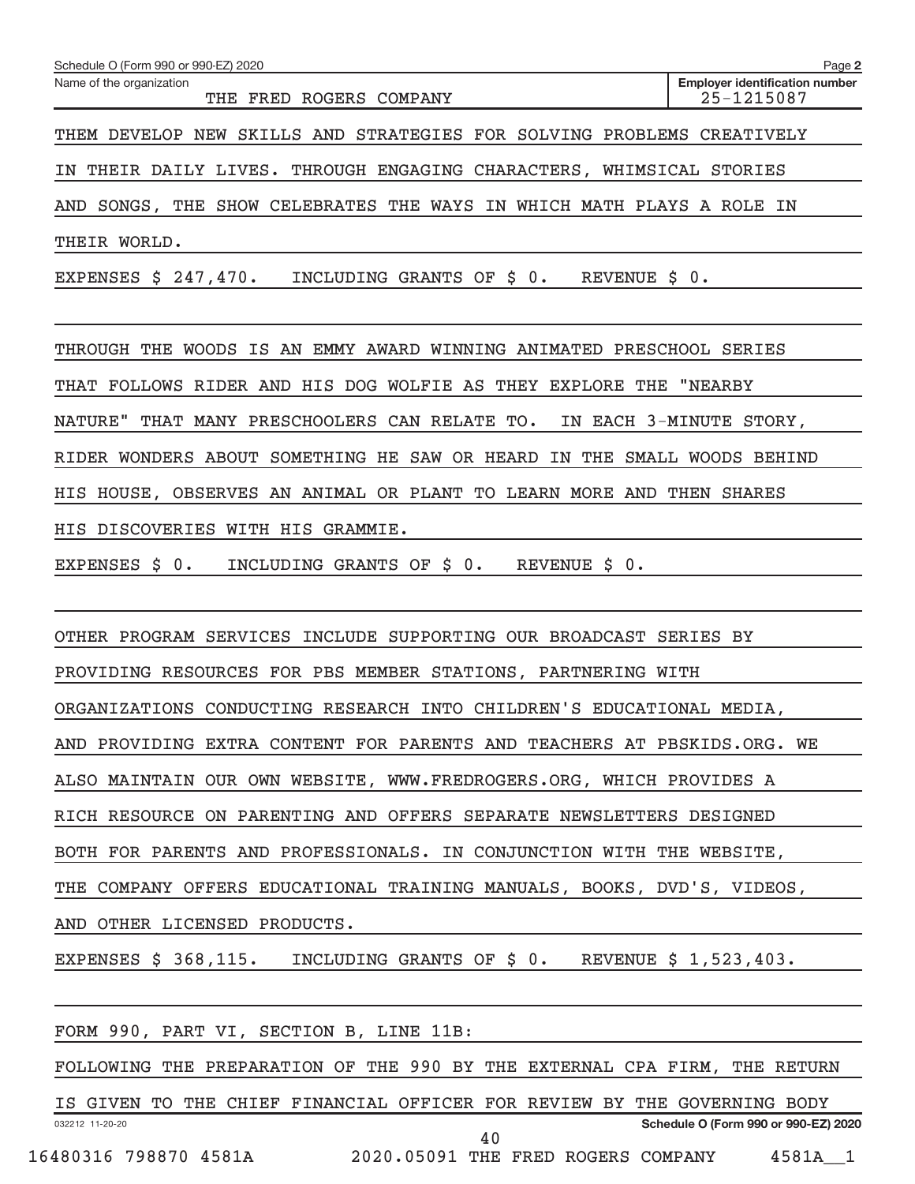Schedule O (Form 990 or 990-EZ) 2020

Name of the organization: THE FRED ROGERS COMPANY

Employer identification number: 25-1215087

THEM DEVELOP NEW SKILLS AND STRATEGIES FOR SOLVING PROBLEMS CREATIVELY IN THEIR DAILY LIVES. THROUGH ENGAGING CHARACTERS, WHIMSICAL STORIES AND SONGS, THE SHOW CELEBRATES THE WAYS IN WHICH MATH PLAYS A ROLE IN THEIR WORLD.

EXPENSES $ 247,470. INCLUDING GRANTS OF $ 0. REVENUE $ 0.

THROUGH THE WOODS IS AN EMMY AWARD WINNING ANIMATED PRESCHOOL SERIES THAT FOLLOWS RIDER AND HIS DOG WOLFIE AS THEY EXPLORE THE "NEARBY NATURE" THAT MANY PRESCHOOLERS CAN RELATE TO. IN EACH 3-MINUTE STORY, RIDER WONDERS ABOUT SOMETHING HE SAW OR HEARD IN THE SMALL WOODS BEHIND HIS HOUSE, OBSERVES AN ANIMAL OR PLANT TO LEARN MORE AND THEN SHARES HIS DISCOVERIES WITH HIS GRAMMIE.

EXPENSES $ 0. INCLUDING GRANTS OF $ 0. REVENUE $ 0.

OTHER PROGRAM SERVICES INCLUDE SUPPORTING OUR BROADCAST SERIES BY PROVIDING RESOURCES FOR PBS MEMBER STATIONS, PARTNERING WITH ORGANIZATIONS CONDUCTING RESEARCH INTO CHILDREN'S EDUCATIONAL MEDIA, AND PROVIDING EXTRA CONTENT FOR PARENTS AND TEACHERS AT PBSKIDS.ORG. WE ALSO MAINTAIN OUR OWN WEBSITE, WWW.FREDROGERS.ORG, WHICH PROVIDES A RICH RESOURCE ON PARENTING AND OFFERS SEPARATE NEWSLETTERS DESIGNED BOTH FOR PARENTS AND PROFESSIONALS. IN CONJUNCTION WITH THE WEBSITE, THE COMPANY OFFERS EDUCATIONAL TRAINING MANUALS, BOOKS, DVD'S, VIDEOS, AND OTHER LICENSED PRODUCTS.

EXPENSES $ 368,115. INCLUDING GRANTS OF $ 0. REVENUE $ 1,523,403.

FORM 990, PART VI, SECTION B, LINE 11B:

FOLLOWING THE PREPARATION OF THE 990 BY THE EXTERNAL CPA FIRM, THE RETURN IS GIVEN TO THE CHIEF FINANCIAL OFFICER FOR REVIEW BY THE GOVERNING BODY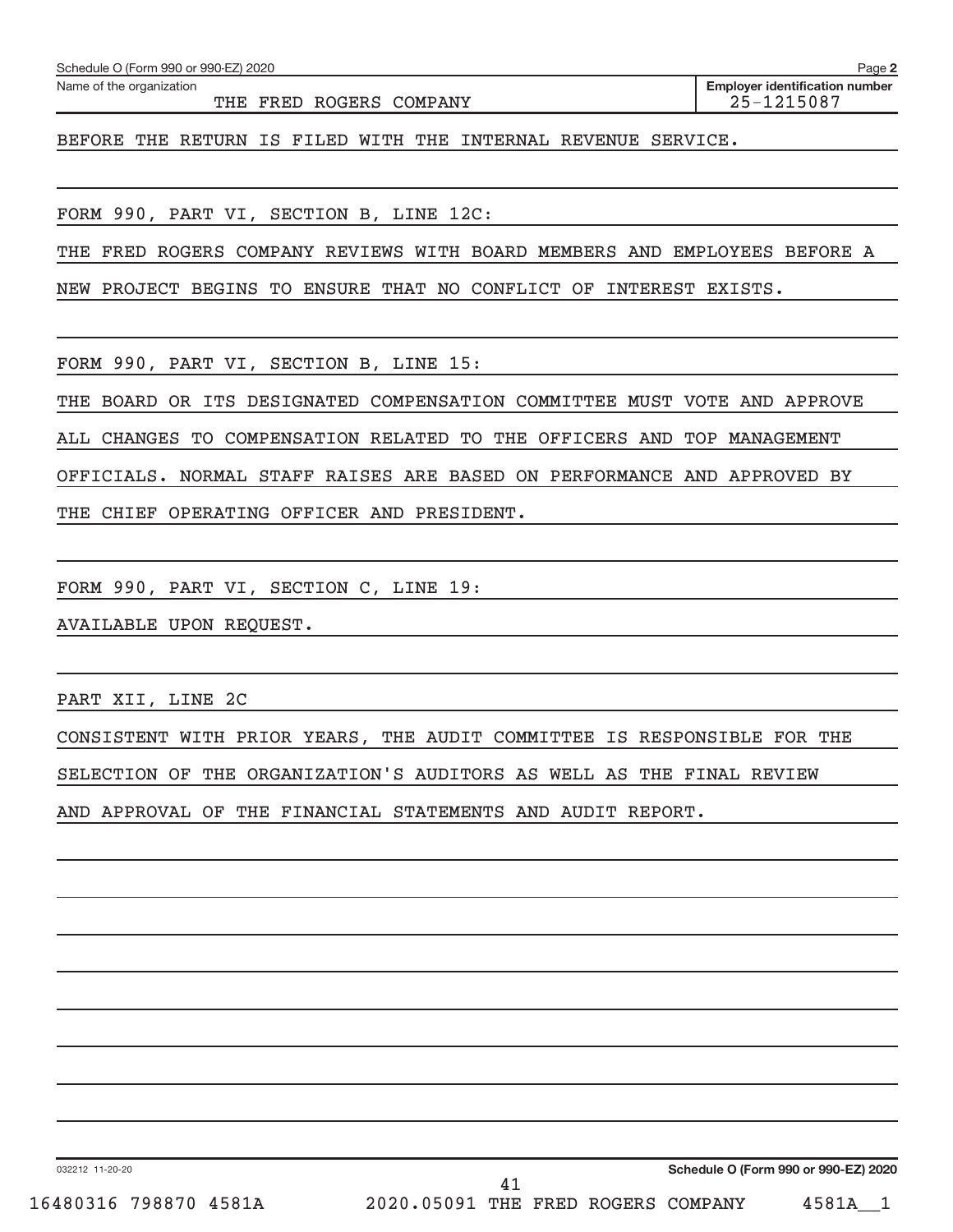Name of the organization: THE FRED ROGERS COMPANY

Employer identification number: 25-1215087

BEFORE THE RETURN IS FILED WITH THE INTERNAL REVENUE SERVICE.

FORM 990, PART VI, SECTION B, LINE 12C:

THE FRED ROGERS COMPANY REVIEWS WITH BOARD MEMBERS AND EMPLOYEES BEFORE A NEW PROJECT BEGINS TO ENSURE THAT NO CONFLICT OF INTEREST EXISTS.

FORM 990, PART VI, SECTION B, LINE 15:

THE BOARD OR ITS DESIGNATED COMPENSATION COMMITTEE MUST VOTE AND APPROVE ALL CHANGES TO COMPENSATION RELATED TO THE OFFICERS AND TOP MANAGEMENT OFFICIALS. NORMAL STAFF RAISES ARE BASED ON PERFORMANCE AND APPROVED BY THE CHIEF OPERATING OFFICER AND PRESIDENT.

FORM 990, PART VI, SECTION C, LINE 19:

AVAILABLE UPON REQUEST.

PART XII, LINE 2C

CONSISTENT WITH PRIOR YEARS, THE AUDIT COMMITTEE IS RESPONSIBLE FOR THE SELECTION OF THE ORGANIZATION'S AUDITORS AS WELL AS THE FINAL REVIEW AND APPROVAL OF THE FINANCIAL STATEMENTS AND AUDIT REPORT.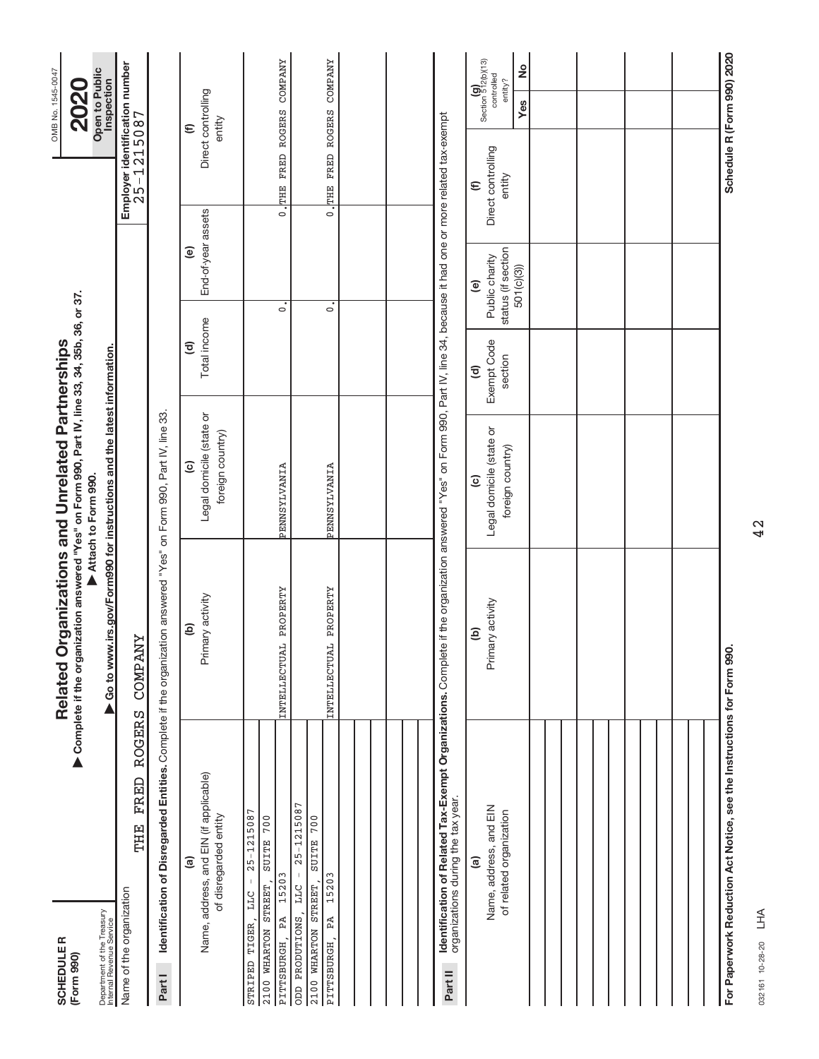**SCHEDULE R**
**(Form 990)**

Department of the Treasury
Internal Revenue Service

# Related Organizations and Unrelated Partnerships

▶ **Complete if the organization answered "Yes" on Form 990, Part IV, line 33, 34, 35b, 36, or 37.**
▶ **Attach to Form 990.**
▶ **Go to www.irs.gov/Form990 for instructions and the latest information.**

OMB No. 1545-0047

**2020**

**Open to Public Inspection**

Name of the organization: THE FRED ROGERS COMPANY

**Employer identification number** 25-1215087

**Part I** **Identification of Disregarded Entities.** Complete if the organization answered "Yes" on Form 990, Part IV, line 33.

| (a) Name, address, and EIN (if applicable) of disregarded entity | (b) Primary activity | (c) Legal domicile (state or foreign country) | (d) Total income | (e) End-of-year assets | (f) Direct controlling entity |
|---|---|---|---|---|---|
| STRIPED TIGER, LLC - 25-1215087 2100 WHARTON STREET, SUITE 700 PITTSBURGH, PA 15203 | INTELLECTUAL PROPERTY | PENNSYLVANIA | 0. | 0. | THE FRED ROGERS COMPANY |
| ODD PRODUTIONS, LLC - 25-1215087 2100 WHARTON STREET, SUITE 700 PITTSBURGH, PA 15203 | INTELLECTUAL PROPERTY | PENNSYLVANIA | 0. | 0. | THE FRED ROGERS COMPANY |
| | | | | | |
| | | | | | |

**Part II** **Identification of Related Tax-Exempt Organizations.** Complete if the organization answered "Yes" on Form 990, Part IV, line 34, because it had one or more related tax-exempt organizations during the tax year.

| (a) Name, address, and EIN of related organization | (b) Primary activity | (c) Legal domicile (state or foreign country) | (d) Exempt Code section | (e) Public charity status (if section 501(c)(3)) | (f) Direct controlling entity | (g) Section 512(b)(13) controlled entity? Yes | No |
|---|---|---|---|---|---|---|---|
| | | | | | | | |
| | | | | | | | |
| | | | | | | | |
| | | | | | | | |
| | | | | | | | |
| | | | | | | | |
| | | | | | | | |

**For Paperwork Reduction Act Notice, see the Instructions for Form 990.** **Schedule R (Form 990) 2020**

032161 10-28-20 LHA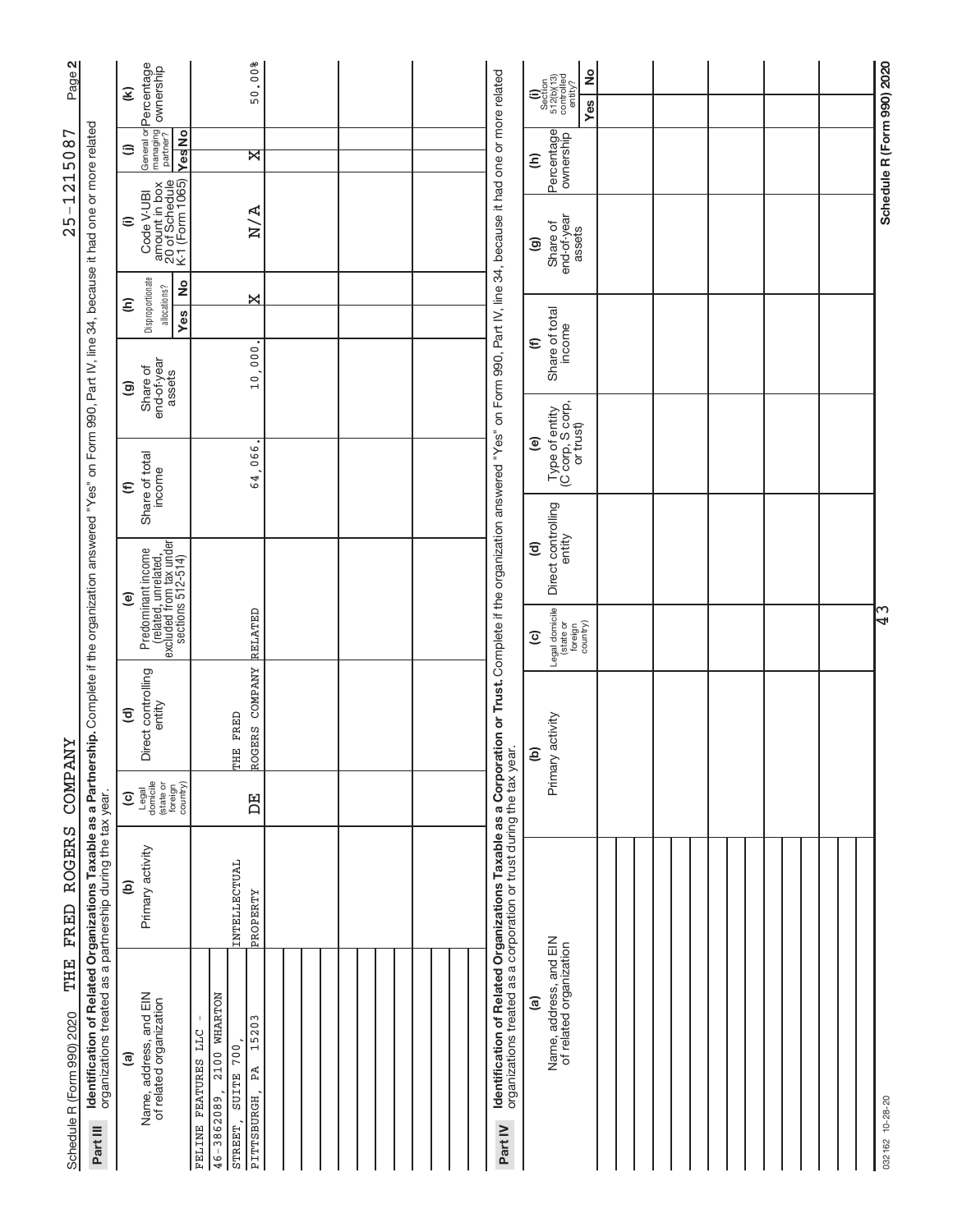Schedule R (Form 990) 2020 THE FRED ROGERS COMPANY 25-1215087 Page **2**

**Part III** **Identification of Related Organizations Taxable as a Partnership.** Complete if the organization answered "Yes" on Form 990, Part IV, line 34, because it had one or more related organizations treated as a partnership during the tax year.

| (a) Name, address, and EIN of related organization | (b) Primary activity | (c) Legal domicile (state or foreign country) | (d) Direct controlling entity | (e) Predominant income (related, unrelated, excluded from tax under sections 512-514) | (f) Share of total income | (g) Share of end-of-year assets | (h) Disproportionate allocations? Yes | (h) Disproportionate allocations? No | (i) Code V-UBI amount in box 20 of Schedule K-1 (Form 1065) | (j) General or managing partner? Yes | (j) General or managing partner? No | (k) Percentage ownership |
|---|---|---|---|---|---|---|---|---|---|---|---|---|
| FELINE FEATURES LLC - 46-3862089, 2100 WHARTON STREET, SUITE 700, PITTSBURGH, PA 15203 | INTELLECTUAL PROPERTY | DE | THE FRED ROGERS COMPANY | RELATED | 64,066. | 10,000. | | X | N/A | X | | 50.00% |
| | | | | | | | | | | | | |
| | | | | | | | | | | | | |
| | | | | | | | | | | | | |
| | | | | | | | | | | | | |
| | | | | | | | | | | | | |

**Part IV** **Identification of Related Organizations Taxable as a Corporation or Trust.** Complete if the organization answered "Yes" on Form 990, Part IV, line 34, because it had one or more related organizations treated as a corporation or trust during the tax year.

| (a) Name, address, and EIN of related organization | (b) Primary activity | (c) Legal domicile (state or foreign country) | (d) Direct controlling entity | (e) Type of entity (C corp, S corp, or trust) | (f) Share of total income | (g) Share of end-of-year assets | (h) Percentage ownership | (i) Section 512(b)(13) controlled entity? Yes | (i) Section 512(b)(13) controlled entity? No |
|---|---|---|---|---|---|---|---|---|---|
| | | | | | | | | | |
| | | | | | | | | | |
| | | | | | | | | | |
| | | | | | | | | | |
| | | | | | | | | | |
| | | | | | | | | | |
| | | | | | | | | | |

032162 10-28-20 **Schedule R (Form 990) 2020**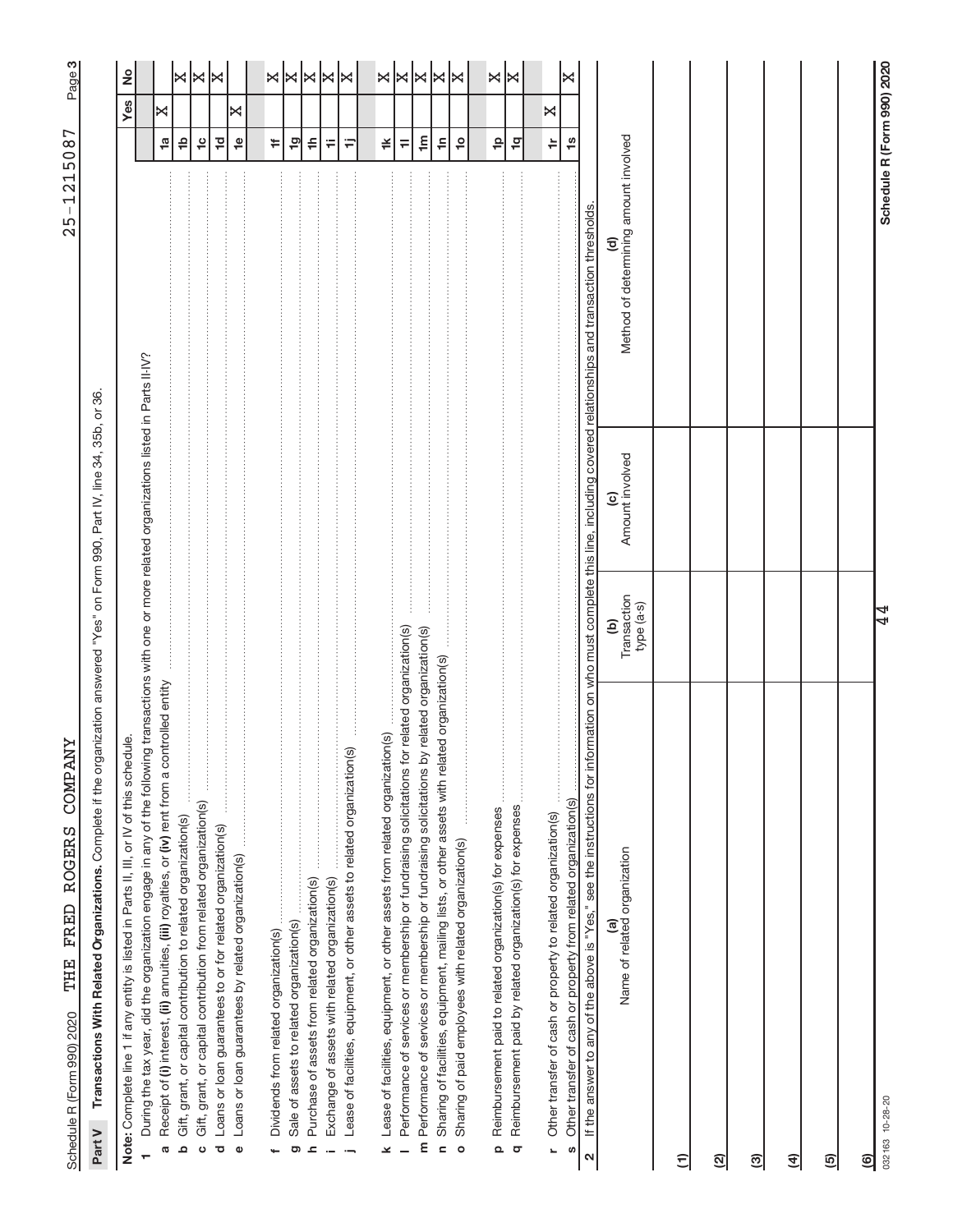Schedule R (Form 990) 2020 THE FRED ROGERS COMPANY 25-1215087 Page 3

## Part V Transactions With Related Organizations.

Complete if the organization answered "Yes" on Form 990, Part IV, line 34, 35b, or 36.

**Note:** Complete line 1 if any entity is listed in Parts II, III, or IV of this schedule.

| | | | Yes | No |
|---|---|---|---|---|
| **1** | During the tax year, did the organization engage in any of the following transactions with one or more related organizations listed in Parts II-IV? | | | |
| **a** | Receipt of **(i)** interest, **(ii)** annuities, **(iii)** royalties, or **(iv)** rent from a controlled entity | 1a | X | |
| **b** | Gift, grant, or capital contribution to related organization(s) | 1b | | X |
| **c** | Gift, grant, or capital contribution from related organization(s) | 1c | | X |
| **d** | Loans or loan guarantees to or for related organization(s) | 1d | | X |
| **e** | Loans or loan guarantees by related organization(s) | 1e | X | |
| **f** | Dividends from related organization(s) | 1f | | X |
| **g** | Sale of assets to related organization(s) | 1g | | X |
| **h** | Purchase of assets from related organization(s) | 1h | | X |
| **i** | Exchange of assets with related organization(s) | 1i | | X |
| **j** | Lease of facilities, equipment, or other assets to related organization(s) | 1j | | X |
| **k** | Lease of facilities, equipment, or other assets from related organization(s) | 1k | | X |
| **l** | Performance of services or membership or fundraising solicitations for related organization(s) | 1l | | X |
| **m** | Performance of services or membership or fundraising solicitations by related organization(s) | 1m | | X |
| **n** | Sharing of facilities, equipment, mailing lists, or other assets with related organization(s) | 1n | | X |
| **o** | Sharing of paid employees with related organization(s) | 1o | | X |
| **p** | Reimbursement paid to related organization(s) for expenses | 1p | | X |
| **q** | Reimbursement paid by related organization(s) for expenses | 1q | | X |
| **r** | Other transfer of cash or property to related organization(s) | 1r | X | |
| **s** | Other transfer of cash or property from related organization(s) | 1s | | X |

**2** If the answer to any of the above is "Yes," see the instructions for information on who must complete this line, including covered relationships and transaction thresholds.

| | (a) Name of related organization | (b) Transaction type (a-s) | (c) Amount involved | (d) Method of determining amount involved |
|---|---|---|---|---|
| (1) | | | | |
| (2) | | | | |
| (3) | | | | |
| (4) | | | | |
| (5) | | | | |
| (6) | | | | |

032163 10-28-20

44

Schedule R (Form 990) 2020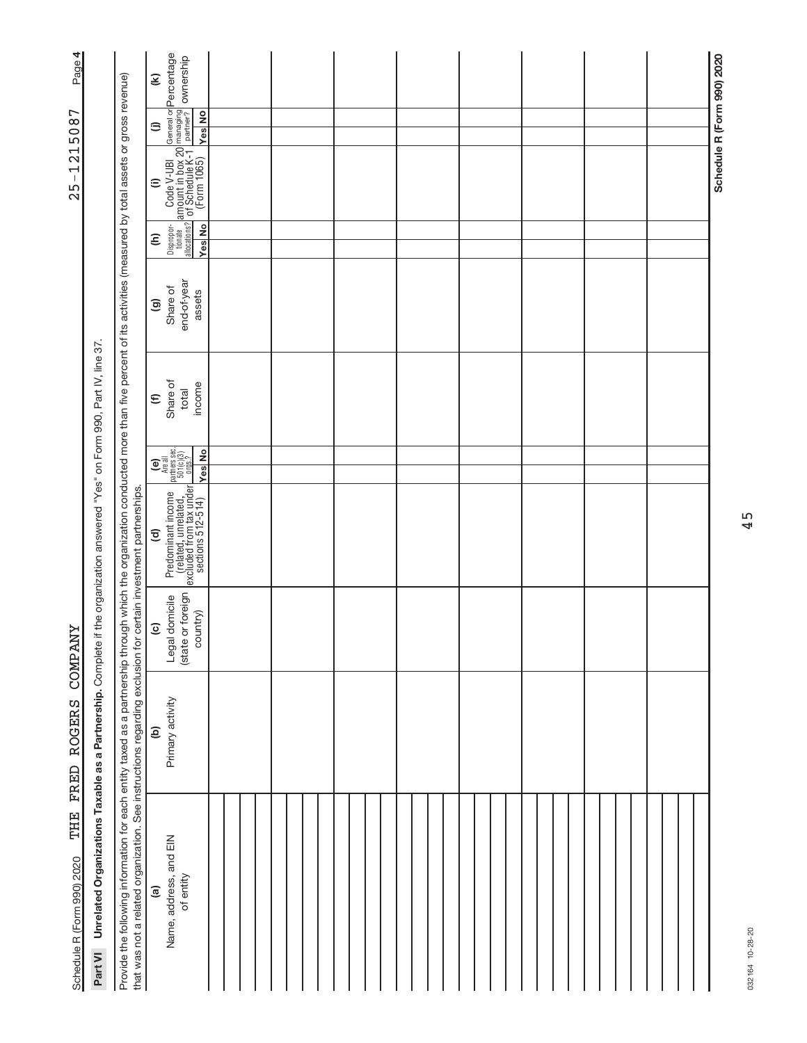Schedule R (Form 990) 2020 THE FRED ROGERS COMPANY 25-1215087

## Part VI Unrelated Organizations Taxable as a Partnership.

Complete if the organization answered "Yes" on Form 990, Part IV, line 37.

Provide the following information for each entity taxed as a partnership through which the organization conducted more than five percent of its activities (measured by total assets or gross revenue) that was not a related organization. See instructions regarding exclusion for certain investment partnerships.

| (a) Name, address, and EIN of entity | (b) Primary activity | (c) Legal domicile (state or foreign country) | (d) Predominant income (related, unrelated, excluded from tax under sections 512-514) | (e) Are all partners sec. 501(c)(3) orgs.? Yes | No | (f) Share of total income | (g) Share of end-of-year assets | (h) Dispropor-tionate allocations? Yes | No | (i) Code V-UBI amount in box 20 of Schedule K-1 (Form 1065) | (j) General or managing partner? Yes | No | (k) Percentage ownership |
|---|---|---|---|---|---|---|---|---|---|---|---|---|---|
| | | | | | | | | | | | | | |
| | | | | | | | | | | | | | |
| | | | | | | | | | | | | | |
| | | | | | | | | | | | | | |
| | | | | | | | | | | | | | |
| | | | | | | | | | | | | | |
| | | | | | | | | | | | | | |
| | | | | | | | | | | | | | |
| | | | | | | | | | | | | | |
| | | | | | | | | | | | | | |
| | | | | | | | | | | | | | |
| | | | | | | | | | | | | | |
| | | | | | | | | | | | | | |

Schedule R (Form 990) 2020

032164 10-28-20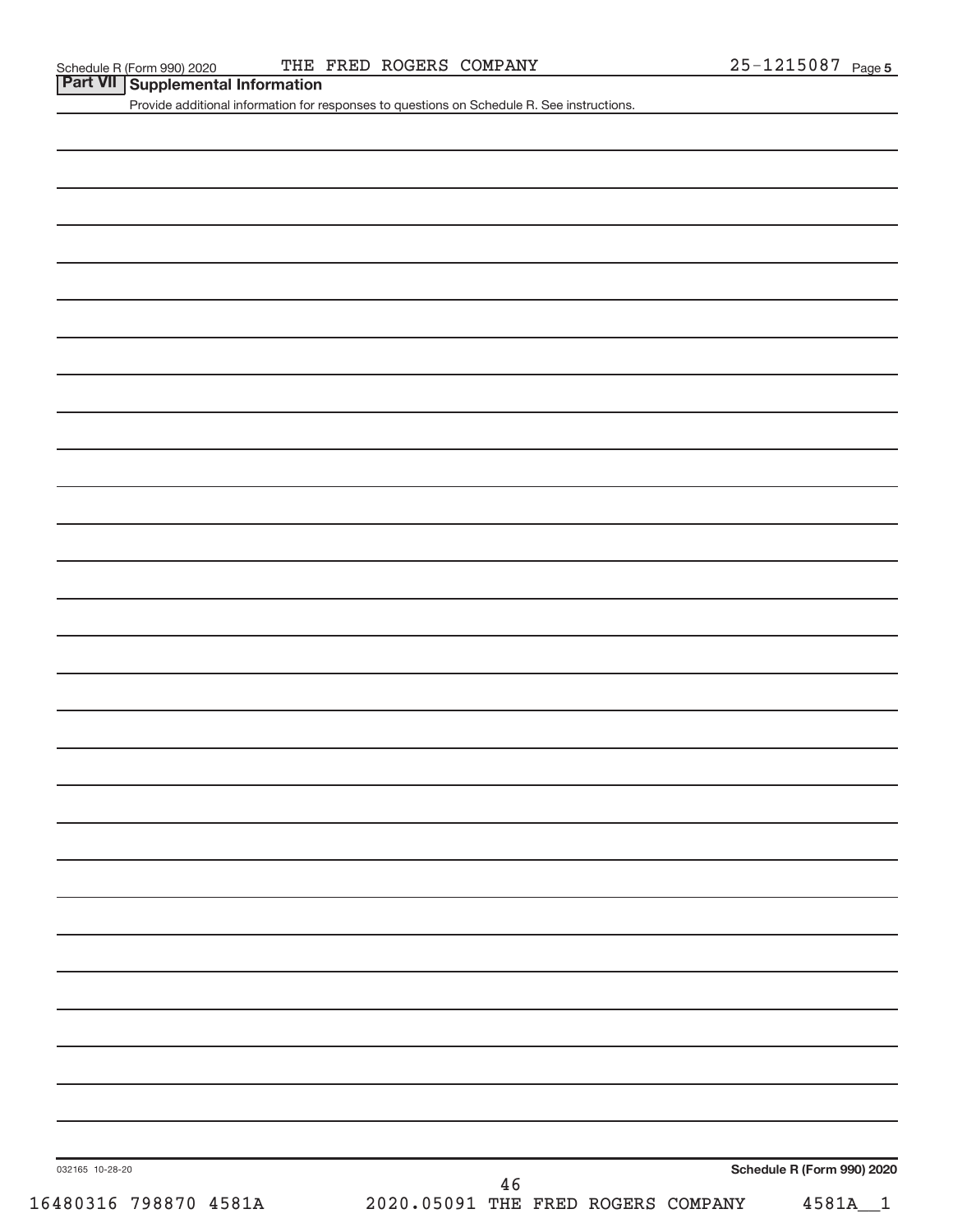## Part VII Supplemental Information

Provide additional information for responses to questions on Schedule R. See instructions.